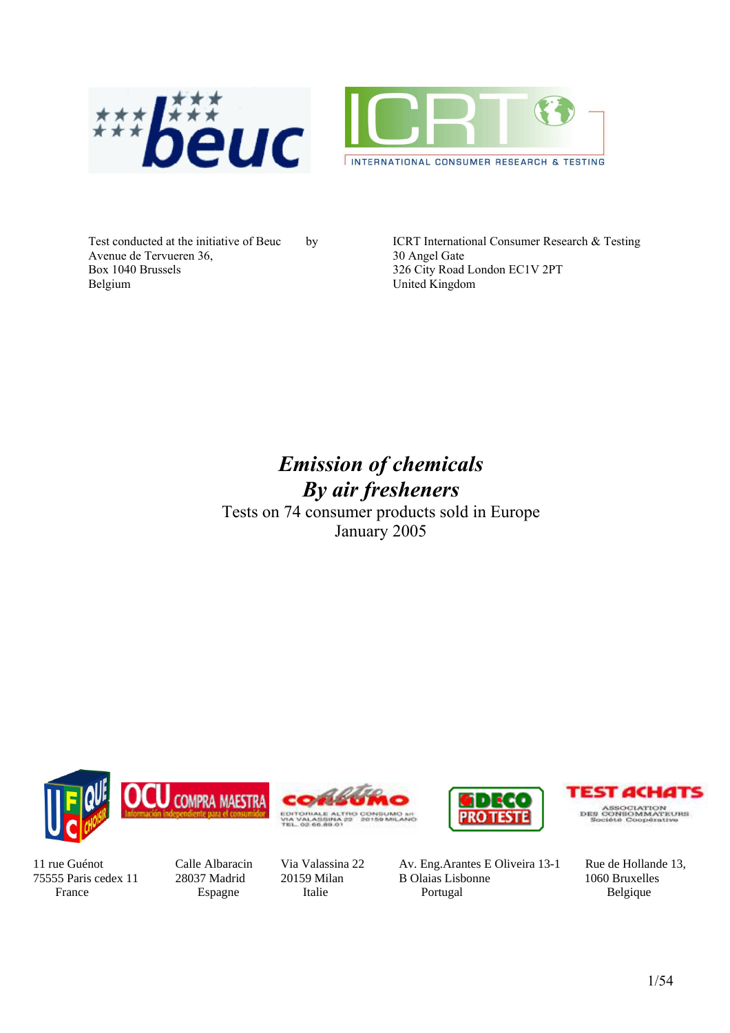Test conducted at the initiative of Beuc by ICRT International Consumer Research & Testing

| Beuc | ICRT International Consumer Research & Testing |
|---|---|
| Avenue de Tervueren 36, | 30 Angel Gate |
| Box 1040 Brussels | 326 City Road London EC1V 2PT |
| Belgium | United Kingdom |

# *Emission of chemicals By air fresheners*

Tests on 74 consumer products sold in Europe
January 2005

| UFC Que Choisir | OCU Compra Maestra | Altro Consumo | DECO Proteste | Test Achats |
|---|---|---|---|---|
| 11 rue Guénot | Calle Albaracin | Via Valassina 22 | Av. Eng.Arantes E Oliveira 13-1 | Rue de Hollande 13, |
| 75555 Paris cedex 11 | 28037 Madrid | 20159 Milan | B Olaias Lisbonne | 1060 Bruxelles |
| France | Espagne | Italie | Portugal | Belgique |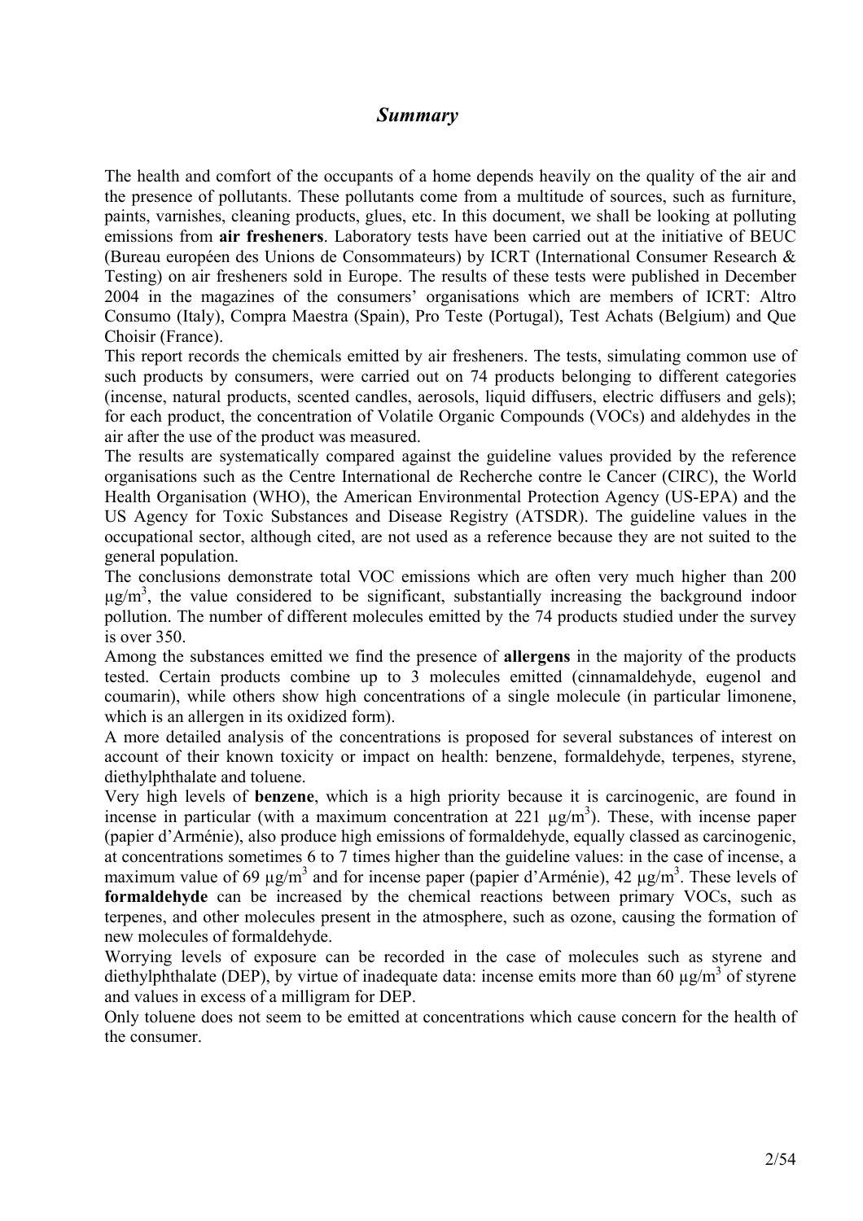# *Summary*

The health and comfort of the occupants of a home depends heavily on the quality of the air and the presence of pollutants. These pollutants come from a multitude of sources, such as furniture, paints, varnishes, cleaning products, glues, etc. In this document, we shall be looking at polluting emissions from **air fresheners**. Laboratory tests have been carried out at the initiative of BEUC (Bureau européen des Unions de Consommateurs) by ICRT (International Consumer Research & Testing) on air fresheners sold in Europe. The results of these tests were published in December 2004 in the magazines of the consumers' organisations which are members of ICRT: Altro Consumo (Italy), Compra Maestra (Spain), Pro Teste (Portugal), Test Achats (Belgium) and Que Choisir (France).

This report records the chemicals emitted by air fresheners. The tests, simulating common use of such products by consumers, were carried out on 74 products belonging to different categories (incense, natural products, scented candles, aerosols, liquid diffusers, electric diffusers and gels); for each product, the concentration of Volatile Organic Compounds (VOCs) and aldehydes in the air after the use of the product was measured.

The results are systematically compared against the guideline values provided by the reference organisations such as the Centre International de Recherche contre le Cancer (CIRC), the World Health Organisation (WHO), the American Environmental Protection Agency (US-EPA) and the US Agency for Toxic Substances and Disease Registry (ATSDR). The guideline values in the occupational sector, although cited, are not used as a reference because they are not suited to the general population.

The conclusions demonstrate total VOC emissions which are often very much higher than 200 $\mu g/m^3$, the value considered to be significant, substantially increasing the background indoor pollution. The number of different molecules emitted by the 74 products studied under the survey is over 350.

Among the substances emitted we find the presence of **allergens** in the majority of the products tested. Certain products combine up to 3 molecules emitted (cinnamaldehyde, eugenol and coumarin), while others show high concentrations of a single molecule (in particular limonene, which is an allergen in its oxidized form).

A more detailed analysis of the concentrations is proposed for several substances of interest on account of their known toxicity or impact on health: benzene, formaldehyde, terpenes, styrene, diethylphthalate and toluene.

Very high levels of **benzene**, which is a high priority because it is carcinogenic, are found in incense in particular (with a maximum concentration at 221 $\mu g/m^3$). These, with incense paper (papier d'Arménie), also produce high emissions of formaldehyde, equally classed as carcinogenic, at concentrations sometimes 6 to 7 times higher than the guideline values: in the case of incense, a maximum value of 69 $\mu g/m^3$ and for incense paper (papier d'Arménie), 42 $\mu g/m^3$. These levels of **formaldehyde** can be increased by the chemical reactions between primary VOCs, such as terpenes, and other molecules present in the atmosphere, such as ozone, causing the formation of new molecules of formaldehyde.

Worrying levels of exposure can be recorded in the case of molecules such as styrene and diethylphthalate (DEP), by virtue of inadequate data: incense emits more than 60 $\mu g/m^3$ of styrene and values in excess of a milligram for DEP.

Only toluene does not seem to be emitted at concentrations which cause concern for the health of the consumer.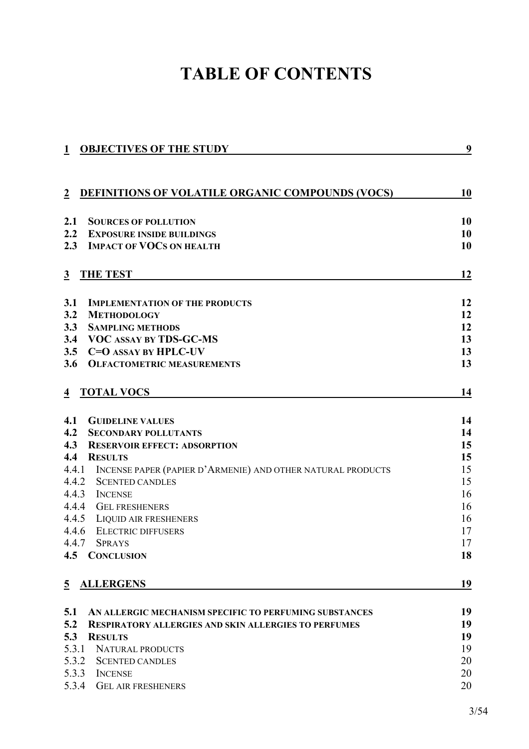# TABLE OF CONTENTS

**1 OBJECTIVES OF THE STUDY** **9**

**2 DEFINITIONS OF VOLATILE ORGANIC COMPOUNDS (VOCS)** **10**

**2.1 SOURCES OF POLLUTION** **10**
**2.2 EXPOSURE INSIDE BUILDINGS** **10**
**2.3 IMPACT OF VOCS ON HEALTH** **10**

**3 THE TEST** **12**

**3.1 IMPLEMENTATION OF THE PRODUCTS** **12**
**3.2 METHODOLOGY** **12**
**3.3 SAMPLING METHODS** **12**
**3.4 VOC ASSAY BY TDS-GC-MS** **13**
**3.5 C=O ASSAY BY HPLC-UV** **13**
**3.6 OLFACTOMETRIC MEASUREMENTS** **13**

**4 TOTAL VOCS** **14**

**4.1 GUIDELINE VALUES** **14**
**4.2 SECONDARY POLLUTANTS** **14**
**4.3 RESERVOIR EFFECT: ADSORPTION** **15**
**4.4 RESULTS** **15**
4.4.1 INCENSE PAPER (PAPIER D'ARMENIE) AND OTHER NATURAL PRODUCTS 15
4.4.2 SCENTED CANDLES 15
4.4.3 INCENSE 16
4.4.4 GEL FRESHENERS 16
4.4.5 LIQUID AIR FRESHENERS 16
4.4.6 ELECTRIC DIFFUSERS 17
4.4.7 SPRAYS 17
**4.5 CONCLUSION** **18**

**5 ALLERGENS** **19**

**5.1 AN ALLERGIC MECHANISM SPECIFIC TO PERFUMING SUBSTANCES** **19**
**5.2 RESPIRATORY ALLERGIES AND SKIN ALLERGIES TO PERFUMES** **19**
**5.3 RESULTS** **19**
5.3.1 NATURAL PRODUCTS 19
5.3.2 SCENTED CANDLES 20
5.3.3 INCENSE 20
5.3.4 GEL AIR FRESHENERS 20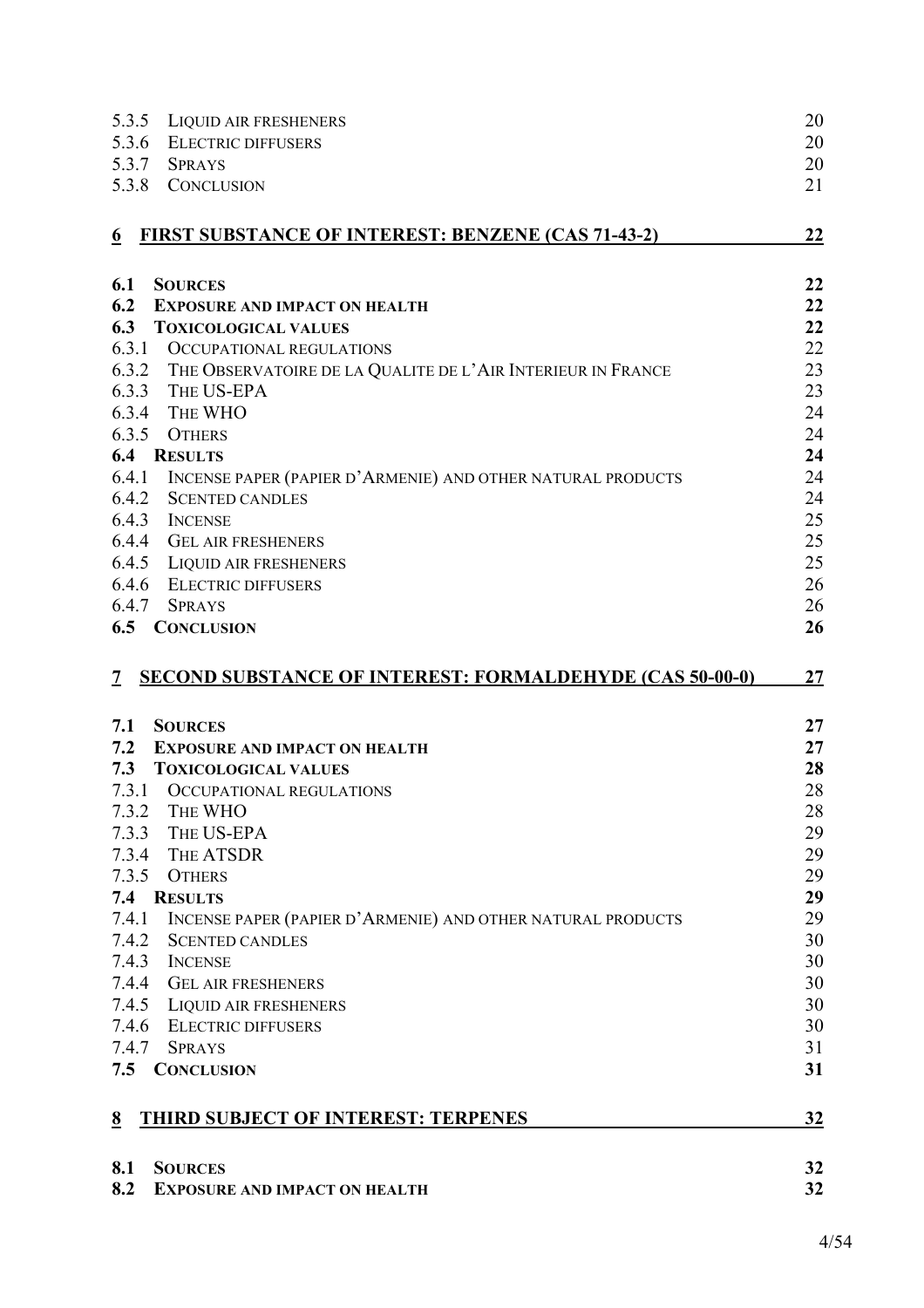5.3.5 LIQUID AIR FRESHENERS 20
5.3.6 ELECTRIC DIFFUSERS 20
5.3.7 SPRAYS 20
5.3.8 CONCLUSION 21

**6 FIRST SUBSTANCE OF INTEREST: BENZENE (CAS 71-43-2) 22**

**6.1 SOURCES 22**
**6.2 EXPOSURE AND IMPACT ON HEALTH 22**
**6.3 TOXICOLOGICAL VALUES 22**
6.3.1 OCCUPATIONAL REGULATIONS 22
6.3.2 THE OBSERVATOIRE DE LA QUALITE DE L'AIR INTERIEUR IN FRANCE 23
6.3.3 THE US-EPA 23
6.3.4 THE WHO 24
6.3.5 OTHERS 24
**6.4 RESULTS 24**
6.4.1 INCENSE PAPER (PAPIER D'ARMENIE) AND OTHER NATURAL PRODUCTS 24
6.4.2 SCENTED CANDLES 24
6.4.3 INCENSE 25
6.4.4 GEL AIR FRESHENERS 25
6.4.5 LIQUID AIR FRESHENERS 25
6.4.6 ELECTRIC DIFFUSERS 26
6.4.7 SPRAYS 26
**6.5 CONCLUSION 26**

**7 SECOND SUBSTANCE OF INTEREST: FORMALDEHYDE (CAS 50-00-0) 27**

**7.1 SOURCES 27**
**7.2 EXPOSURE AND IMPACT ON HEALTH 27**
**7.3 TOXICOLOGICAL VALUES 28**
7.3.1 OCCUPATIONAL REGULATIONS 28
7.3.2 THE WHO 28
7.3.3 THE US-EPA 29
7.3.4 THE ATSDR 29
7.3.5 OTHERS 29
**7.4 RESULTS 29**
7.4.1 INCENSE PAPER (PAPIER D'ARMENIE) AND OTHER NATURAL PRODUCTS 29
7.4.2 SCENTED CANDLES 30
7.4.3 INCENSE 30
7.4.4 GEL AIR FRESHENERS 30
7.4.5 LIQUID AIR FRESHENERS 30
7.4.6 ELECTRIC DIFFUSERS 30
7.4.7 SPRAYS 31
**7.5 CONCLUSION 31**

**8 THIRD SUBJECT OF INTEREST: TERPENES 32**

**8.1 SOURCES 32**
**8.2 EXPOSURE AND IMPACT ON HEALTH 32**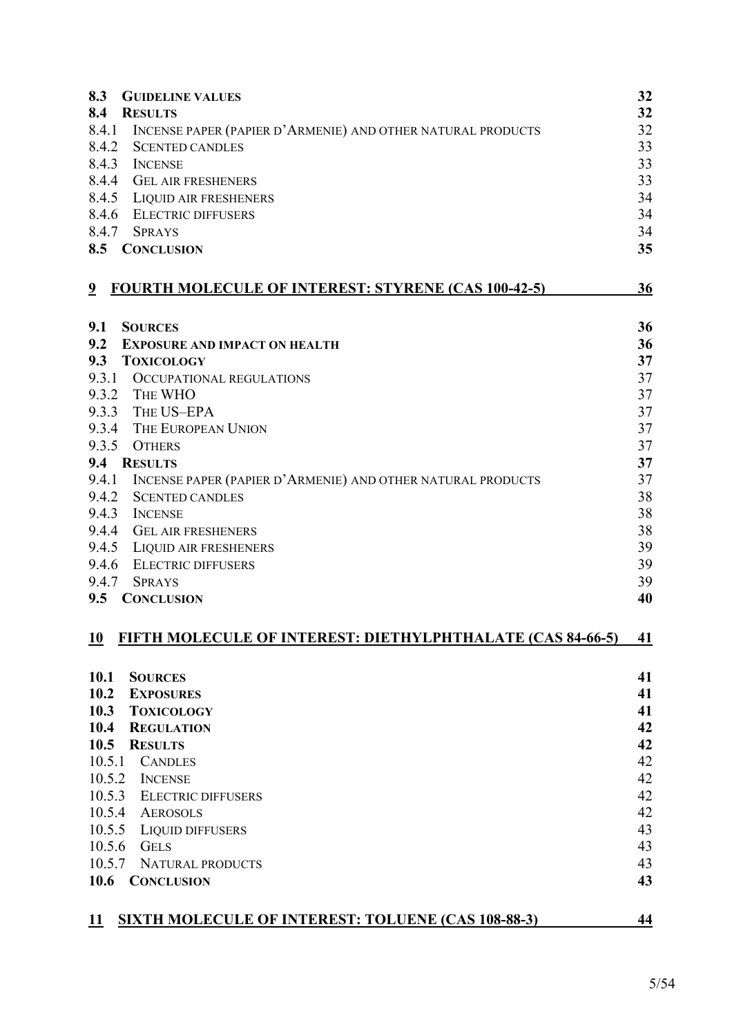| | | |
|---|---|---|
| **8.3** | **GUIDELINE VALUES** | **32** |
| **8.4** | **RESULTS** | **32** |
| 8.4.1 | INCENSE PAPER (PAPIER D'ARMENIE) AND OTHER NATURAL PRODUCTS | 32 |
| 8.4.2 | SCENTED CANDLES | 33 |
| 8.4.3 | INCENSE | 33 |
| 8.4.4 | GEL AIR FRESHENERS | 33 |
| 8.4.5 | LIQUID AIR FRESHENERS | 34 |
| 8.4.6 | ELECTRIC DIFFUSERS | 34 |
| 8.4.7 | SPRAYS | 34 |
| **8.5** | **CONCLUSION** | **35** |
| **9** | **FOURTH MOLECULE OF INTEREST: STYRENE (CAS 100-42-5)** | **36** |
| **9.1** | **SOURCES** | **36** |
| **9.2** | **EXPOSURE AND IMPACT ON HEALTH** | **36** |
| **9.3** | **TOXICOLOGY** | **37** |
| 9.3.1 | OCCUPATIONAL REGULATIONS | 37 |
| 9.3.2 | THE WHO | 37 |
| 9.3.3 | THE US–EPA | 37 |
| 9.3.4 | THE EUROPEAN UNION | 37 |
| 9.3.5 | OTHERS | 37 |
| **9.4** | **RESULTS** | **37** |
| 9.4.1 | INCENSE PAPER (PAPIER D'ARMENIE) AND OTHER NATURAL PRODUCTS | 37 |
| 9.4.2 | SCENTED CANDLES | 38 |
| 9.4.3 | INCENSE | 38 |
| 9.4.4 | GEL AIR FRESHENERS | 38 |
| 9.4.5 | LIQUID AIR FRESHENERS | 39 |
| 9.4.6 | ELECTRIC DIFFUSERS | 39 |
| 9.4.7 | SPRAYS | 39 |
| **9.5** | **CONCLUSION** | **40** |
| **10** | **FIFTH MOLECULE OF INTEREST: DIETHYLPHTHALATE (CAS 84-66-5)** | **41** |
| **10.1** | **SOURCES** | **41** |
| **10.2** | **EXPOSURES** | **41** |
| **10.3** | **TOXICOLOGY** | **41** |
| **10.4** | **REGULATION** | **42** |
| **10.5** | **RESULTS** | **42** |
| 10.5.1 | CANDLES | 42 |
| 10.5.2 | INCENSE | 42 |
| 10.5.3 | ELECTRIC DIFFUSERS | 42 |
| 10.5.4 | AEROSOLS | 42 |
| 10.5.5 | LIQUID DIFFUSERS | 43 |
| 10.5.6 | GELS | 43 |
| 10.5.7 | NATURAL PRODUCTS | 43 |
| **10.6** | **CONCLUSION** | **43** |
| **11** | **SIXTH MOLECULE OF INTEREST: TOLUENE (CAS 108-88-3)** | **44** |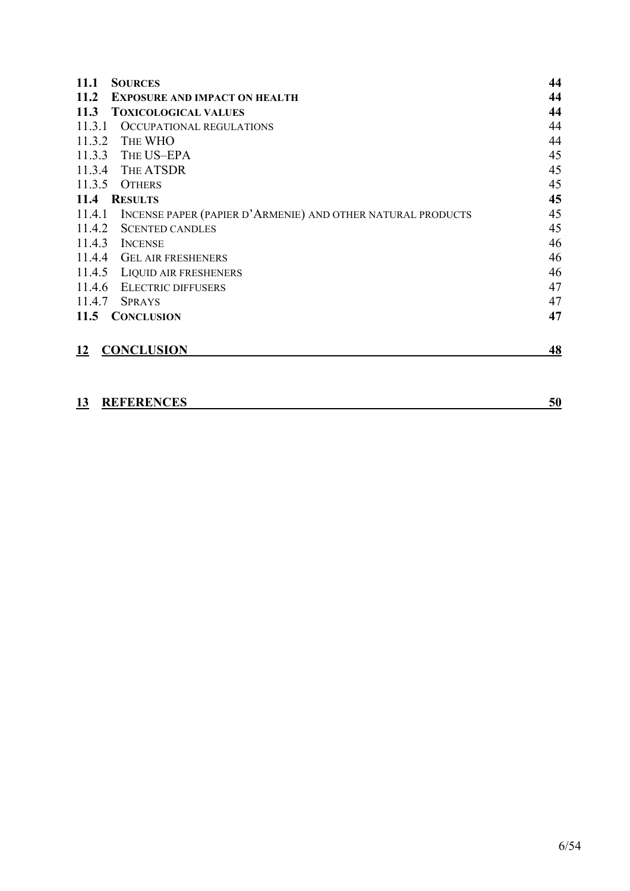11.1 SOURCES 44
11.2 EXPOSURE AND IMPACT ON HEALTH 44
11.3 TOXICOLOGICAL VALUES 44
11.3.1 OCCUPATIONAL REGULATIONS 44
11.3.2 THE WHO 44
11.3.3 THE US–EPA 45
11.3.4 THE ATSDR 45
11.3.5 OTHERS 45
11.4 RESULTS 45
11.4.1 INCENSE PAPER (PAPIER D'ARMENIE) AND OTHER NATURAL PRODUCTS 45
11.4.2 SCENTED CANDLES 45
11.4.3 INCENSE 46
11.4.4 GEL AIR FRESHENERS 46
11.4.5 LIQUID AIR FRESHENERS 46
11.4.6 ELECTRIC DIFFUSERS 47
11.4.7 SPRAYS 47
11.5 CONCLUSION 47

12 CONCLUSION 48

13 REFERENCES 50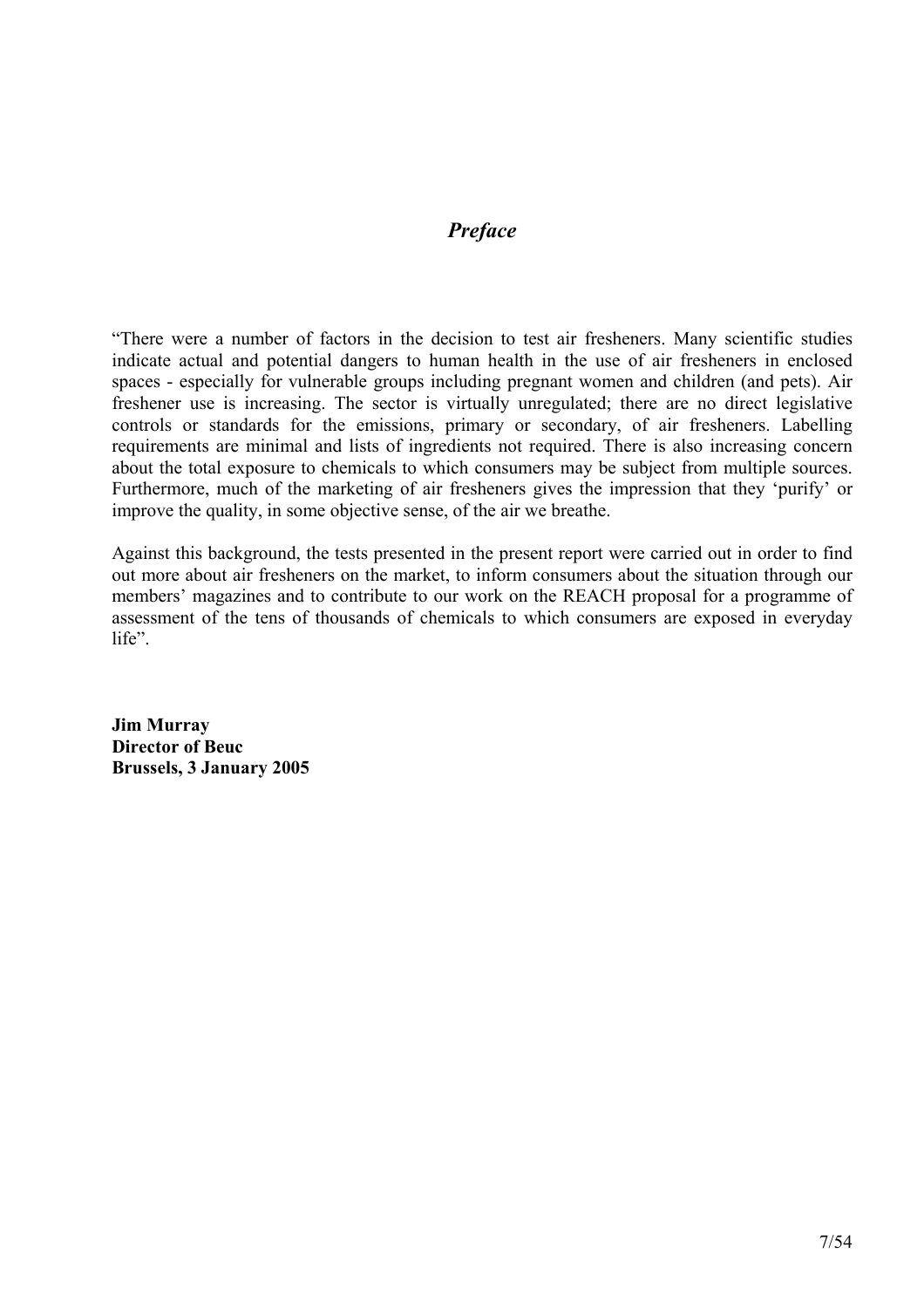# *Preface*

"There were a number of factors in the decision to test air fresheners. Many scientific studies indicate actual and potential dangers to human health in the use of air fresheners in enclosed spaces - especially for vulnerable groups including pregnant women and children (and pets). Air freshener use is increasing. The sector is virtually unregulated; there are no direct legislative controls or standards for the emissions, primary or secondary, of air fresheners. Labelling requirements are minimal and lists of ingredients not required. There is also increasing concern about the total exposure to chemicals to which consumers may be subject from multiple sources. Furthermore, much of the marketing of air fresheners gives the impression that they 'purify' or improve the quality, in some objective sense, of the air we breathe.

Against this background, the tests presented in the present report were carried out in order to find out more about air fresheners on the market, to inform consumers about the situation through our members' magazines and to contribute to our work on the REACH proposal for a programme of assessment of the tens of thousands of chemicals to which consumers are exposed in everyday life".

**Jim Murray**
**Director of Beuc**
**Brussels, 3 January 2005**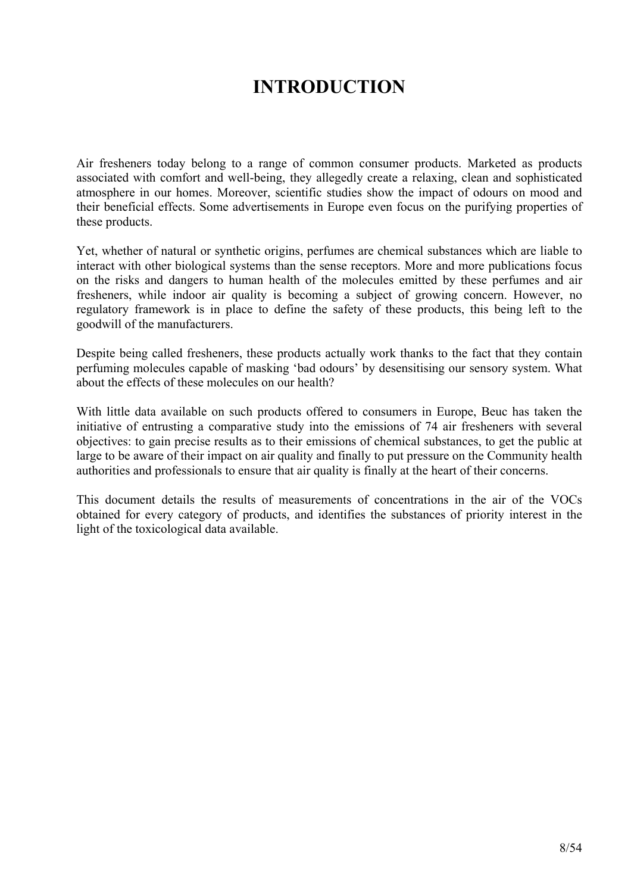# INTRODUCTION

Air fresheners today belong to a range of common consumer products. Marketed as products associated with comfort and well-being, they allegedly create a relaxing, clean and sophisticated atmosphere in our homes. Moreover, scientific studies show the impact of odours on mood and their beneficial effects. Some advertisements in Europe even focus on the purifying properties of these products.

Yet, whether of natural or synthetic origins, perfumes are chemical substances which are liable to interact with other biological systems than the sense receptors. More and more publications focus on the risks and dangers to human health of the molecules emitted by these perfumes and air fresheners, while indoor air quality is becoming a subject of growing concern. However, no regulatory framework is in place to define the safety of these products, this being left to the goodwill of the manufacturers.

Despite being called fresheners, these products actually work thanks to the fact that they contain perfuming molecules capable of masking 'bad odours' by desensitising our sensory system. What about the effects of these molecules on our health?

With little data available on such products offered to consumers in Europe, Beuc has taken the initiative of entrusting a comparative study into the emissions of 74 air fresheners with several objectives: to gain precise results as to their emissions of chemical substances, to get the public at large to be aware of their impact on air quality and finally to put pressure on the Community health authorities and professionals to ensure that air quality is finally at the heart of their concerns.

This document details the results of measurements of concentrations in the air of the VOCs obtained for every category of products, and identifies the substances of priority interest in the light of the toxicological data available.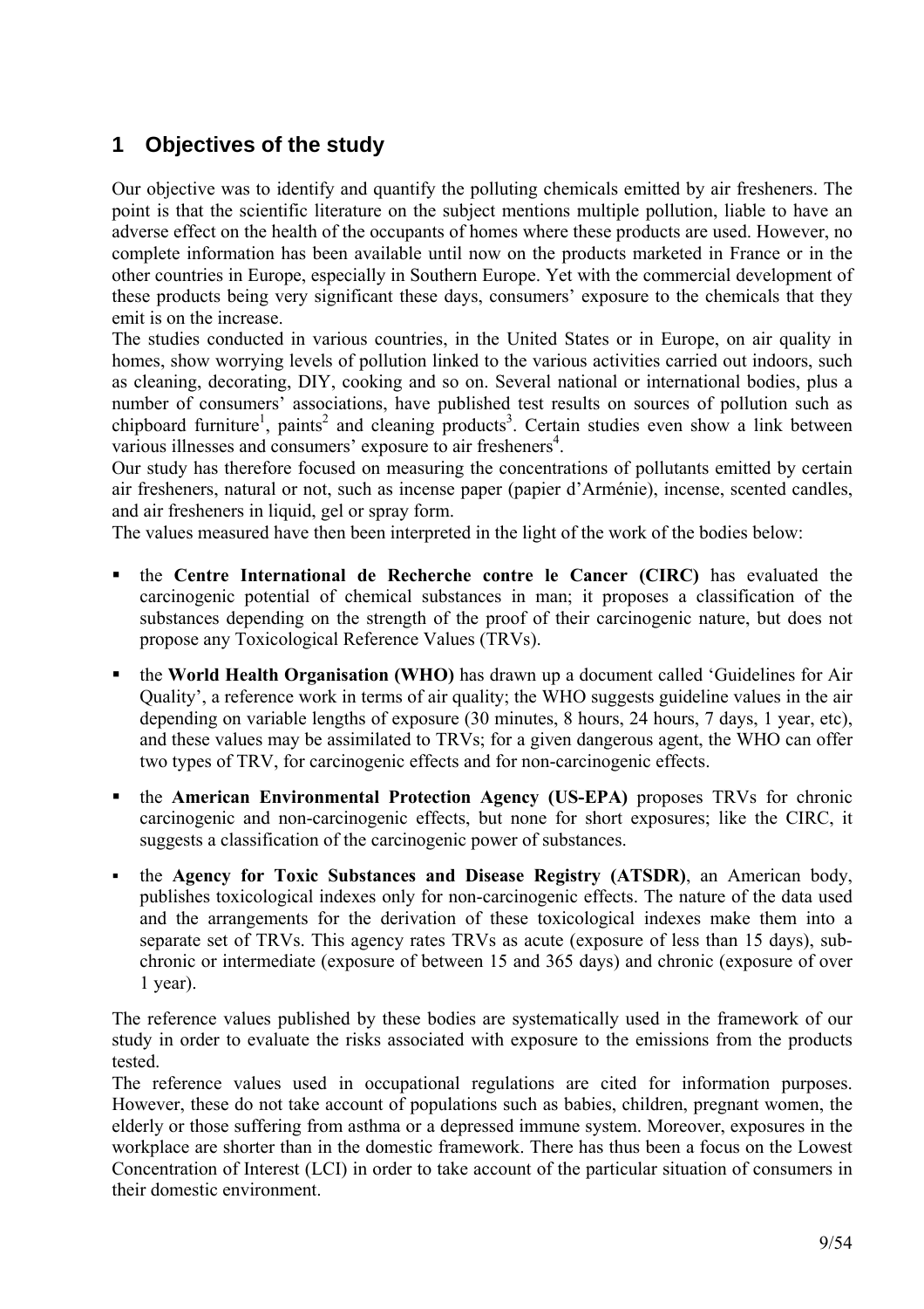# 1 Objectives of the study

Our objective was to identify and quantify the polluting chemicals emitted by air fresheners. The point is that the scientific literature on the subject mentions multiple pollution, liable to have an adverse effect on the health of the occupants of homes where these products are used. However, no complete information has been available until now on the products marketed in France or in the other countries in Europe, especially in Southern Europe. Yet with the commercial development of these products being very significant these days, consumers' exposure to the chemicals that they emit is on the increase.

The studies conducted in various countries, in the United States or in Europe, on air quality in homes, show worrying levels of pollution linked to the various activities carried out indoors, such as cleaning, decorating, DIY, cooking and so on. Several national or international bodies, plus a number of consumers' associations, have published test results on sources of pollution such as chipboard furniture[1], paints[2] and cleaning products[3]. Certain studies even show a link between various illnesses and consumers' exposure to air fresheners[4].

Our study has therefore focused on measuring the concentrations of pollutants emitted by certain air fresheners, natural or not, such as incense paper (papier d'Arménie), incense, scented candles, and air fresheners in liquid, gel or spray form.

The values measured have then been interpreted in the light of the work of the bodies below:

- the **Centre International de Recherche contre le Cancer (CIRC)** has evaluated the carcinogenic potential of chemical substances in man; it proposes a classification of the substances depending on the strength of the proof of their carcinogenic nature, but does not propose any Toxicological Reference Values (TRVs).
- the **World Health Organisation (WHO)** has drawn up a document called 'Guidelines for Air Quality', a reference work in terms of air quality; the WHO suggests guideline values in the air depending on variable lengths of exposure (30 minutes, 8 hours, 24 hours, 7 days, 1 year, etc), and these values may be assimilated to TRVs; for a given dangerous agent, the WHO can offer two types of TRV, for carcinogenic effects and for non-carcinogenic effects.
- the **American Environmental Protection Agency (US-EPA)** proposes TRVs for chronic carcinogenic and non-carcinogenic effects, but none for short exposures; like the CIRC, it suggests a classification of the carcinogenic power of substances.
- the **Agency for Toxic Substances and Disease Registry (ATSDR)**, an American body, publishes toxicological indexes only for non-carcinogenic effects. The nature of the data used and the arrangements for the derivation of these toxicological indexes make them into a separate set of TRVs. This agency rates TRVs as acute (exposure of less than 15 days), sub-chronic or intermediate (exposure of between 15 and 365 days) and chronic (exposure of over 1 year).

The reference values published by these bodies are systematically used in the framework of our study in order to evaluate the risks associated with exposure to the emissions from the products tested.

The reference values used in occupational regulations are cited for information purposes. However, these do not take account of populations such as babies, children, pregnant women, the elderly or those suffering from asthma or a depressed immune system. Moreover, exposures in the workplace are shorter than in the domestic framework. There has thus been a focus on the Lowest Concentration of Interest (LCI) in order to take account of the particular situation of consumers in their domestic environment.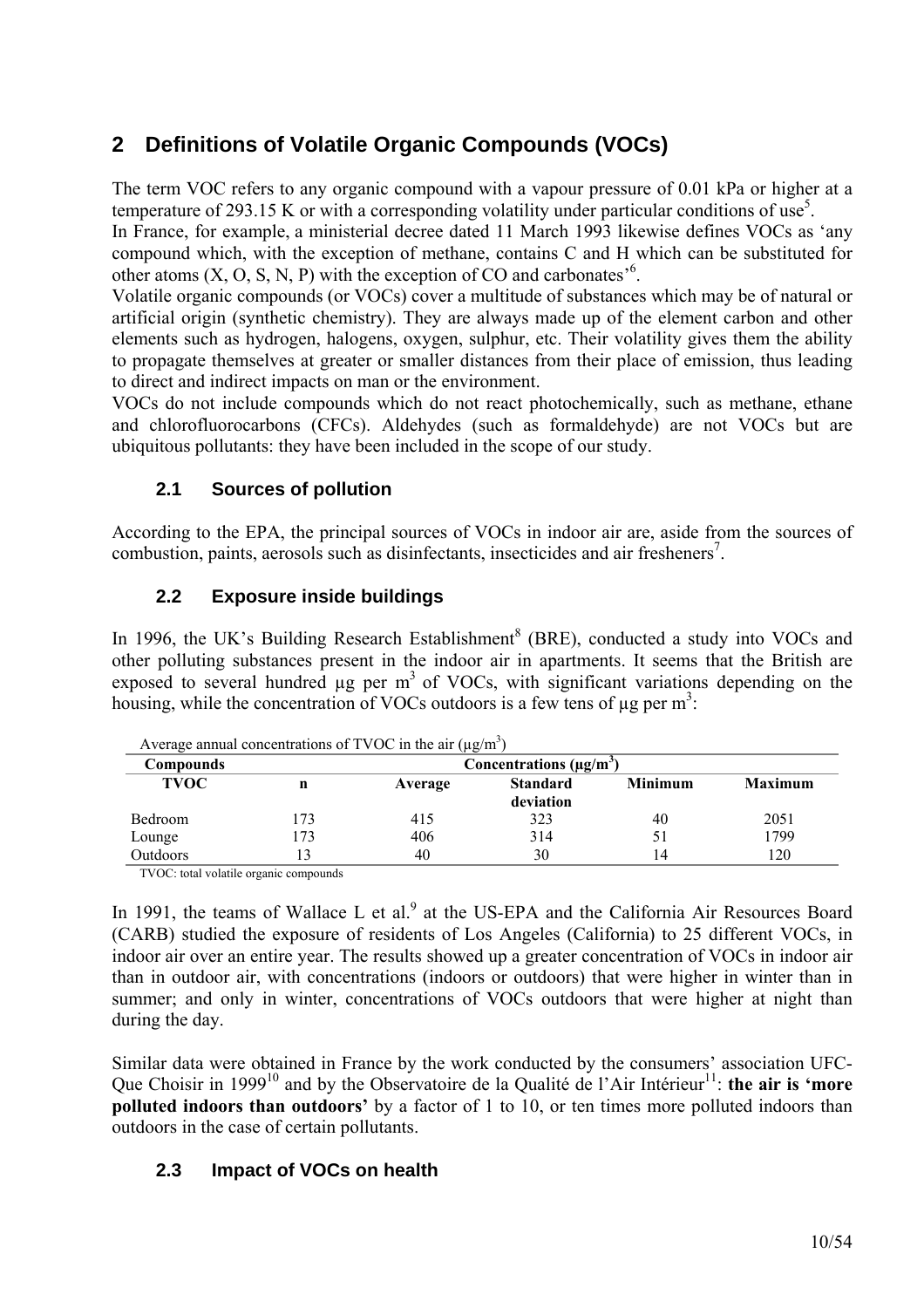## 2 Definitions of Volatile Organic Compounds (VOCs)

The term VOC refers to any organic compound with a vapour pressure of 0.01 kPa or higher at a temperature of 293.15 K or with a corresponding volatility under particular conditions of use[5].

In France, for example, a ministerial decree dated 11 March 1993 likewise defines VOCs as 'any compound which, with the exception of methane, contains C and H which can be substituted for other atoms (X, O, S, N, P) with the exception of CO and carbonates'[6].

Volatile organic compounds (or VOCs) cover a multitude of substances which may be of natural or artificial origin (synthetic chemistry). They are always made up of the element carbon and other elements such as hydrogen, halogens, oxygen, sulphur, etc. Their volatility gives them the ability to propagate themselves at greater or smaller distances from their place of emission, thus leading to direct and indirect impacts on man or the environment.

VOCs do not include compounds which do not react photochemically, such as methane, ethane and chlorofluorocarbons (CFCs). Aldehydes (such as formaldehyde) are not VOCs but are ubiquitous pollutants: they have been included in the scope of our study.

### 2.1 Sources of pollution

According to the EPA, the principal sources of VOCs in indoor air are, aside from the sources of combustion, paints, aerosols such as disinfectants, insecticides and air fresheners[7].

### 2.2 Exposure inside buildings

In 1996, the UK's Building Research Establishment[8] (BRE), conducted a study into VOCs and other polluting substances present in the indoor air in apartments. It seems that the British are exposed to several hundred µg per $m^3$ of VOCs, with significant variations depending on the housing, while the concentration of VOCs outdoors is a few tens of µg per $m^3$:

Average annual concentrations of TVOC in the air (µg/$m^3$)

| Compounds | Concentrations (µg/$m^3$) | | | | |
|---|---|---|---|---|---|
| **TVOC** | **n** | **Average** | **Standard deviation** | **Minimum** | **Maximum** |
| Bedroom | 173 | 415 | 323 | 40 | 2051 |
| Lounge | 173 | 406 | 314 | 51 | 1799 |
| Outdoors | 13 | 40 | 30 | 14 | 120 |

TVOC: total volatile organic compounds

In 1991, the teams of Wallace L et al.[9] at the US-EPA and the California Air Resources Board (CARB) studied the exposure of residents of Los Angeles (California) to 25 different VOCs, in indoor air over an entire year. The results showed up a greater concentration of VOCs in indoor air than in outdoor air, with concentrations (indoors or outdoors) that were higher in winter than in summer; and only in winter, concentrations of VOCs outdoors that were higher at night than during the day.

Similar data were obtained in France by the work conducted by the consumers' association UFC-Que Choisir in 1999[10] and by the Observatoire de la Qualité de l'Air Intérieur[11]: **the air is 'more polluted indoors than outdoors'** by a factor of 1 to 10, or ten times more polluted indoors than outdoors in the case of certain pollutants.

### 2.3 Impact of VOCs on health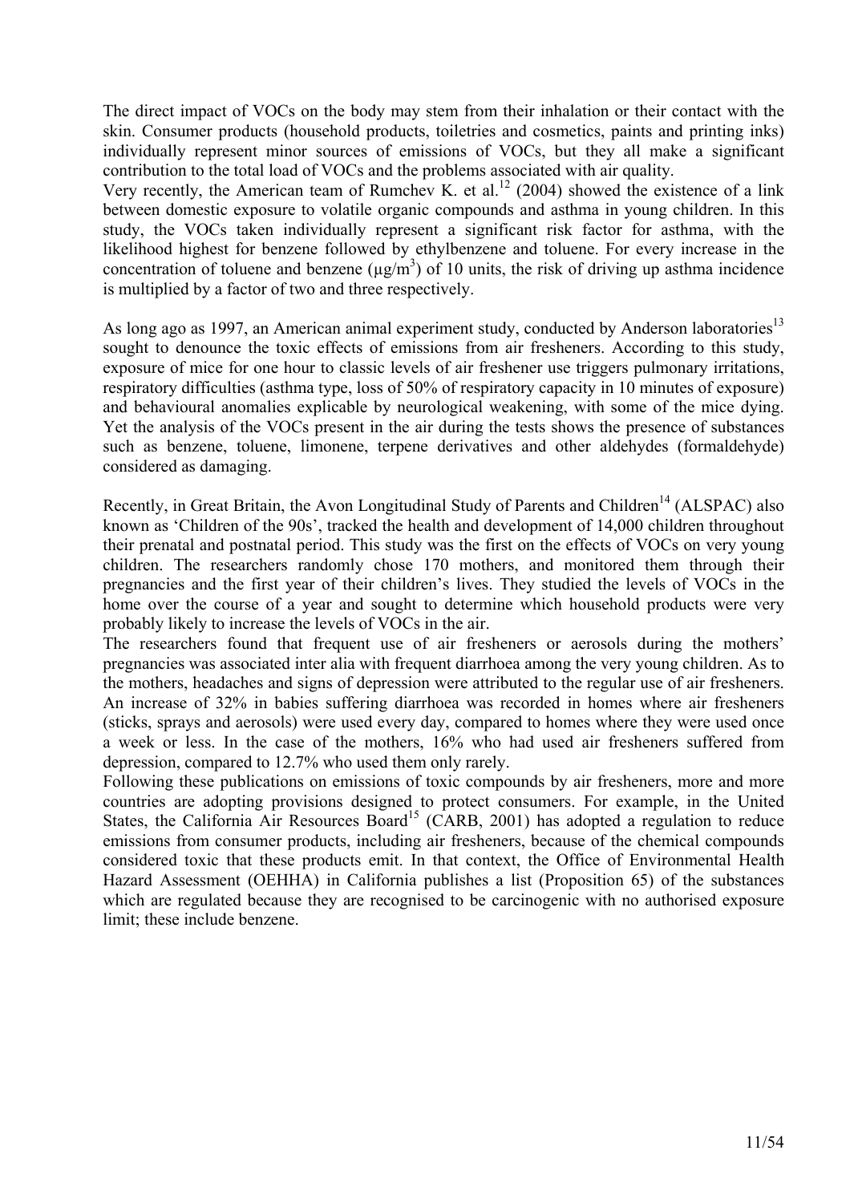The direct impact of VOCs on the body may stem from their inhalation or their contact with the skin. Consumer products (household products, toiletries and cosmetics, paints and printing inks) individually represent minor sources of emissions of VOCs, but they all make a significant contribution to the total load of VOCs and the problems associated with air quality.

Very recently, the American team of Rumchev K. et al.[12] (2004) showed the existence of a link between domestic exposure to volatile organic compounds and asthma in young children. In this study, the VOCs taken individually represent a significant risk factor for asthma, with the likelihood highest for benzene followed by ethylbenzene and toluene. For every increase in the concentration of toluene and benzene ($\mu g/m^3$) of 10 units, the risk of driving up asthma incidence is multiplied by a factor of two and three respectively.

As long ago as 1997, an American animal experiment study, conducted by Anderson laboratories[13] sought to denounce the toxic effects of emissions from air fresheners. According to this study, exposure of mice for one hour to classic levels of air freshener use triggers pulmonary irritations, respiratory difficulties (asthma type, loss of 50% of respiratory capacity in 10 minutes of exposure) and behavioural anomalies explicable by neurological weakening, with some of the mice dying. Yet the analysis of the VOCs present in the air during the tests shows the presence of substances such as benzene, toluene, limonene, terpene derivatives and other aldehydes (formaldehyde) considered as damaging.

Recently, in Great Britain, the Avon Longitudinal Study of Parents and Children[14] (ALSPAC) also known as 'Children of the 90s', tracked the health and development of 14,000 children throughout their prenatal and postnatal period. This study was the first on the effects of VOCs on very young children. The researchers randomly chose 170 mothers, and monitored them through their pregnancies and the first year of their children's lives. They studied the levels of VOCs in the home over the course of a year and sought to determine which household products were very probably likely to increase the levels of VOCs in the air.

The researchers found that frequent use of air fresheners or aerosols during the mothers' pregnancies was associated inter alia with frequent diarrhoea among the very young children. As to the mothers, headaches and signs of depression were attributed to the regular use of air fresheners. An increase of 32% in babies suffering diarrhoea was recorded in homes where air fresheners (sticks, sprays and aerosols) were used every day, compared to homes where they were used once a week or less. In the case of the mothers, 16% who had used air fresheners suffered from depression, compared to 12.7% who used them only rarely.

Following these publications on emissions of toxic compounds by air fresheners, more and more countries are adopting provisions designed to protect consumers. For example, in the United States, the California Air Resources Board[15] (CARB, 2001) has adopted a regulation to reduce emissions from consumer products, including air fresheners, because of the chemical compounds considered toxic that these products emit. In that context, the Office of Environmental Health Hazard Assessment (OEHHA) in California publishes a list (Proposition 65) of the substances which are regulated because they are recognised to be carcinogenic with no authorised exposure limit; these include benzene.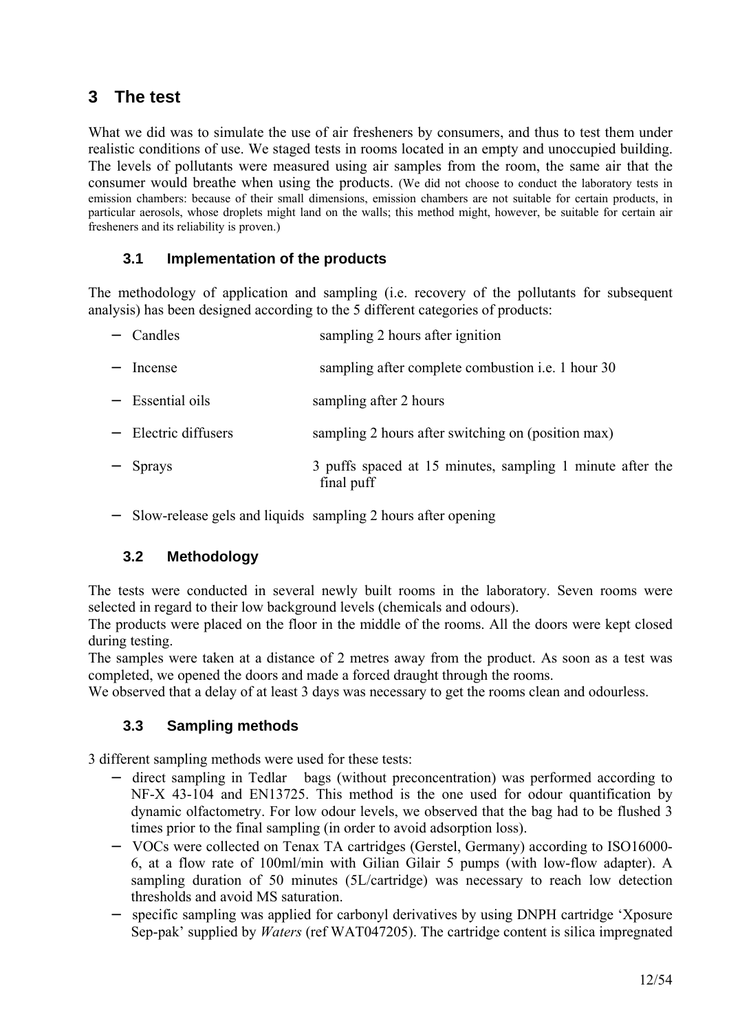## 3 The test

What we did was to simulate the use of air fresheners by consumers, and thus to test them under realistic conditions of use. We staged tests in rooms located in an empty and unoccupied building. The levels of pollutants were measured using air samples from the room, the same air that the consumer would breathe when using the products. (We did not choose to conduct the laboratory tests in emission chambers: because of their small dimensions, emission chambers are not suitable for certain products, in particular aerosols, whose droplets might land on the walls; this method might, however, be suitable for certain air fresheners and its reliability is proven.)

### 3.1 Implementation of the products

The methodology of application and sampling (i.e. recovery of the pollutants for subsequent analysis) has been designed according to the 5 different categories of products:

- Candles — sampling 2 hours after ignition
- Incense — sampling after complete combustion i.e. 1 hour 30
- Essential oils — sampling after 2 hours
- Electric diffusers — sampling 2 hours after switching on (position max)
- Sprays — 3 puffs spaced at 15 minutes, sampling 1 minute after the final puff
- Slow-release gels and liquids — sampling 2 hours after opening

### 3.2 Methodology

The tests were conducted in several newly built rooms in the laboratory. Seven rooms were selected in regard to their low background levels (chemicals and odours).
The products were placed on the floor in the middle of the rooms. All the doors were kept closed during testing.
The samples were taken at a distance of 2 metres away from the product. As soon as a test was completed, we opened the doors and made a forced draught through the rooms.
We observed that a delay of at least 3 days was necessary to get the rooms clean and odourless.

### 3.3 Sampling methods

3 different sampling methods were used for these tests:

- direct sampling in Tedlar bags (without preconcentration) was performed according to NF-X 43-104 and EN13725. This method is the one used for odour quantification by dynamic olfactometry. For low odour levels, we observed that the bag had to be flushed 3 times prior to the final sampling (in order to avoid adsorption loss).
- VOCs were collected on Tenax TA cartridges (Gerstel, Germany) according to ISO16000-6, at a flow rate of 100ml/min with Gilian Gilair 5 pumps (with low-flow adapter). A sampling duration of 50 minutes (5L/cartridge) was necessary to reach low detection thresholds and avoid MS saturation.
- specific sampling was applied for carbonyl derivatives by using DNPH cartridge 'Xposure Sep-pak' supplied by *Waters* (ref WAT047205). The cartridge content is silica impregnated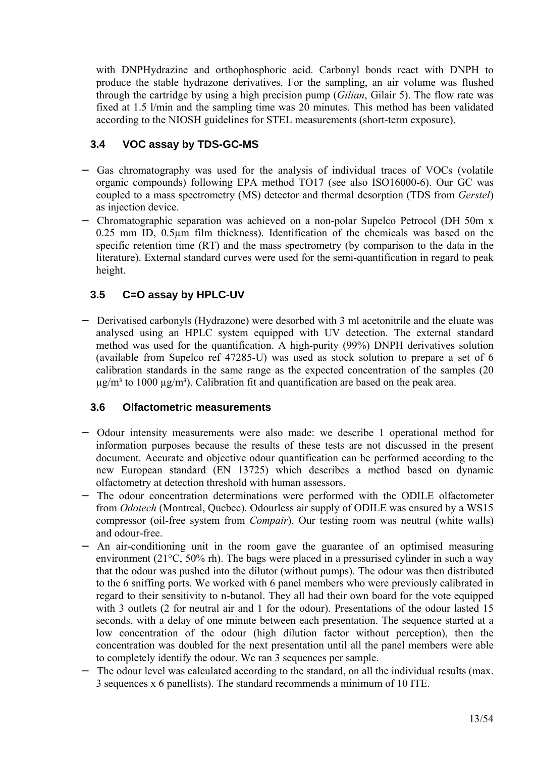with DNPHydrazine and orthophosphoric acid. Carbonyl bonds react with DNPH to produce the stable hydrazone derivatives. For the sampling, an air volume was flushed through the cartridge by using a high precision pump (*Gilian*, Gilair 5). The flow rate was fixed at 1.5 l/min and the sampling time was 20 minutes. This method has been validated according to the NIOSH guidelines for STEL measurements (short-term exposure).

### 3.4 VOC assay by TDS-GC-MS

- Gas chromatography was used for the analysis of individual traces of VOCs (volatile organic compounds) following EPA method TO17 (see also ISO16000-6). Our GC was coupled to a mass spectrometry (MS) detector and thermal desorption (TDS from *Gerstel*) as injection device.
- Chromatographic separation was achieved on a non-polar Supelco Petrocol (DH 50m x 0.25 mm ID, 0.5µm film thickness). Identification of the chemicals was based on the specific retention time (RT) and the mass spectrometry (by comparison to the data in the literature). External standard curves were used for the semi-quantification in regard to peak height.

### 3.5 C=O assay by HPLC-UV

- Derivatised carbonyls (Hydrazone) were desorbed with 3 ml acetonitrile and the eluate was analysed using an HPLC system equipped with UV detection. The external standard method was used for the quantification. A high-purity (99%) DNPH derivatives solution (available from Supelco ref 47285-U) was used as stock solution to prepare a set of 6 calibration standards in the same range as the expected concentration of the samples (20 µg/m³ to 1000 µg/m³). Calibration fit and quantification are based on the peak area.

### 3.6 Olfactometric measurements

- Odour intensity measurements were also made: we describe 1 operational method for information purposes because the results of these tests are not discussed in the present document. Accurate and objective odour quantification can be performed according to the new European standard (EN 13725) which describes a method based on dynamic olfactometry at detection threshold with human assessors.
- The odour concentration determinations were performed with the ODILE olfactometer from *Odotech* (Montreal, Quebec). Odourless air supply of ODILE was ensured by a WS15 compressor (oil-free system from *Compair*). Our testing room was neutral (white walls) and odour-free.
- An air-conditioning unit in the room gave the guarantee of an optimised measuring environment (21°C, 50% rh). The bags were placed in a pressurised cylinder in such a way that the odour was pushed into the dilutor (without pumps). The odour was then distributed to the 6 sniffing ports. We worked with 6 panel members who were previously calibrated in regard to their sensitivity to n-butanol. They all had their own board for the vote equipped with 3 outlets (2 for neutral air and 1 for the odour). Presentations of the odour lasted 15 seconds, with a delay of one minute between each presentation. The sequence started at a low concentration of the odour (high dilution factor without perception), then the concentration was doubled for the next presentation until all the panel members were able to completely identify the odour. We ran 3 sequences per sample.
- The odour level was calculated according to the standard, on all the individual results (max. 3 sequences x 6 panellists). The standard recommends a minimum of 10 ITE.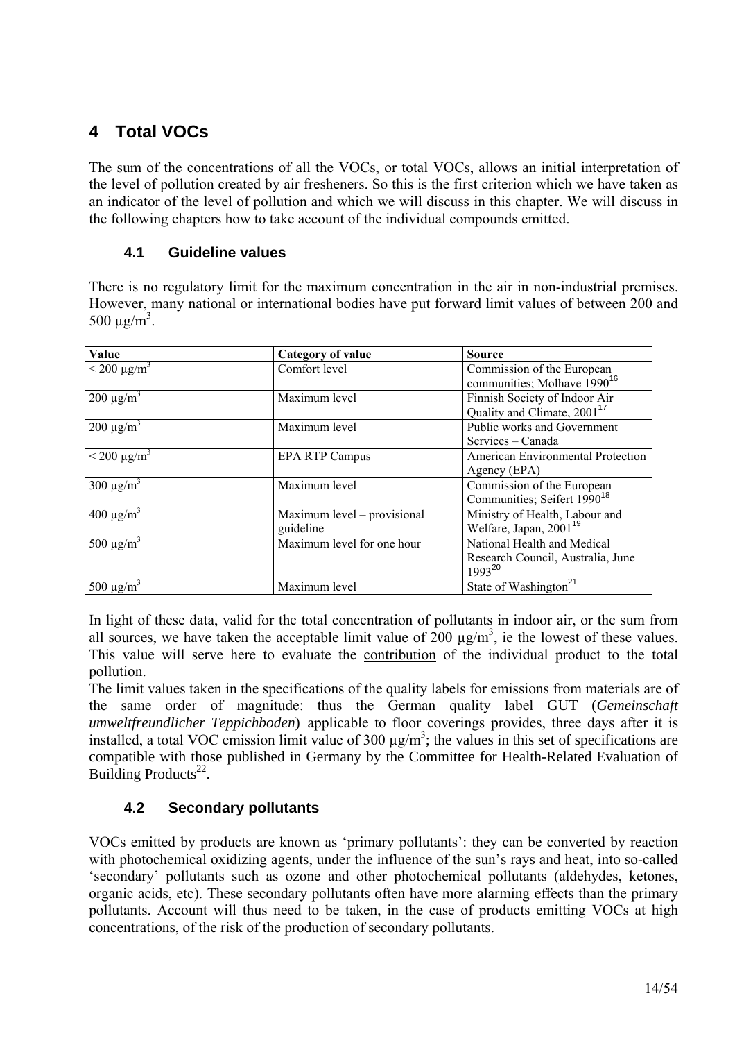# 4 Total VOCs

The sum of the concentrations of all the VOCs, or total VOCs, allows an initial interpretation of the level of pollution created by air fresheners. So this is the first criterion which we have taken as an indicator of the level of pollution and which we will discuss in this chapter. We will discuss in the following chapters how to take account of the individual compounds emitted.

## 4.1 Guideline values

There is no regulatory limit for the maximum concentration in the air in non-industrial premises. However, many national or international bodies have put forward limit values of between 200 and 500 $\mu g/m^3$.

| Value | Category of value | Source |
|---|---|---|
| < 200 $\mu g/m^3$ | Comfort level | Commission of the European communities; Molhave 1990[16] |
| 200 $\mu g/m^3$ | Maximum level | Finnish Society of Indoor Air Quality and Climate, 2001[17] |
| 200 $\mu g/m^3$ | Maximum level | Public works and Government Services – Canada |
| < 200 $\mu g/m^3$ | EPA RTP Campus | American Environmental Protection Agency (EPA) |
| 300 $\mu g/m^3$ | Maximum level | Commission of the European Communities; Seifert 1990[18] |
| 400 $\mu g/m^3$ | Maximum level – provisional guideline | Ministry of Health, Labour and Welfare, Japan, 2001[19] |
| 500 $\mu g/m^3$ | Maximum level for one hour | National Health and Medical Research Council, Australia, June 1993[20] |
| 500 $\mu g/m^3$ | Maximum level | State of Washington[21] |

In light of these data, valid for the total concentration of pollutants in indoor air, or the sum from all sources, we have taken the acceptable limit value of 200 $\mu g/m^3$, ie the lowest of these values. This value will serve here to evaluate the contribution of the individual product to the total pollution.

The limit values taken in the specifications of the quality labels for emissions from materials are of the same order of magnitude: thus the German quality label GUT (*Gemeinschaft umweltfreundlicher Teppichboden*) applicable to floor coverings provides, three days after it is installed, a total VOC emission limit value of 300 $\mu g/m^3$; the values in this set of specifications are compatible with those published in Germany by the Committee for Health-Related Evaluation of Building Products[22].

## 4.2 Secondary pollutants

VOCs emitted by products are known as 'primary pollutants': they can be converted by reaction with photochemical oxidizing agents, under the influence of the sun's rays and heat, into so-called 'secondary' pollutants such as ozone and other photochemical pollutants (aldehydes, ketones, organic acids, etc). These secondary pollutants often have more alarming effects than the primary pollutants. Account will thus need to be taken, in the case of products emitting VOCs at high concentrations, of the risk of the production of secondary pollutants.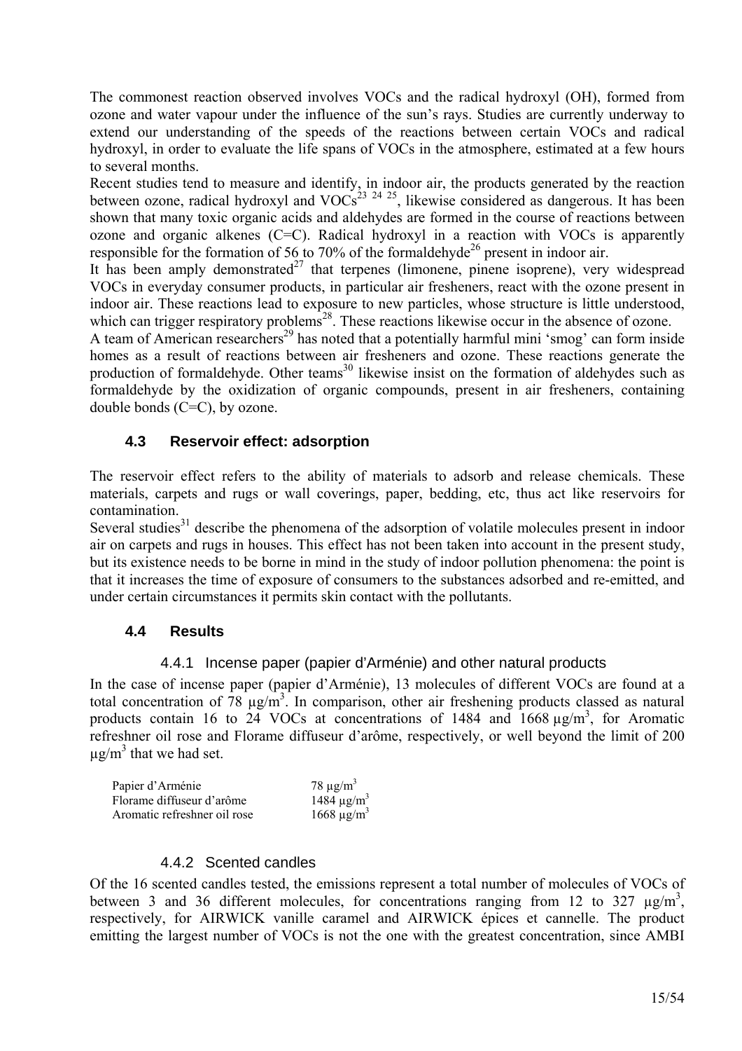The commonest reaction observed involves VOCs and the radical hydroxyl (OH), formed from ozone and water vapour under the influence of the sun's rays. Studies are currently underway to extend our understanding of the speeds of the reactions between certain VOCs and radical hydroxyl, in order to evaluate the life spans of VOCs in the atmosphere, estimated at a few hours to several months.

Recent studies tend to measure and identify, in indoor air, the products generated by the reaction between ozone, radical hydroxyl and VOCs[23 24 25], likewise considered as dangerous. It has been shown that many toxic organic acids and aldehydes are formed in the course of reactions between ozone and organic alkenes (C=C). Radical hydroxyl in a reaction with VOCs is apparently responsible for the formation of 56 to 70% of the formaldehyde[26] present in indoor air.

It has been amply demonstrated[27] that terpenes (limonene, pinene isoprene), very widespread VOCs in everyday consumer products, in particular air fresheners, react with the ozone present in indoor air. These reactions lead to exposure to new particles, whose structure is little understood, which can trigger respiratory problems[28]. These reactions likewise occur in the absence of ozone.

A team of American researchers[29] has noted that a potentially harmful mini 'smog' can form inside homes as a result of reactions between air fresheners and ozone. These reactions generate the production of formaldehyde. Other teams[30] likewise insist on the formation of aldehydes such as formaldehyde by the oxidization of organic compounds, present in air fresheners, containing double bonds (C=C), by ozone.

### 4.3 Reservoir effect: adsorption

The reservoir effect refers to the ability of materials to adsorb and release chemicals. These materials, carpets and rugs or wall coverings, paper, bedding, etc, thus act like reservoirs for contamination.

Several studies[31] describe the phenomena of the adsorption of volatile molecules present in indoor air on carpets and rugs in houses. This effect has not been taken into account in the present study, but its existence needs to be borne in mind in the study of indoor pollution phenomena: the point is that it increases the time of exposure of consumers to the substances adsorbed and re-emitted, and under certain circumstances it permits skin contact with the pollutants.

### 4.4 Results

#### 4.4.1 Incense paper (papier d'Arménie) and other natural products

In the case of incense paper (papier d'Arménie), 13 molecules of different VOCs are found at a total concentration of 78 $\mu g/m^3$. In comparison, other air freshening products classed as natural products contain 16 to 24 VOCs at concentrations of 1484 and 1668 $\mu g/m^3$, for Aromatic refreshner oil rose and Florame diffuseur d'arôme, respectively, or well beyond the limit of 200 $\mu g/m^3$ that we had set.

| | |
|---|---|
| Papier d'Arménie | 78 $\mu g/m^3$ |
| Florame diffuseur d'arôme | 1484 $\mu g/m^3$ |
| Aromatic refreshner oil rose | 1668 $\mu g/m^3$ |

#### 4.4.2 Scented candles

Of the 16 scented candles tested, the emissions represent a total number of molecules of VOCs of between 3 and 36 different molecules, for concentrations ranging from 12 to 327 $\mu g/m^3$, respectively, for AIRWICK vanille caramel and AIRWICK épices et cannelle. The product emitting the largest number of VOCs is not the one with the greatest concentration, since AMBI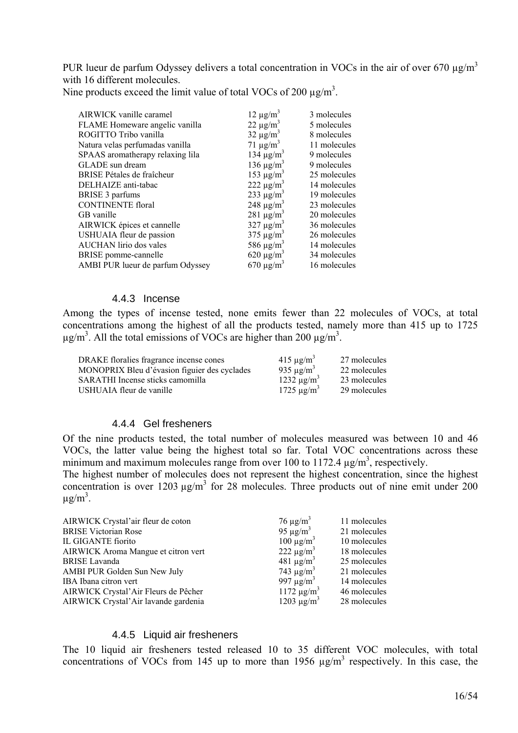PUR lueur de parfum Odyssey delivers a total concentration in VOCs in the air of over 670 µg/m$^3$ with 16 different molecules.
Nine products exceed the limit value of total VOCs of 200 µg/m$^3$.

| | | |
|---|---|---|
| AIRWICK vanille caramel | 12 µg/m$^3$ | 3 molecules |
| FLAME Homeware angelic vanilla | 22 µg/m$^3$ | 5 molecules |
| ROGITTO Tribo vanilla | 32 µg/m$^3$ | 8 molecules |
| Natura velas perfumadas vanilla | 71 µg/m$^3$ | 11 molecules |
| SPAAS aromatherapy relaxing lila | 134 µg/m$^3$ | 9 molecules |
| GLADE sun dream | 136 µg/m$^3$ | 9 molecules |
| BRISE Pétales de fraîcheur | 153 µg/m$^3$ | 25 molecules |
| DELHAIZE anti-tabac | 222 µg/m$^3$ | 14 molecules |
| BRISE 3 parfums | 233 µg/m$^3$ | 19 molecules |
| CONTINENTE floral | 248 µg/m$^3$ | 23 molecules |
| GB vanille | 281 µg/m$^3$ | 20 molecules |
| AIRWICK épices et cannelle | 327 µg/m$^3$ | 36 molecules |
| USHUAIA fleur de passion | 375 µg/m$^3$ | 26 molecules |
| AUCHAN lirio dos vales | 586 µg/m$^3$ | 14 molecules |
| BRISE pomme-cannelle | 620 µg/m$^3$ | 34 molecules |
| AMBI PUR lueur de parfum Odyssey | 670 µg/m$^3$ | 16 molecules |

### 4.4.3 Incense

Among the types of incense tested, none emits fewer than 22 molecules of VOCs, at total concentrations among the highest of all the products tested, namely more than 415 up to 1725 µg/m$^3$. All the total emissions of VOCs are higher than 200 µg/m$^3$.

| | | |
|---|---|---|
| DRAKE floralies fragrance incense cones | 415 µg/m$^3$ | 27 molecules |
| MONOPRIX Bleu d'évasion figuier des cyclades | 935 µg/m$^3$ | 22 molecules |
| SARATHI Incense sticks camomilla | 1232 µg/m$^3$ | 23 molecules |
| USHUAIA fleur de vanille | 1725 µg/m$^3$ | 29 molecules |

### 4.4.4 Gel fresheners

Of the nine products tested, the total number of molecules measured was between 10 and 46 VOCs, the latter value being the highest total so far. Total VOC concentrations across these minimum and maximum molecules range from over 100 to 1172.4 µg/m$^3$, respectively.
The highest number of molecules does not represent the highest concentration, since the highest concentration is over 1203 µg/m$^3$ for 28 molecules. Three products out of nine emit under 200 µg/m$^3$.

| | | |
|---|---|---|
| AIRWICK Crystal'air fleur de coton | 76 µg/m$^3$ | 11 molecules |
| BRISE Victorian Rose | 95 µg/m$^3$ | 21 molecules |
| IL GIGANTE fiorito | 100 µg/m$^3$ | 10 molecules |
| AIRWICK Aroma Mangue et citron vert | 222 µg/m$^3$ | 18 molecules |
| BRISE Lavanda | 481 µg/m$^3$ | 25 molecules |
| AMBI PUR Golden Sun New July | 743 µg/m$^3$ | 21 molecules |
| IBA Ibana citron vert | 997 µg/m$^3$ | 14 molecules |
| AIRWICK Crystal'Air Fleurs de Pêcher | 1172 µg/m$^3$ | 46 molecules |
| AIRWICK Crystal'Air lavande gardenia | 1203 µg/m$^3$ | 28 molecules |

### 4.4.5 Liquid air fresheners

The 10 liquid air fresheners tested released 10 to 35 different VOC molecules, with total concentrations of VOCs from 145 up to more than 1956 µg/m$^3$ respectively. In this case, the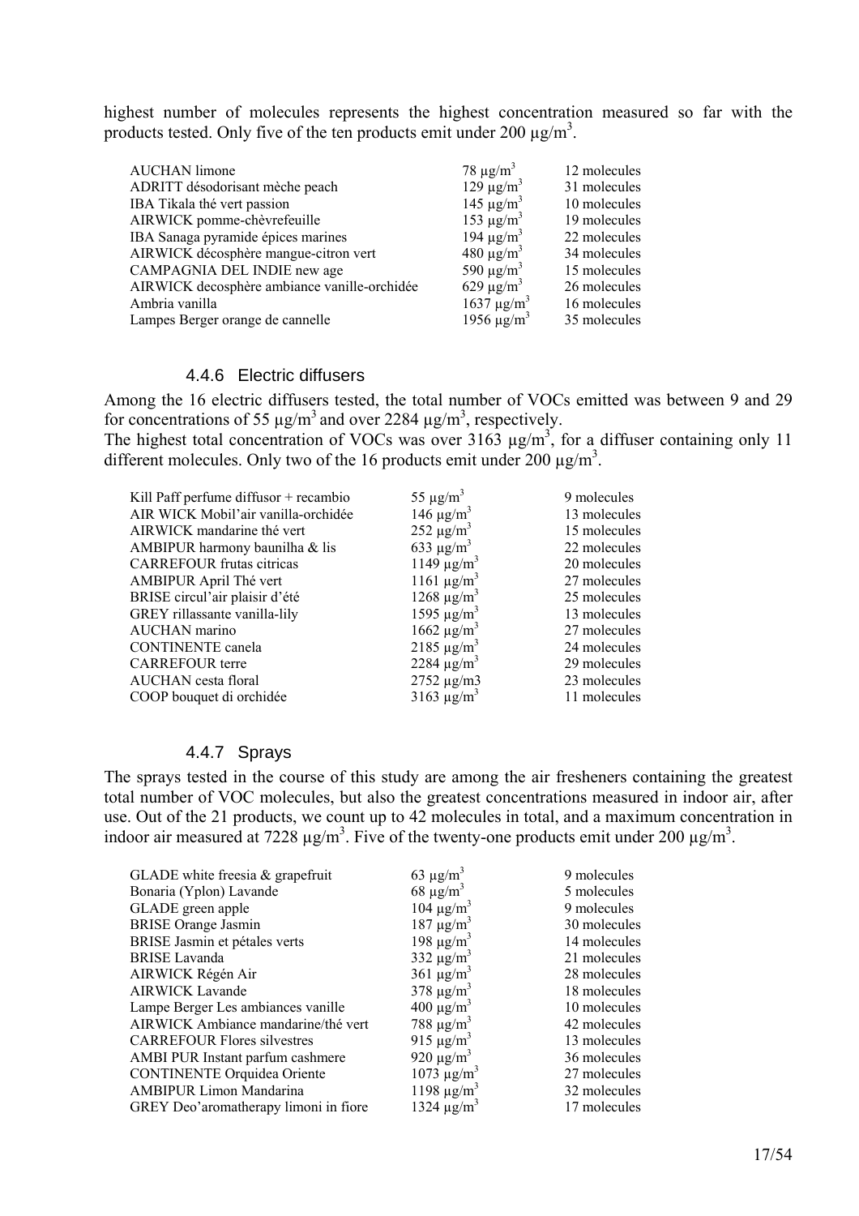highest number of molecules represents the highest concentration measured so far with the products tested. Only five of the ten products emit under 200 µg/m$^3$.

| | | |
|---|---|---|
| AUCHAN limone | 78 µg/m$^3$ | 12 molecules |
| ADRITT désodorisant mèche peach | 129 µg/m$^3$ | 31 molecules |
| IBA Tikala thé vert passion | 145 µg/m$^3$ | 10 molecules |
| AIRWICK pomme-chèvrefeuille | 153 µg/m$^3$ | 19 molecules |
| IBA Sanaga pyramide épices marines | 194 µg/m$^3$ | 22 molecules |
| AIRWICK décosphère mangue-citron vert | 480 µg/m$^3$ | 34 molecules |
| CAMPAGNIA DEL INDIE new age | 590 µg/m$^3$ | 15 molecules |
| AIRWICK decosphère ambiance vanille-orchidée | 629 µg/m$^3$ | 26 molecules |
| Ambria vanilla | 1637 µg/m$^3$ | 16 molecules |
| Lampes Berger orange de cannelle | 1956 µg/m$^3$ | 35 molecules |

### 4.4.6 Electric diffusers

Among the 16 electric diffusers tested, the total number of VOCs emitted was between 9 and 29 for concentrations of 55 µg/m$^3$ and over 2284 µg/m$^3$, respectively.
The highest total concentration of VOCs was over 3163 µg/m$^3$, for a diffuser containing only 11 different molecules. Only two of the 16 products emit under 200 µg/m$^3$.

| | | |
|---|---|---|
| Kill Paff perfume diffusor + recambio | 55 µg/m$^3$ | 9 molecules |
| AIR WICK Mobil'air vanilla-orchidée | 146 µg/m$^3$ | 13 molecules |
| AIRWICK mandarine thé vert | 252 µg/m$^3$ | 15 molecules |
| AMBIPUR harmony baunilha & lis | 633 µg/m$^3$ | 22 molecules |
| CARREFOUR frutas citricas | 1149 µg/m$^3$ | 20 molecules |
| AMBIPUR April Thé vert | 1161 µg/m$^3$ | 27 molecules |
| BRISE circul'air plaisir d'été | 1268 µg/m$^3$ | 25 molecules |
| GREY rillassante vanilla-lily | 1595 µg/m$^3$ | 13 molecules |
| AUCHAN marino | 1662 µg/m$^3$ | 27 molecules |
| CONTINENTE canela | 2185 µg/m$^3$ | 24 molecules |
| CARREFOUR terre | 2284 µg/m$^3$ | 29 molecules |
| AUCHAN cesta floral | 2752 µg/m3 | 23 molecules |
| COOP bouquet di orchidée | 3163 µg/m$^3$ | 11 molecules |

### 4.4.7 Sprays

The sprays tested in the course of this study are among the air fresheners containing the greatest total number of VOC molecules, but also the greatest concentrations measured in indoor air, after use. Out of the 21 products, we count up to 42 molecules in total, and a maximum concentration in indoor air measured at 7228 µg/m$^3$. Five of the twenty-one products emit under 200 µg/m$^3$.

| | | |
|---|---|---|
| GLADE white freesia & grapefruit | 63 µg/m$^3$ | 9 molecules |
| Bonaria (Yplon) Lavande | 68 µg/m$^3$ | 5 molecules |
| GLADE green apple | 104 µg/m$^3$ | 9 molecules |
| BRISE Orange Jasmin | 187 µg/m$^3$ | 30 molecules |
| BRISE Jasmin et pétales verts | 198 µg/m$^3$ | 14 molecules |
| BRISE Lavanda | 332 µg/m$^3$ | 21 molecules |
| AIRWICK Régén Air | 361 µg/m$^3$ | 28 molecules |
| AIRWICK Lavande | 378 µg/m$^3$ | 18 molecules |
| Lampe Berger Les ambiances vanille | 400 µg/m$^3$ | 10 molecules |
| AIRWICK Ambiance mandarine/thé vert | 788 µg/m$^3$ | 42 molecules |
| CARREFOUR Flores silvestres | 915 µg/m$^3$ | 13 molecules |
| AMBI PUR Instant parfum cashmere | 920 µg/m$^3$ | 36 molecules |
| CONTINENTE Orquidea Oriente | 1073 µg/m$^3$ | 27 molecules |
| AMBIPUR Limon Mandarina | 1198 µg/m$^3$ | 32 molecules |
| GREY Deo'aromatherapy limoni in fiore | 1324 µg/m$^3$ | 17 molecules |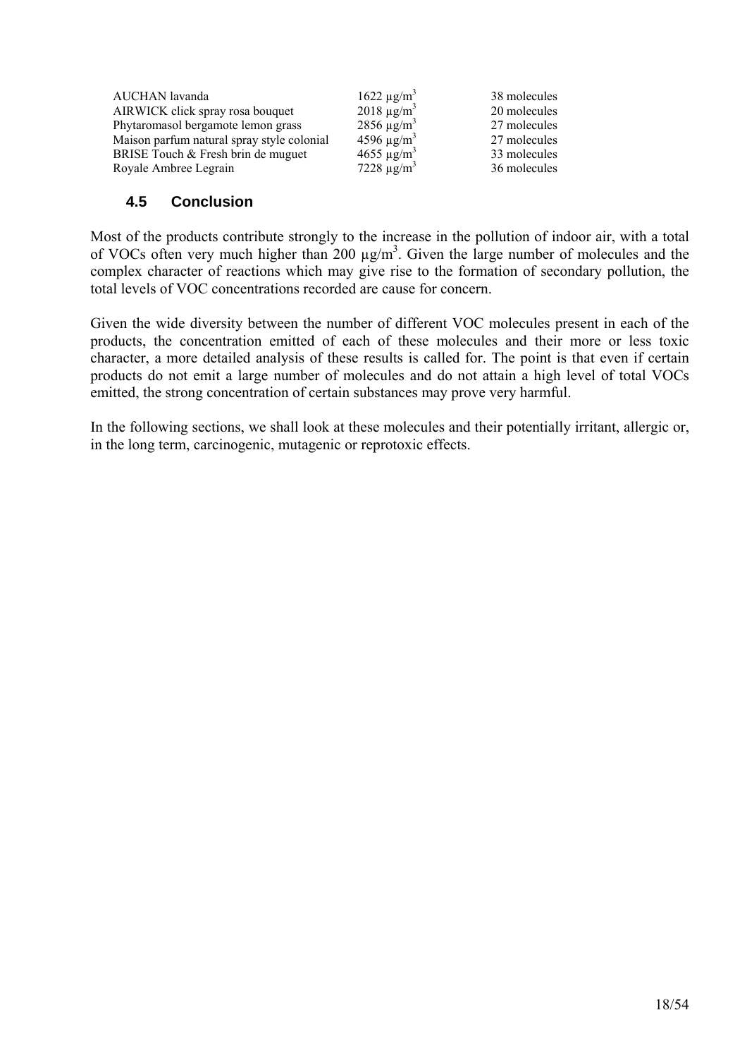| | | |
|---|---|---|
| AUCHAN lavanda | 1622 µg/m³ | 38 molecules |
| AIRWICK click spray rosa bouquet | 2018 µg/m³ | 20 molecules |
| Phytaromasol bergamote lemon grass | 2856 µg/m³ | 27 molecules |
| Maison parfum natural spray style colonial | 4596 µg/m³ | 27 molecules |
| BRISE Touch & Fresh brin de muguet | 4655 µg/m³ | 33 molecules |
| Royale Ambree Legrain | 7228 µg/m³ | 36 molecules |

### 4.5 Conclusion

Most of the products contribute strongly to the increase in the pollution of indoor air, with a total of VOCs often very much higher than 200 µg/m³. Given the large number of molecules and the complex character of reactions which may give rise to the formation of secondary pollution, the total levels of VOC concentrations recorded are cause for concern.

Given the wide diversity between the number of different VOC molecules present in each of the products, the concentration emitted of each of these molecules and their more or less toxic character, a more detailed analysis of these results is called for. The point is that even if certain products do not emit a large number of molecules and do not attain a high level of total VOCs emitted, the strong concentration of certain substances may prove very harmful.

In the following sections, we shall look at these molecules and their potentially irritant, allergic or, in the long term, carcinogenic, mutagenic or reprotoxic effects.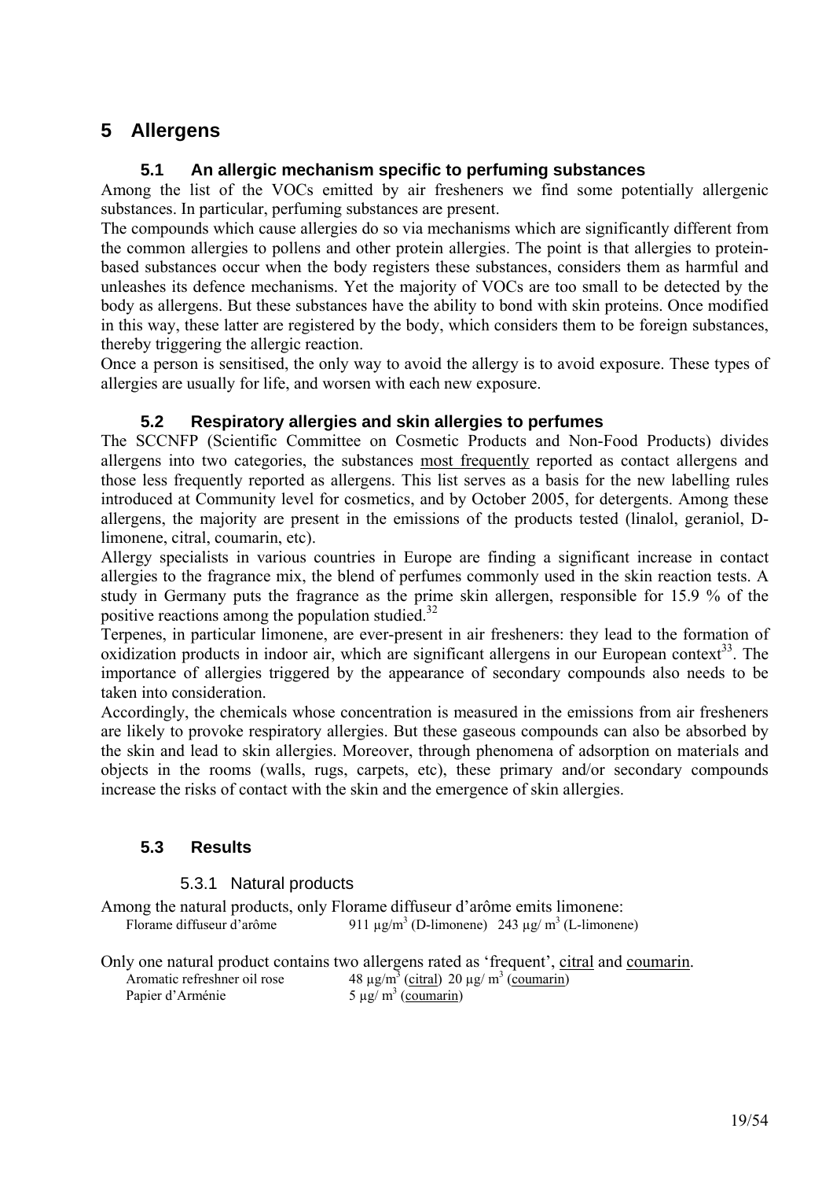# 5 Allergens

## 5.1 An allergic mechanism specific to perfuming substances

Among the list of the VOCs emitted by air fresheners we find some potentially allergenic substances. In particular, perfuming substances are present.

The compounds which cause allergies do so via mechanisms which are significantly different from the common allergies to pollens and other protein allergies. The point is that allergies to protein-based substances occur when the body registers these substances, considers them as harmful and unleashes its defence mechanisms. Yet the majority of VOCs are too small to be detected by the body as allergens. But these substances have the ability to bond with skin proteins. Once modified in this way, these latter are registered by the body, which considers them to be foreign substances, thereby triggering the allergic reaction.

Once a person is sensitised, the only way to avoid the allergy is to avoid exposure. These types of allergies are usually for life, and worsen with each new exposure.

## 5.2 Respiratory allergies and skin allergies to perfumes

The SCCNFP (Scientific Committee on Cosmetic Products and Non-Food Products) divides allergens into two categories, the substances <u>most frequently</u> reported as contact allergens and those less frequently reported as allergens. This list serves as a basis for the new labelling rules introduced at Community level for cosmetics, and by October 2005, for detergents. Among these allergens, the majority are present in the emissions of the products tested (linalol, geraniol, D-limonene, citral, coumarin, etc).

Allergy specialists in various countries in Europe are finding a significant increase in contact allergies to the fragrance mix, the blend of perfumes commonly used in the skin reaction tests. A study in Germany puts the fragrance as the prime skin allergen, responsible for 15.9 % of the positive reactions among the population studied.[32]

Terpenes, in particular limonene, are ever-present in air fresheners: they lead to the formation of oxidization products in indoor air, which are significant allergens in our European context[33]. The importance of allergies triggered by the appearance of secondary compounds also needs to be taken into consideration.

Accordingly, the chemicals whose concentration is measured in the emissions from air fresheners are likely to provoke respiratory allergies. But these gaseous compounds can also be absorbed by the skin and lead to skin allergies. Moreover, through phenomena of adsorption on materials and objects in the rooms (walls, rugs, carpets, etc), these primary and/or secondary compounds increase the risks of contact with the skin and the emergence of skin allergies.

## 5.3 Results

### 5.3.1 Natural products

Among the natural products, only Florame diffuseur d'arôme emits limonene:

Florame diffuseur d'arôme 911 µg/m$^3$ (D-limonene) 243 µg/ m$^3$ (L-limonene)

Only one natural product contains two allergens rated as 'frequent', <u>citral</u> and <u>coumarin</u>.

Aromatic refreshner oil rose 48 µg/m$^3$ (<u>citral</u>) 20 µg/ m$^3$ (<u>coumarin</u>)

Papier d'Arménie 5 µg/ m$^3$ (<u>coumarin</u>)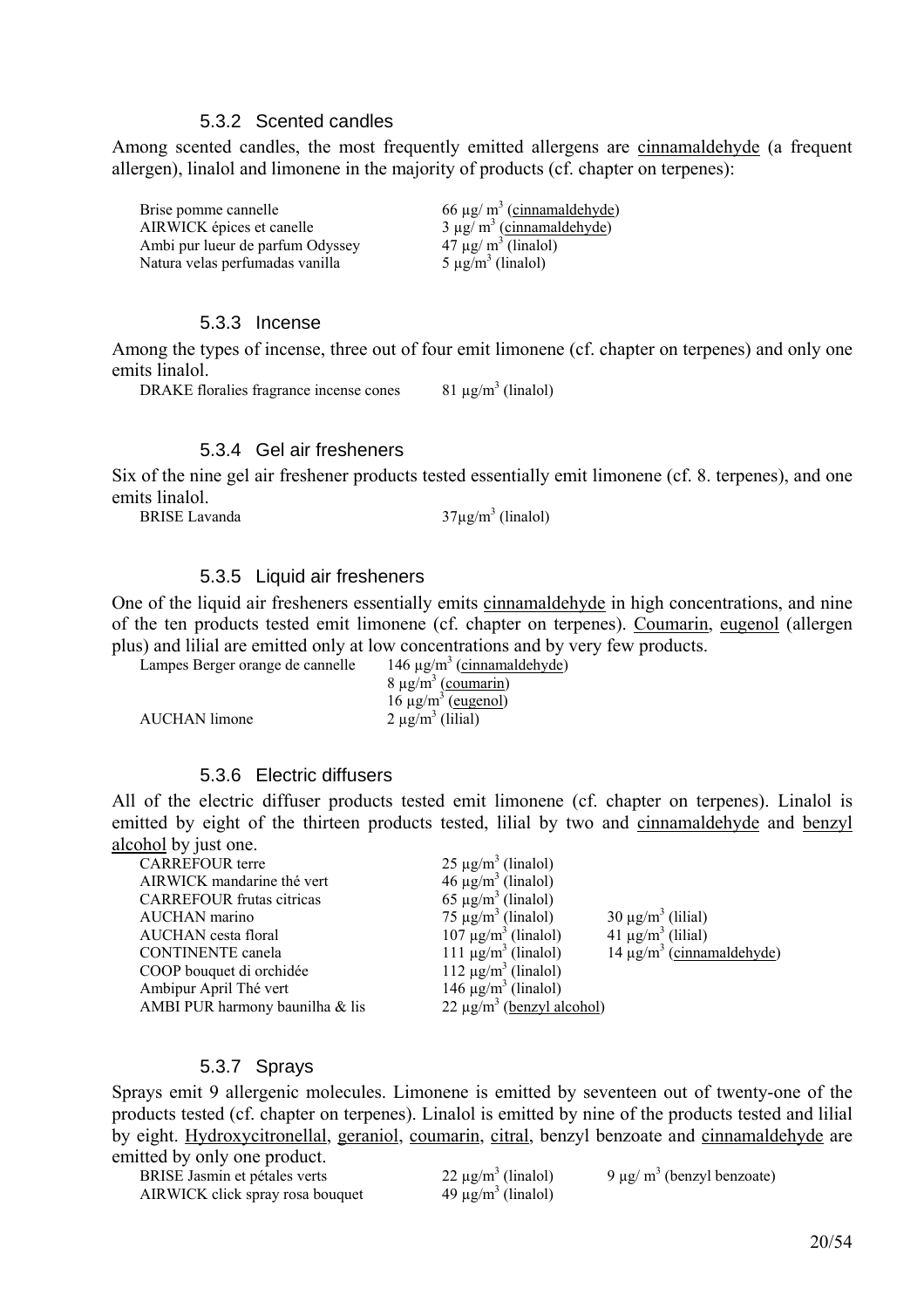### 5.3.2 Scented candles

Among scented candles, the most frequently emitted allergens are cinnamaldehyde (a frequent allergen), linalol and limonene in the majority of products (cf. chapter on terpenes):

| | |
|---|---|
| Brise pomme cannelle | 66 µg/ $m^3$ (cinnamaldehyde) |
| AIRWICK épices et canelle | 3 µg/ $m^3$ (cinnamaldehyde) |
| Ambi pur lueur de parfum Odyssey | 47 µg/ $m^3$ (linalol) |
| Natura velas perfumadas vanilla | 5 µg/$m^3$ (linalol) |

### 5.3.3 Incense

Among the types of incense, three out of four emit limonene (cf. chapter on terpenes) and only one emits linalol.

| | |
|---|---|
| DRAKE floralies fragrance incense cones | 81 µg/$m^3$ (linalol) |

### 5.3.4 Gel air fresheners

Six of the nine gel air freshener products tested essentially emit limonene (cf. 8. terpenes), and one emits linalol.

| | |
|---|---|
| BRISE Lavanda | 37µg/$m^3$ (linalol) |

### 5.3.5 Liquid air fresheners

One of the liquid air fresheners essentially emits cinnamaldehyde in high concentrations, and nine of the ten products tested emit limonene (cf. chapter on terpenes). Coumarin, eugenol (allergen plus) and lilial are emitted only at low concentrations and by very few products.

| | |
|---|---|
| Lampes Berger orange de cannelle | 146 µg/$m^3$ (cinnamaldehyde) |
| | 8 µg/$m^3$ (coumarin) |
| | 16 µg/$m^3$ (eugenol) |
| AUCHAN limone | 2 µg/$m^3$ (lilial) |

### 5.3.6 Electric diffusers

All of the electric diffuser products tested emit limonene (cf. chapter on terpenes). Linalol is emitted by eight of the thirteen products tested, lilial by two and cinnamaldehyde and benzyl alcohol by just one.

| | | |
|---|---|---|
| CARREFOUR terre | 25 µg/$m^3$ (linalol) | |
| AIRWICK mandarine thé vert | 46 µg/$m^3$ (linalol) | |
| CARREFOUR frutas citricas | 65 µg/$m^3$ (linalol) | |
| AUCHAN marino | 75 µg/$m^3$ (linalol) | 30 µg/$m^3$ (lilial) |
| AUCHAN cesta floral | 107 µg/$m^3$ (linalol) | 41 µg/$m^3$ (lilial) |
| CONTINENTE canela | 111 µg/$m^3$ (linalol) | 14 µg/$m^3$ (cinnamaldehyde) |
| COOP bouquet di orchidée | 112 µg/$m^3$ (linalol) | |
| Ambipur April Thé vert | 146 µg/$m^3$ (linalol) | |
| AMBI PUR harmony baunilha & lis | 22 µg/$m^3$ (benzyl alcohol) | |

### 5.3.7 Sprays

Sprays emit 9 allergenic molecules. Limonene is emitted by seventeen out of twenty-one of the products tested (cf. chapter on terpenes). Linalol is emitted by nine of the products tested and lilial by eight. Hydroxycitronellal, geraniol, coumarin, citral, benzyl benzoate and cinnamaldehyde are emitted by only one product.

| | | |
|---|---|---|
| BRISE Jasmin et pétales verts | 22 µg/$m^3$ (linalol) | 9 µg/ $m^3$ (benzyl benzoate) |
| AIRWICK click spray rosa bouquet | 49 µg/$m^3$ (linalol) | |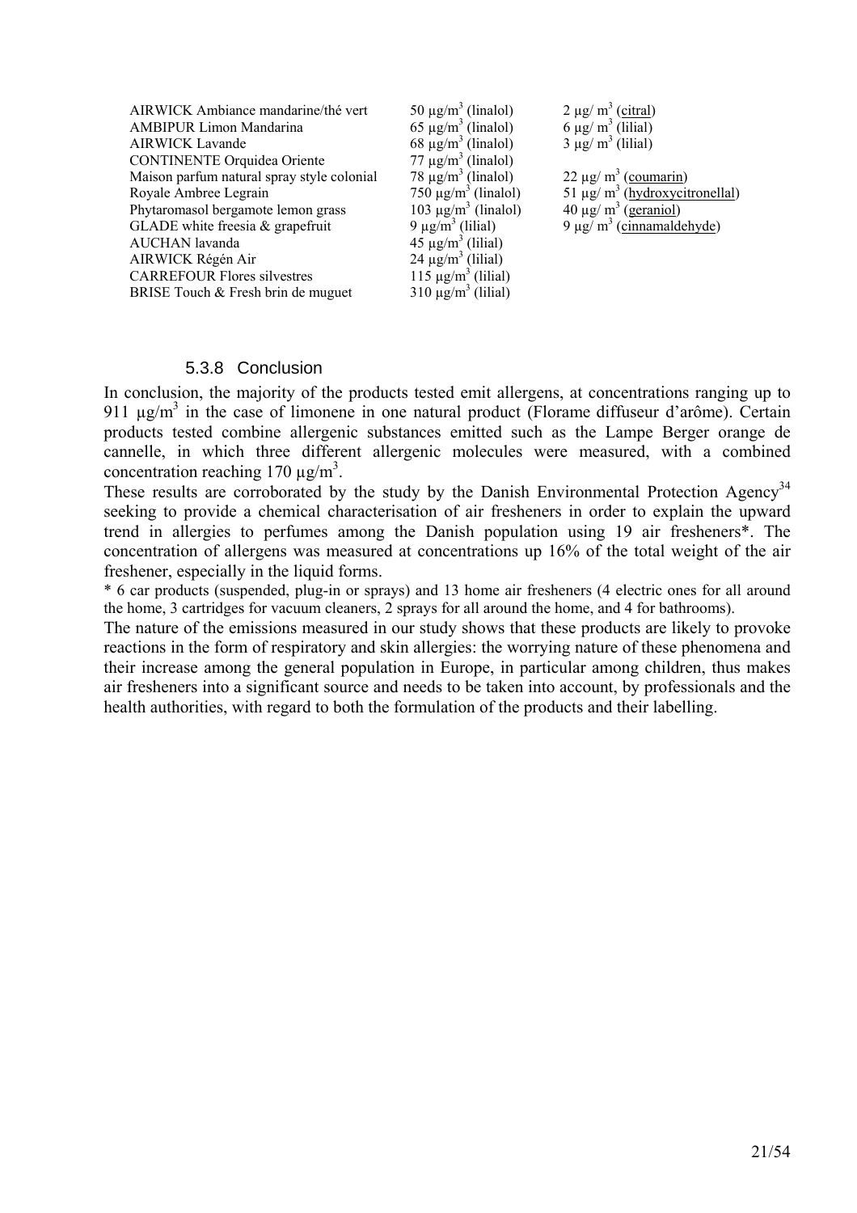| | | |
|---|---|---|
| AIRWICK Ambiance mandarine/thé vert | 50 µg/m$^3$ (linalol) | 2 µg/ m$^3$ (citral) |
| AMBIPUR Limon Mandarina | 65 µg/m$^3$ (linalol) | 6 µg/ m$^3$ (lilial) |
| AIRWICK Lavande | 68 µg/m$^3$ (linalol) | 3 µg/ m$^3$ (lilial) |
| CONTINENTE Orquidea Oriente | 77 µg/m$^3$ (linalol) | |
| Maison parfum natural spray style colonial | 78 µg/m$^3$ (linalol) | 22 µg/ m$^3$ (coumarin) |
| Royale Ambree Legrain | 750 µg/m$^3$ (linalol) | 51 µg/ m$^3$ (hydroxycitronellal) |
| Phytaromasol bergamote lemon grass | 103 µg/m$^3$ (linalol) | 40 µg/ m$^3$ (geraniol) |
| GLADE white freesia & grapefruit | 9 µg/m$^3$ (lilial) | 9 µg/ m$^3$ (cinnamaldehyde) |
| AUCHAN lavanda | 45 µg/m$^3$ (lilial) | |
| AIRWICK Régén Air | 24 µg/m$^3$ (lilial) | |
| CARREFOUR Flores silvestres | 115 µg/m$^3$ (lilial) | |
| BRISE Touch & Fresh brin de muguet | 310 µg/m$^3$ (lilial) | |

### 5.3.8 Conclusion

In conclusion, the majority of the products tested emit allergens, at concentrations ranging up to 911 µg/m$^3$ in the case of limonene in one natural product (Florame diffuseur d'arôme). Certain products tested combine allergenic substances emitted such as the Lampe Berger orange de cannelle, in which three different allergenic molecules were measured, with a combined concentration reaching 170 µg/m$^3$.

These results are corroborated by the study by the Danish Environmental Protection Agency[34] seeking to provide a chemical characterisation of air fresheners in order to explain the upward trend in allergies to perfumes among the Danish population using 19 air fresheners*. The concentration of allergens was measured at concentrations up 16% of the total weight of the air freshener, especially in the liquid forms.

\* 6 car products (suspended, plug-in or sprays) and 13 home air fresheners (4 electric ones for all around the home, 3 cartridges for vacuum cleaners, 2 sprays for all around the home, and 4 for bathrooms).

The nature of the emissions measured in our study shows that these products are likely to provoke reactions in the form of respiratory and skin allergies: the worrying nature of these phenomena and their increase among the general population in Europe, in particular among children, thus makes air fresheners into a significant source and needs to be taken into account, by professionals and the health authorities, with regard to both the formulation of the products and their labelling.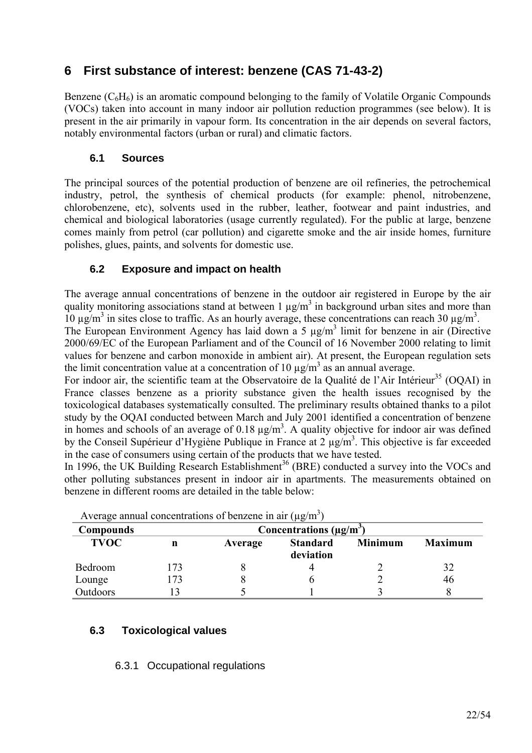# 6 First substance of interest: benzene (CAS 71-43-2)

Benzene ($C_6H_6$) is an aromatic compound belonging to the family of Volatile Organic Compounds (VOCs) taken into account in many indoor air pollution reduction programmes (see below). It is present in the air primarily in vapour form. Its concentration in the air depends on several factors, notably environmental factors (urban or rural) and climatic factors.

## 6.1 Sources

The principal sources of the potential production of benzene are oil refineries, the petrochemical industry, petrol, the synthesis of chemical products (for example: phenol, nitrobenzene, chlorobenzene, etc), solvents used in the rubber, leather, footwear and paint industries, and chemical and biological laboratories (usage currently regulated). For the public at large, benzene comes mainly from petrol (car pollution) and cigarette smoke and the air inside homes, furniture polishes, glues, paints, and solvents for domestic use.

## 6.2 Exposure and impact on health

The average annual concentrations of benzene in the outdoor air registered in Europe by the air quality monitoring associations stand at between 1 µg/m$^3$ in background urban sites and more than 10 µg/m$^3$ in sites close to traffic. As an hourly average, these concentrations can reach 30 µg/m$^3$.
The European Environment Agency has laid down a 5 µg/m$^3$ limit for benzene in air (Directive 2000/69/EC of the European Parliament and of the Council of 16 November 2000 relating to limit values for benzene and carbon monoxide in ambient air). At present, the European regulation sets the limit concentration value at a concentration of 10 µg/m$^3$ as an annual average.
For indoor air, the scientific team at the Observatoire de la Qualité de l'Air Intérieur[35] (OQAI) in France classes benzene as a priority substance given the health issues recognised by the toxicological databases systematically consulted. The preliminary results obtained thanks to a pilot study by the OQAI conducted between March and July 2001 identified a concentration of benzene in homes and schools of an average of 0.18 µg/m$^3$. A quality objective for indoor air was defined by the Conseil Supérieur d'Hygiène Publique in France at 2 µg/m$^3$. This objective is far exceeded in the case of consumers using certain of the products that we have tested.
In 1996, the UK Building Research Establishment[36] (BRE) conducted a survey into the VOCs and other polluting substances present in indoor air in apartments. The measurements obtained on benzene in different rooms are detailed in the table below:

Average annual concentrations of benzene in air (µg/m$^3$)

| Compounds | Concentrations (µg/m$^3$) | | | | |
|---|---|---|---|---|---|
| **TVOC** | **n** | **Average** | **Standard deviation** | **Minimum** | **Maximum** |
| Bedroom | 173 | 8 | 4 | 2 | 32 |
| Lounge | 173 | 8 | 6 | 2 | 46 |
| Outdoors | 13 | 5 | 1 | 3 | 8 |

## 6.3 Toxicological values

### 6.3.1 Occupational regulations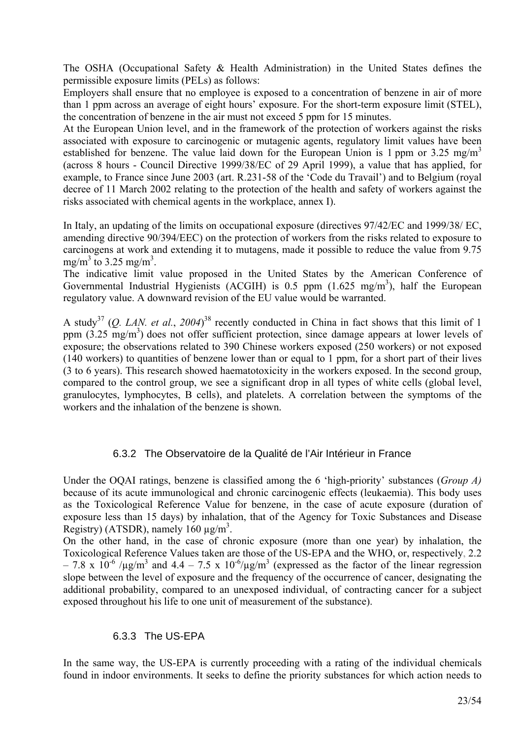The OSHA (Occupational Safety & Health Administration) in the United States defines the permissible exposure limits (PELs) as follows:

Employers shall ensure that no employee is exposed to a concentration of benzene in air of more than 1 ppm across an average of eight hours' exposure. For the short-term exposure limit (STEL), the concentration of benzene in the air must not exceed 5 ppm for 15 minutes.

At the European Union level, and in the framework of the protection of workers against the risks associated with exposure to carcinogenic or mutagenic agents, regulatory limit values have been established for benzene. The value laid down for the European Union is 1 ppm or 3.25 $mg/m^3$ (across 8 hours - Council Directive 1999/38/EC of 29 April 1999), a value that has applied, for example, to France since June 2003 (art. R.231-58 of the 'Code du Travail') and to Belgium (royal decree of 11 March 2002 relating to the protection of the health and safety of workers against the risks associated with chemical agents in the workplace, annex I).

In Italy, an updating of the limits on occupational exposure (directives 97/42/EC and 1999/38/ EC, amending directive 90/394/EEC) on the protection of workers from the risks related to exposure to carcinogens at work and extending it to mutagens, made it possible to reduce the value from 9.75 $mg/m^3$ to 3.25 $mg/m^3$.

The indicative limit value proposed in the United States by the American Conference of Governmental Industrial Hygienists (ACGIH) is 0.5 ppm (1.625 $mg/m^3$), half the European regulatory value. A downward revision of the EU value would be warranted.

A study[37] (*Q. LAN. et al., 2004*)[38] recently conducted in China in fact shows that this limit of 1 ppm (3.25 $mg/m^3$) does not offer sufficient protection, since damage appears at lower levels of exposure; the observations related to 390 Chinese workers exposed (250 workers) or not exposed (140 workers) to quantities of benzene lower than or equal to 1 ppm, for a short part of their lives (3 to 6 years). This research showed haematotoxicity in the workers exposed. In the second group, compared to the control group, we see a significant drop in all types of white cells (global level, granulocytes, lymphocytes, B cells), and platelets. A correlation between the symptoms of the workers and the inhalation of the benzene is shown.

### 6.3.2 The Observatoire de la Qualité de l'Air Intérieur in France

Under the OQAI ratings, benzene is classified among the 6 'high-priority' substances (*Group A)* because of its acute immunological and chronic carcinogenic effects (leukaemia). This body uses as the Toxicological Reference Value for benzene, in the case of acute exposure (duration of exposure less than 15 days) by inhalation, that of the Agency for Toxic Substances and Disease Registry) (ATSDR), namely 160 $\mu g/m^3$.

On the other hand, in the case of chronic exposure (more than one year) by inhalation, the Toxicological Reference Values taken are those of the US-EPA and the WHO, or, respectively, 2.2 – 7.8 x $10^{-6}$ /$\mu g/m^3$ and 4.4 – 7.5 x $10^{-6}$/$\mu g/m^3$ (expressed as the factor of the linear regression slope between the level of exposure and the frequency of the occurrence of cancer, designating the additional probability, compared to an unexposed individual, of contracting cancer for a subject exposed throughout his life to one unit of measurement of the substance).

### 6.3.3 The US-EPA

In the same way, the US-EPA is currently proceeding with a rating of the individual chemicals found in indoor environments. It seeks to define the priority substances for which action needs to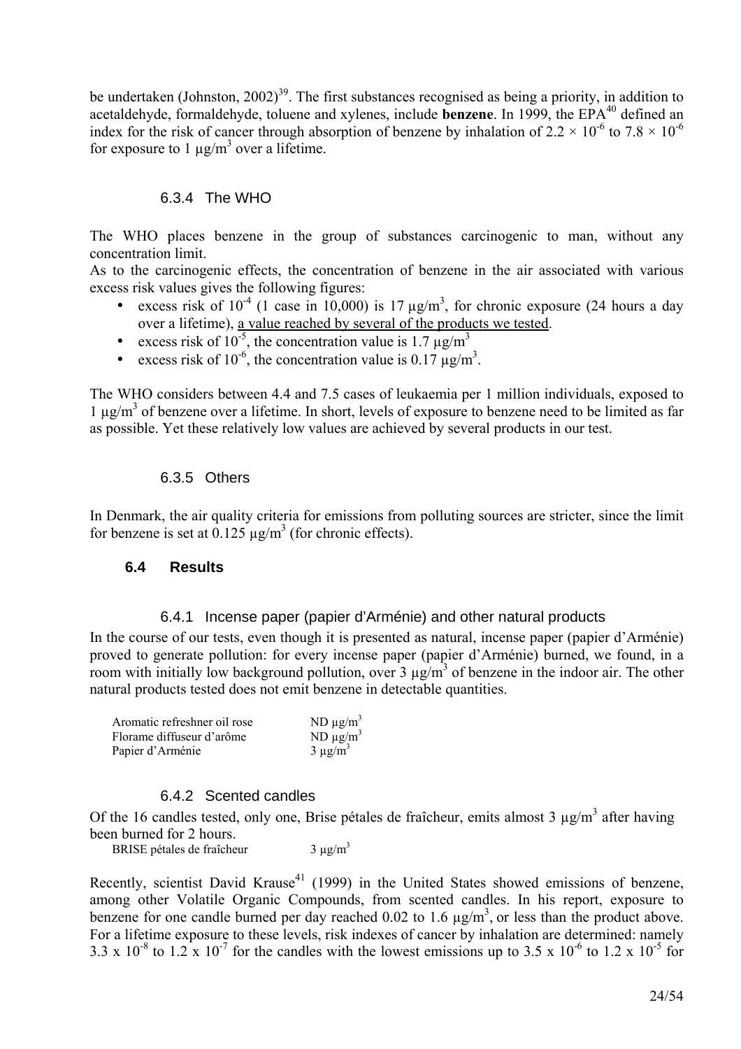be undertaken (Johnston, 2002)[39]. The first substances recognised as being a priority, in addition to acetaldehyde, formaldehyde, toluene and xylenes, include **benzene**. In 1999, the EPA[40] defined an index for the risk of cancer through absorption of benzene by inhalation of $2.2 \times 10^{-6}$ to $7.8 \times 10^{-6}$ for exposure to 1 µg/m$^3$ over a lifetime.

### 6.3.4 The WHO

The WHO places benzene in the group of substances carcinogenic to man, without any concentration limit.

As to the carcinogenic effects, the concentration of benzene in the air associated with various excess risk values gives the following figures:

- excess risk of $10^{-4}$ (1 case in 10,000) is 17 µg/m$^3$, for chronic exposure (24 hours a day over a lifetime), a value reached by several of the products we tested.
- excess risk of $10^{-5}$, the concentration value is 1.7 µg/m$^3$
- excess risk of $10^{-6}$, the concentration value is 0.17 µg/m$^3$.

The WHO considers between 4.4 and 7.5 cases of leukaemia per 1 million individuals, exposed to 1 µg/m$^3$ of benzene over a lifetime. In short, levels of exposure to benzene need to be limited as far as possible. Yet these relatively low values are achieved by several products in our test.

### 6.3.5 Others

In Denmark, the air quality criteria for emissions from polluting sources are stricter, since the limit for benzene is set at 0.125 µg/m$^3$ (for chronic effects).

## 6.4 Results

### 6.4.1 Incense paper (papier d'Arménie) and other natural products

In the course of our tests, even though it is presented as natural, incense paper (papier d'Arménie) proved to generate pollution: for every incense paper (papier d'Arménie) burned, we found, in a room with initially low background pollution, over 3 µg/m$^3$ of benzene in the indoor air. The other natural products tested does not emit benzene in detectable quantities.

| | |
|---|---|
| Aromatic refreshner oil rose | ND µg/m$^3$ |
| Florame diffuseur d'arôme | ND µg/m$^3$ |
| Papier d'Arménie | 3 µg/m$^3$ |

### 6.4.2 Scented candles

Of the 16 candles tested, only one, Brise pétales de fraîcheur, emits almost 3 µg/m$^3$ after having been burned for 2 hours.

| | |
|---|---|
| BRISE pétales de fraîcheur | 3 µg/m$^3$ |

Recently, scientist David Krause[41] (1999) in the United States showed emissions of benzene, among other Volatile Organic Compounds, from scented candles. In his report, exposure to benzene for one candle burned per day reached 0.02 to 1.6 µg/m$^3$, or less than the product above. For a lifetime exposure to these levels, risk indexes of cancer by inhalation are determined: namely $3.3 \times 10^{-8}$ to $1.2 \times 10^{-7}$ for the candles with the lowest emissions up to $3.5 \times 10^{-6}$ to $1.2 \times 10^{-5}$ for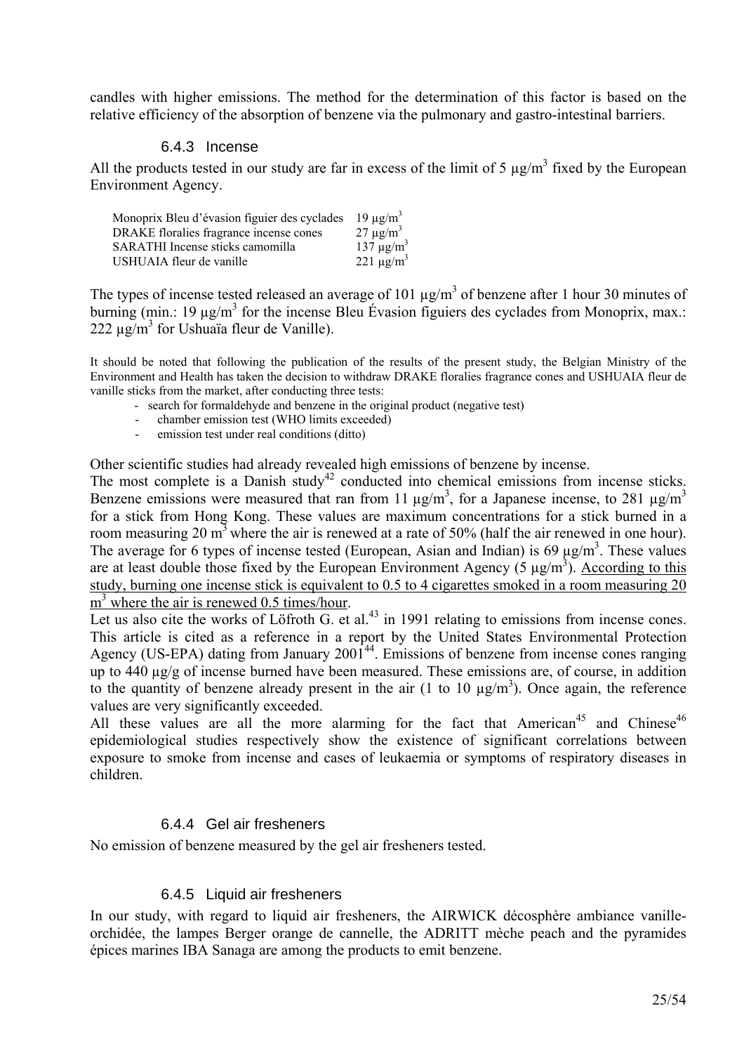candles with higher emissions. The method for the determination of this factor is based on the relative efficiency of the absorption of benzene via the pulmonary and gastro-intestinal barriers.

### 6.4.3 Incense

All the products tested in our study are far in excess of the limit of 5 µg/m$^3$ fixed by the European Environment Agency.

| | |
|---|---|
| Monoprix Bleu d'évasion figuier des cyclades | 19 µg/m$^3$ |
| DRAKE floralies fragrance incense cones | 27 µg/m$^3$ |
| SARATHI Incense sticks camomilla | 137 µg/m$^3$ |
| USHUAIA fleur de vanille | 221 µg/m$^3$ |

The types of incense tested released an average of 101 µg/m$^3$ of benzene after 1 hour 30 minutes of burning (min.: 19 µg/m$^3$ for the incense Bleu Évasion figuiers des cyclades from Monoprix, max.: 222 µg/m$^3$ for Ushuaïa fleur de Vanille).

It should be noted that following the publication of the results of the present study, the Belgian Ministry of the Environment and Health has taken the decision to withdraw DRAKE floralies fragrance cones and USHUAIA fleur de vanille sticks from the market, after conducting three tests:

- search for formaldehyde and benzene in the original product (negative test)
- chamber emission test (WHO limits exceeded)
- emission test under real conditions (ditto)

Other scientific studies had already revealed high emissions of benzene by incense.
The most complete is a Danish study[42] conducted into chemical emissions from incense sticks. Benzene emissions were measured that ran from 11 µg/m$^3$, for a Japanese incense, to 281 µg/m$^3$ for a stick from Hong Kong. These values are maximum concentrations for a stick burned in a room measuring 20 m$^3$ where the air is renewed at a rate of 50% (half the air renewed in one hour). The average for 6 types of incense tested (European, Asian and Indian) is 69 µg/m$^3$. These values are at least double those fixed by the European Environment Agency (5 µg/m$^3$). According to this study, burning one incense stick is equivalent to 0.5 to 4 cigarettes smoked in a room measuring 20 m$^3$ where the air is renewed 0.5 times/hour.
Let us also cite the works of Löfroth G. et al.[43] in 1991 relating to emissions from incense cones. This article is cited as a reference in a report by the United States Environmental Protection Agency (US-EPA) dating from January 2001[44]. Emissions of benzene from incense cones ranging up to 440 µg/g of incense burned have been measured. These emissions are, of course, in addition to the quantity of benzene already present in the air (1 to 10 µg/m$^3$). Once again, the reference values are very significantly exceeded.
All these values are all the more alarming for the fact that American[45] and Chinese[46] epidemiological studies respectively show the existence of significant correlations between exposure to smoke from incense and cases of leukaemia or symptoms of respiratory diseases in children.

### 6.4.4 Gel air fresheners

No emission of benzene measured by the gel air fresheners tested.

### 6.4.5 Liquid air fresheners

In our study, with regard to liquid air fresheners, the AIRWICK décosphère ambiance vanille-orchidée, the lampes Berger orange de cannelle, the ADRITT mèche peach and the pyramides épices marines IBA Sanaga are among the products to emit benzene.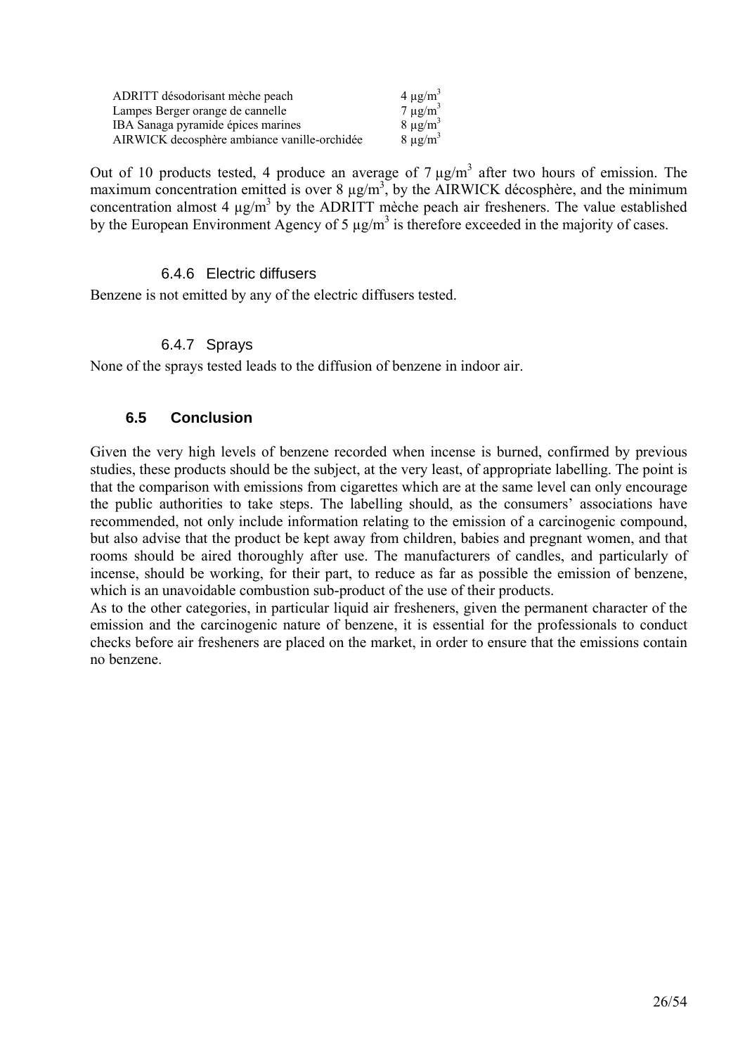| | |
|---|---|
| ADRITT désodorisant mèche peach | 4 µg/m$^3$ |
| Lampes Berger orange de cannelle | 7 µg/m$^3$ |
| IBA Sanaga pyramide épices marines | 8 µg/m$^3$ |
| AIRWICK decosphère ambiance vanille-orchidée | 8 µg/m$^3$ |

Out of 10 products tested, 4 produce an average of 7 µg/m$^3$ after two hours of emission. The maximum concentration emitted is over 8 µg/m$^3$, by the AIRWICK décosphère, and the minimum concentration almost 4 µg/m$^3$ by the ADRITT mèche peach air fresheners. The value established by the European Environment Agency of 5 µg/m$^3$ is therefore exceeded in the majority of cases.

#### 6.4.6 Electric diffusers

Benzene is not emitted by any of the electric diffusers tested.

#### 6.4.7 Sprays

None of the sprays tested leads to the diffusion of benzene in indoor air.

### 6.5 Conclusion

Given the very high levels of benzene recorded when incense is burned, confirmed by previous studies, these products should be the subject, at the very least, of appropriate labelling. The point is that the comparison with emissions from cigarettes which are at the same level can only encourage the public authorities to take steps. The labelling should, as the consumers' associations have recommended, not only include information relating to the emission of a carcinogenic compound, but also advise that the product be kept away from children, babies and pregnant women, and that rooms should be aired thoroughly after use. The manufacturers of candles, and particularly of incense, should be working, for their part, to reduce as far as possible the emission of benzene, which is an unavoidable combustion sub-product of the use of their products.

As to the other categories, in particular liquid air fresheners, given the permanent character of the emission and the carcinogenic nature of benzene, it is essential for the professionals to conduct checks before air fresheners are placed on the market, in order to ensure that the emissions contain no benzene.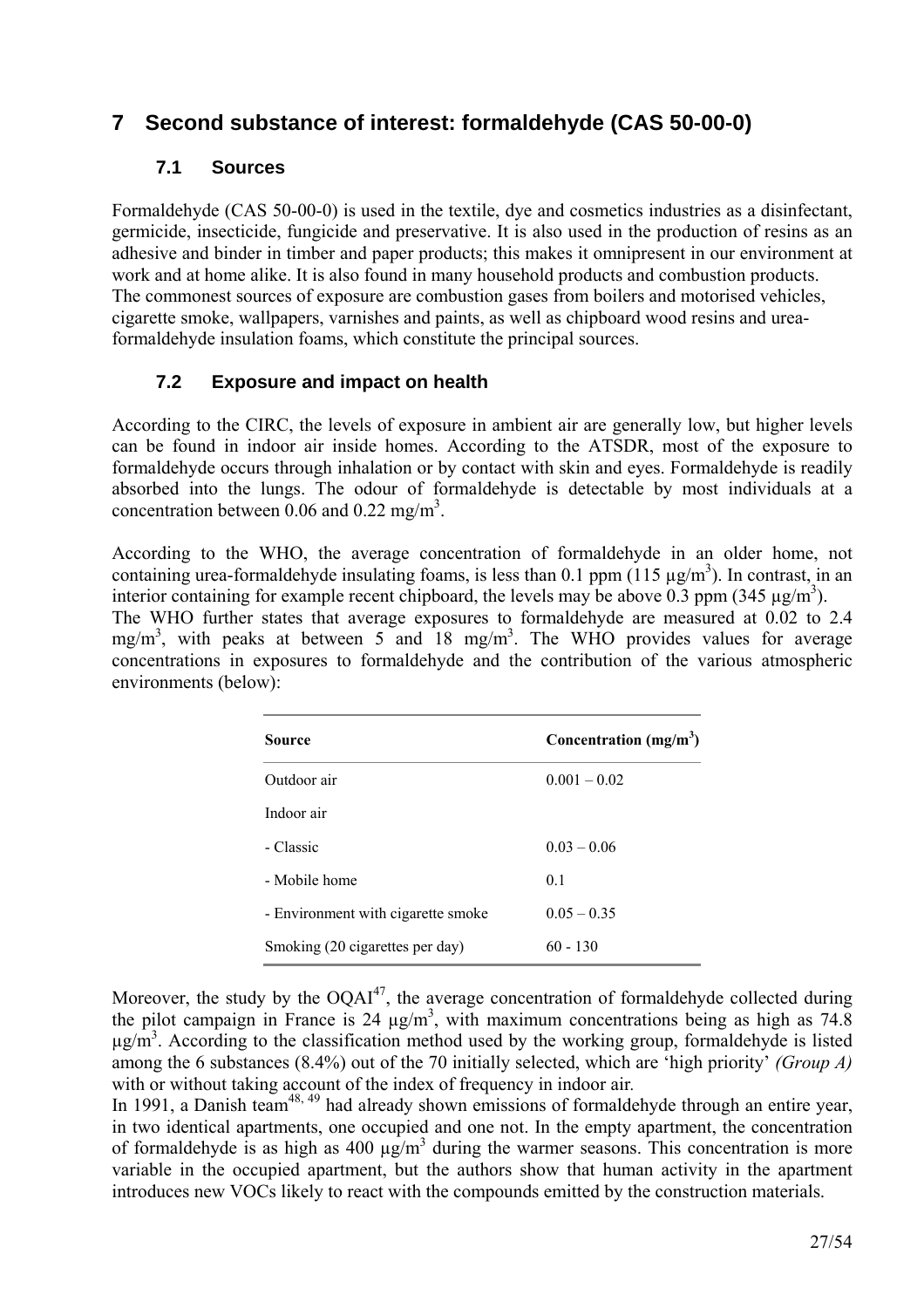# 7 Second substance of interest: formaldehyde (CAS 50-00-0)

## 7.1 Sources

Formaldehyde (CAS 50-00-0) is used in the textile, dye and cosmetics industries as a disinfectant, germicide, insecticide, fungicide and preservative. It is also used in the production of resins as an adhesive and binder in timber and paper products; this makes it omnipresent in our environment at work and at home alike. It is also found in many household products and combustion products. The commonest sources of exposure are combustion gases from boilers and motorised vehicles, cigarette smoke, wallpapers, varnishes and paints, as well as chipboard wood resins and urea-formaldehyde insulation foams, which constitute the principal sources.

## 7.2 Exposure and impact on health

According to the CIRC, the levels of exposure in ambient air are generally low, but higher levels can be found in indoor air inside homes. According to the ATSDR, most of the exposure to formaldehyde occurs through inhalation or by contact with skin and eyes. Formaldehyde is readily absorbed into the lungs. The odour of formaldehyde is detectable by most individuals at a concentration between 0.06 and 0.22 mg/m$^3$.

According to the WHO, the average concentration of formaldehyde in an older home, not containing urea-formaldehyde insulating foams, is less than 0.1 ppm (115 µg/m$^3$). In contrast, in an interior containing for example recent chipboard, the levels may be above 0.3 ppm (345 µg/m$^3$). The WHO further states that average exposures to formaldehyde are measured at 0.02 to 2.4 mg/m$^3$, with peaks at between 5 and 18 mg/m$^3$. The WHO provides values for average concentrations in exposures to formaldehyde and the contribution of the various atmospheric environments (below):

| Source | Concentration (mg/m$^3$) |
|---|---|
| Outdoor air | 0.001 – 0.02 |
| Indoor air | |
| - Classic | 0.03 – 0.06 |
| - Mobile home | 0.1 |
| - Environment with cigarette smoke | 0.05 – 0.35 |
| Smoking (20 cigarettes per day) | 60 - 130 |

Moreover, the study by the OQAI[47], the average concentration of formaldehyde collected during the pilot campaign in France is 24 µg/m$^3$, with maximum concentrations being as high as 74.8 µg/m$^3$. According to the classification method used by the working group, formaldehyde is listed among the 6 substances (8.4%) out of the 70 initially selected, which are 'high priority' *(Group A)* with or without taking account of the index of frequency in indoor air.

In 1991, a Danish team[48, 49] had already shown emissions of formaldehyde through an entire year, in two identical apartments, one occupied and one not. In the empty apartment, the concentration of formaldehyde is as high as 400 µg/m$^3$ during the warmer seasons. This concentration is more variable in the occupied apartment, but the authors show that human activity in the apartment introduces new VOCs likely to react with the compounds emitted by the construction materials.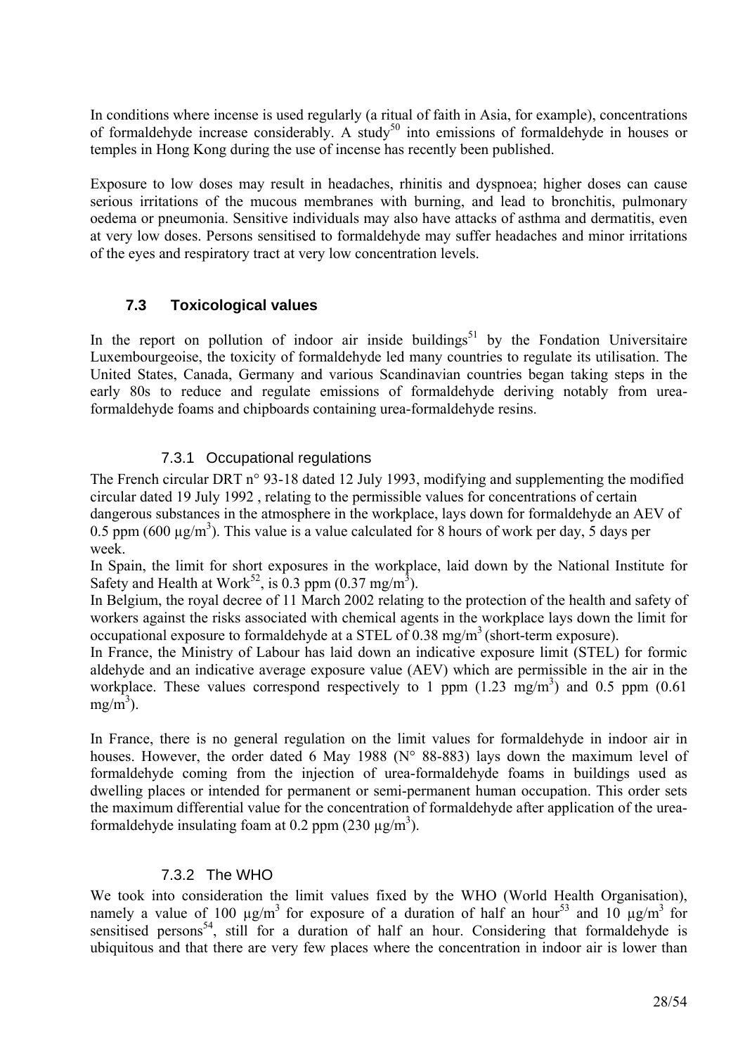In conditions where incense is used regularly (a ritual of faith in Asia, for example), concentrations of formaldehyde increase considerably. A study[50] into emissions of formaldehyde in houses or temples in Hong Kong during the use of incense has recently been published.

Exposure to low doses may result in headaches, rhinitis and dyspnoea; higher doses can cause serious irritations of the mucous membranes with burning, and lead to bronchitis, pulmonary oedema or pneumonia. Sensitive individuals may also have attacks of asthma and dermatitis, even at very low doses. Persons sensitised to formaldehyde may suffer headaches and minor irritations of the eyes and respiratory tract at very low concentration levels.

## 7.3 Toxicological values

In the report on pollution of indoor air inside buildings[51] by the Fondation Universitaire Luxembourgeoise, the toxicity of formaldehyde led many countries to regulate its utilisation. The United States, Canada, Germany and various Scandinavian countries began taking steps in the early 80s to reduce and regulate emissions of formaldehyde deriving notably from urea-formaldehyde foams and chipboards containing urea-formaldehyde resins.

### 7.3.1 Occupational regulations

The French circular DRT n° 93-18 dated 12 July 1993, modifying and supplementing the modified circular dated 19 July 1992 , relating to the permissible values for concentrations of certain dangerous substances in the atmosphere in the workplace, lays down for formaldehyde an AEV of 0.5 ppm (600 $\mu g/m^3$). This value is a value calculated for 8 hours of work per day, 5 days per week.

In Spain, the limit for short exposures in the workplace, laid down by the National Institute for Safety and Health at Work[52], is 0.3 ppm (0.37 $mg/m^3$).

In Belgium, the royal decree of 11 March 2002 relating to the protection of the health and safety of workers against the risks associated with chemical agents in the workplace lays down the limit for occupational exposure to formaldehyde at a STEL of 0.38 $mg/m^3$ (short-term exposure).

In France, the Ministry of Labour has laid down an indicative exposure limit (STEL) for formic aldehyde and an indicative average exposure value (AEV) which are permissible in the air in the workplace. These values correspond respectively to 1 ppm (1.23 $mg/m^3$) and 0.5 ppm (0.61 $mg/m^3$).

In France, there is no general regulation on the limit values for formaldehyde in indoor air in houses. However, the order dated 6 May 1988 (N° 88-883) lays down the maximum level of formaldehyde coming from the injection of urea-formaldehyde foams in buildings used as dwelling places or intended for permanent or semi-permanent human occupation. This order sets the maximum differential value for the concentration of formaldehyde after application of the urea-formaldehyde insulating foam at 0.2 ppm (230 $\mu g/m^3$).

### 7.3.2 The WHO

We took into consideration the limit values fixed by the WHO (World Health Organisation), namely a value of 100 $\mu g/m^3$ for exposure of a duration of half an hour[53] and 10 $\mu g/m^3$ for sensitised persons[54], still for a duration of half an hour. Considering that formaldehyde is ubiquitous and that there are very few places where the concentration in indoor air is lower than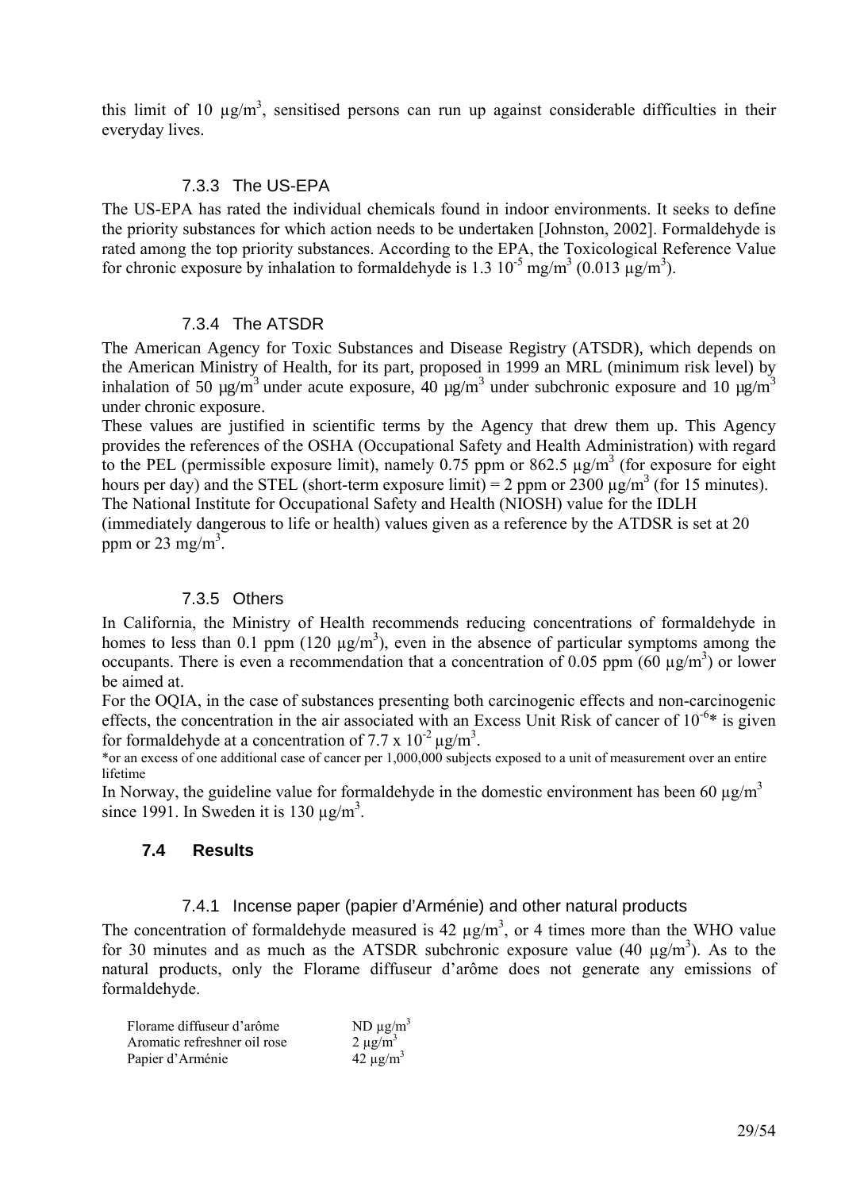this limit of 10 µg/m$^3$, sensitised persons can run up against considerable difficulties in their everyday lives.

### 7.3.3 The US-EPA

The US-EPA has rated the individual chemicals found in indoor environments. It seeks to define the priority substances for which action needs to be undertaken [Johnston, 2002]. Formaldehyde is rated among the top priority substances. According to the EPA, the Toxicological Reference Value for chronic exposure by inhalation to formaldehyde is 1.3 $10^{-5}$ mg/m$^3$ (0.013 µg/m$^3$).

### 7.3.4 The ATSDR

The American Agency for Toxic Substances and Disease Registry (ATSDR), which depends on the American Ministry of Health, for its part, proposed in 1999 an MRL (minimum risk level) by inhalation of 50 µg/m$^3$ under acute exposure, 40 µg/m$^3$ under subchronic exposure and 10 µg/m$^3$ under chronic exposure.

These values are justified in scientific terms by the Agency that drew them up. This Agency provides the references of the OSHA (Occupational Safety and Health Administration) with regard to the PEL (permissible exposure limit), namely 0.75 ppm or 862.5 µg/m$^3$ (for exposure for eight hours per day) and the STEL (short-term exposure limit) = 2 ppm or 2300 µg/m$^3$ (for 15 minutes).

The National Institute for Occupational Safety and Health (NIOSH) value for the IDLH (immediately dangerous to life or health) values given as a reference by the ATDSR is set at 20 ppm or 23 mg/m$^3$.

### 7.3.5 Others

In California, the Ministry of Health recommends reducing concentrations of formaldehyde in homes to less than 0.1 ppm (120 µg/m$^3$), even in the absence of particular symptoms among the occupants. There is even a recommendation that a concentration of 0.05 ppm (60 µg/m$^3$) or lower be aimed at.

For the OQIA, in the case of substances presenting both carcinogenic effects and non-carcinogenic effects, the concentration in the air associated with an Excess Unit Risk of cancer of $10^{-6}$* is given for formaldehyde at a concentration of 7.7 x $10^{-2}$ µg/m$^3$.

*or an excess of one additional case of cancer per 1,000,000 subjects exposed to a unit of measurement over an entire lifetime

In Norway, the guideline value for formaldehyde in the domestic environment has been 60 µg/m$^3$ since 1991. In Sweden it is 130 µg/m$^3$.

## 7.4 Results

### 7.4.1 Incense paper (papier d'Arménie) and other natural products

The concentration of formaldehyde measured is 42 µg/m$^3$, or 4 times more than the WHO value for 30 minutes and as much as the ATSDR subchronic exposure value (40 µg/m$^3$). As to the natural products, only the Florame diffuseur d'arôme does not generate any emissions of formaldehyde.

| | |
|---|---|
| Florame diffuseur d'arôme | ND µg/m$^3$ |
| Aromatic refreshner oil rose | 2 µg/m$^3$ |
| Papier d'Arménie | 42 µg/m$^3$ |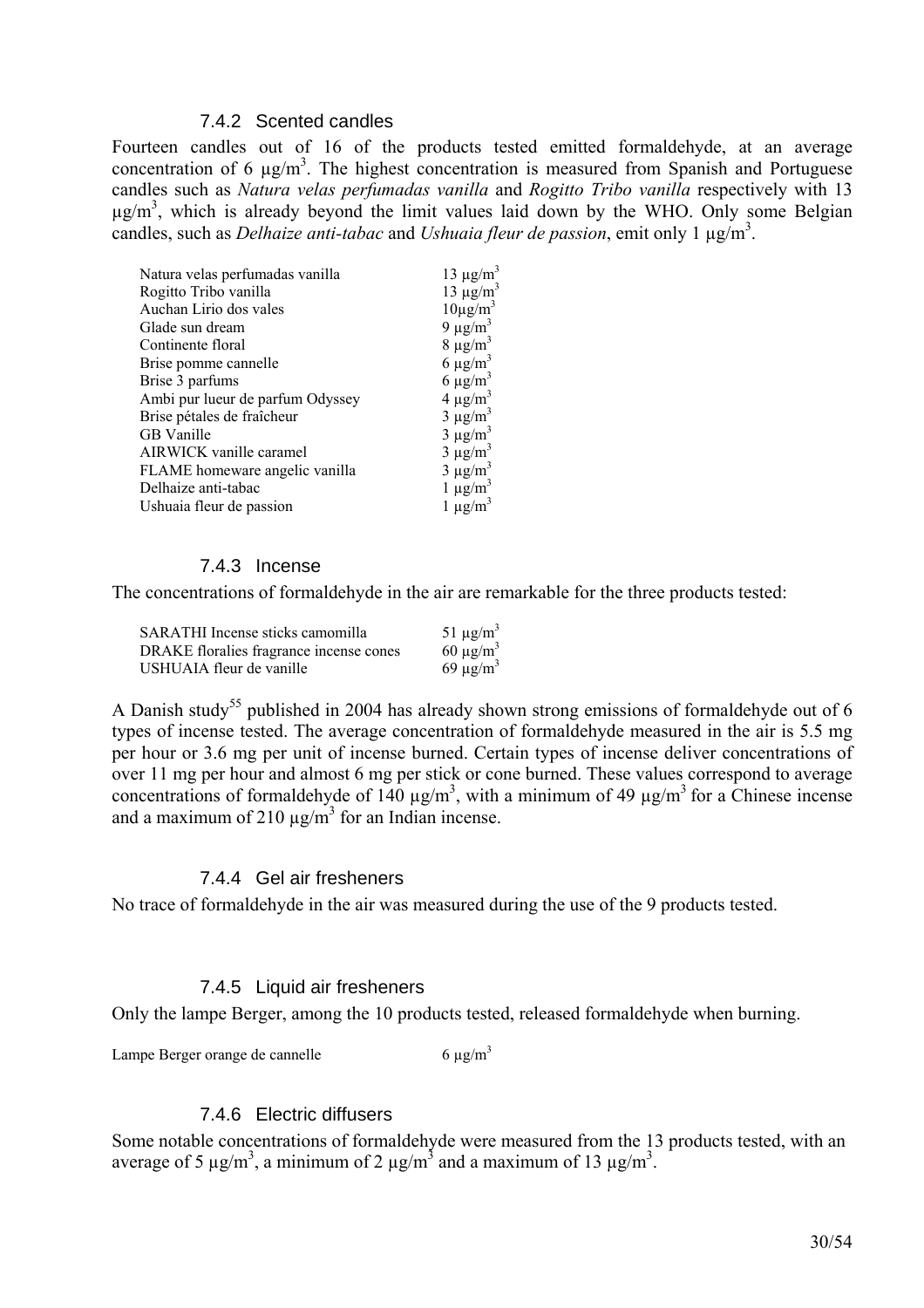### 7.4.2 Scented candles

Fourteen candles out of 16 of the products tested emitted formaldehyde, at an average concentration of 6 µg/m$^3$. The highest concentration is measured from Spanish and Portuguese candles such as *Natura velas perfumadas vanilla* and *Rogitto Tribo vanilla* respectively with 13 µg/m$^3$, which is already beyond the limit values laid down by the WHO. Only some Belgian candles, such as *Delhaize anti-tabac* and *Ushuaia fleur de passion*, emit only 1 µg/m$^3$.

| | |
|---|---|
| Natura velas perfumadas vanilla | 13 µg/m$^3$ |
| Rogitto Tribo vanilla | 13 µg/m$^3$ |
| Auchan Lirio dos vales | 10µg/m$^3$ |
| Glade sun dream | 9 µg/m$^3$ |
| Continente floral | 8 µg/m$^3$ |
| Brise pomme cannelle | 6 µg/m$^3$ |
| Brise 3 parfums | 6 µg/m$^3$ |
| Ambi pur lueur de parfum Odyssey | 4 µg/m$^3$ |
| Brise pétales de fraîcheur | 3 µg/m$^3$ |
| GB Vanille | 3 µg/m$^3$ |
| AIRWICK vanille caramel | 3 µg/m$^3$ |
| FLAME homeware angelic vanilla | 3 µg/m$^3$ |
| Delhaize anti-tabac | 1 µg/m$^3$ |
| Ushuaia fleur de passion | 1 µg/m$^3$ |

### 7.4.3 Incense

The concentrations of formaldehyde in the air are remarkable for the three products tested:

| | |
|---|---|
| SARATHI Incense sticks camomilla | 51 µg/m$^3$ |
| DRAKE floralies fragrance incense cones | 60 µg/m$^3$ |
| USHUAIA fleur de vanille | 69 µg/m$^3$ |

A Danish study[55] published in 2004 has already shown strong emissions of formaldehyde out of 6 types of incense tested. The average concentration of formaldehyde measured in the air is 5.5 mg per hour or 3.6 mg per unit of incense burned. Certain types of incense deliver concentrations of over 11 mg per hour and almost 6 mg per stick or cone burned. These values correspond to average concentrations of formaldehyde of 140 µg/m$^3$, with a minimum of 49 µg/m$^3$ for a Chinese incense and a maximum of 210 µg/m$^3$ for an Indian incense.

### 7.4.4 Gel air fresheners

No trace of formaldehyde in the air was measured during the use of the 9 products tested.

### 7.4.5 Liquid air fresheners

Only the lampe Berger, among the 10 products tested, released formaldehyde when burning.

| | |
|---|---|
| Lampe Berger orange de cannelle | 6 µg/m$^3$ |

### 7.4.6 Electric diffusers

Some notable concentrations of formaldehyde were measured from the 13 products tested, with an average of 5 µg/m$^3$, a minimum of 2 µg/m$^3$ and a maximum of 13 µg/m$^3$.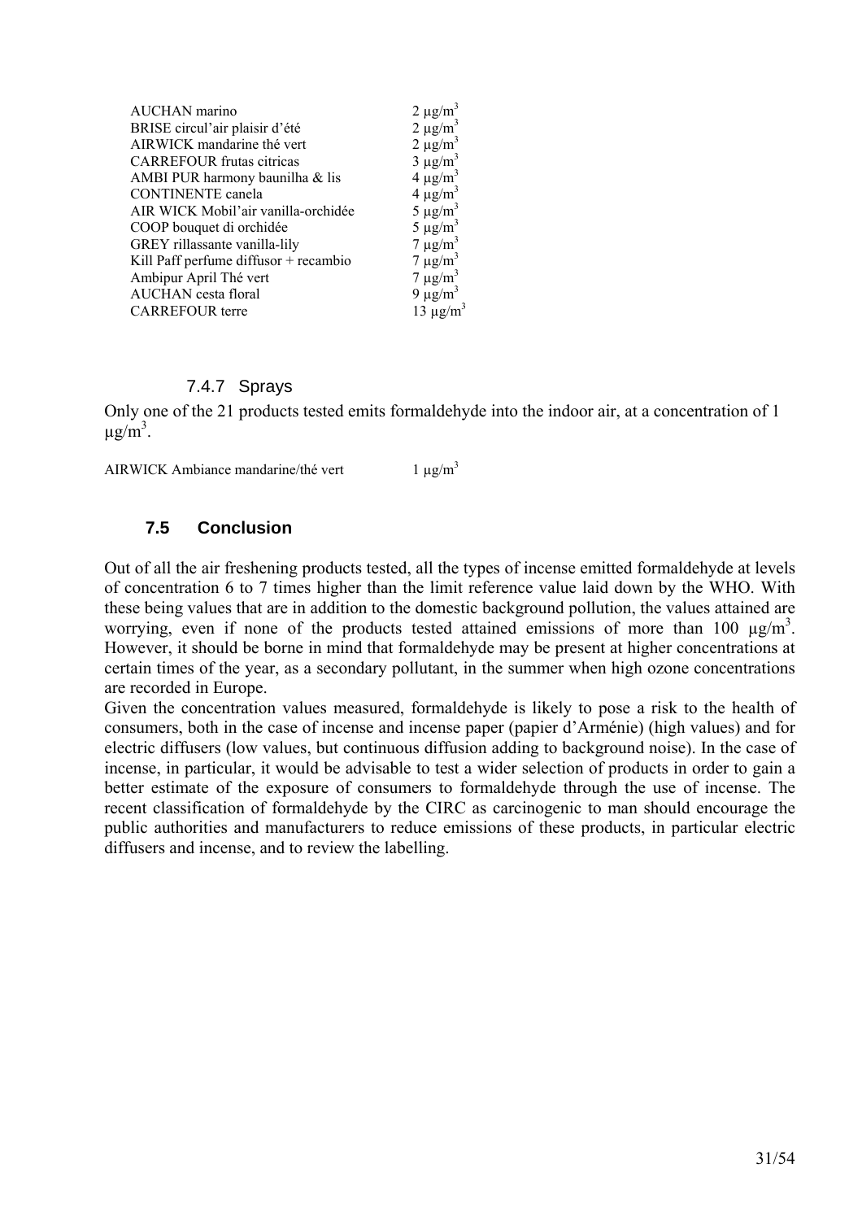| | |
|---|---|
| AUCHAN marino | 2 µg/m³ |
| BRISE circul'air plaisir d'été | 2 µg/m³ |
| AIRWICK mandarine thé vert | 2 µg/m³ |
| CARREFOUR frutas citricas | 3 µg/m³ |
| AMBI PUR harmony baunilha & lis | 4 µg/m³ |
| CONTINENTE canela | 4 µg/m³ |
| AIR WICK Mobil'air vanilla-orchidée | 5 µg/m³ |
| COOP bouquet di orchidée | 5 µg/m³ |
| GREY rillassante vanilla-lily | 7 µg/m³ |
| Kill Paff perfume diffusor + recambio | 7 µg/m³ |
| Ambipur April Thé vert | 7 µg/m³ |
| AUCHAN cesta floral | 9 µg/m³ |
| CARREFOUR terre | 13 µg/m³ |

### 7.4.7 Sprays

Only one of the 21 products tested emits formaldehyde into the indoor air, at a concentration of 1 µg/m³.

AIRWICK Ambiance mandarine/thé vert 1 µg/m³

## 7.5 Conclusion

Out of all the air freshening products tested, all the types of incense emitted formaldehyde at levels of concentration 6 to 7 times higher than the limit reference value laid down by the WHO. With these being values that are in addition to the domestic background pollution, the values attained are worrying, even if none of the products tested attained emissions of more than 100 µg/m³. However, it should be borne in mind that formaldehyde may be present at higher concentrations at certain times of the year, as a secondary pollutant, in the summer when high ozone concentrations are recorded in Europe.

Given the concentration values measured, formaldehyde is likely to pose a risk to the health of consumers, both in the case of incense and incense paper (papier d'Arménie) (high values) and for electric diffusers (low values, but continuous diffusion adding to background noise). In the case of incense, in particular, it would be advisable to test a wider selection of products in order to gain a better estimate of the exposure of consumers to formaldehyde through the use of incense. The recent classification of formaldehyde by the CIRC as carcinogenic to man should encourage the public authorities and manufacturers to reduce emissions of these products, in particular electric diffusers and incense, and to review the labelling.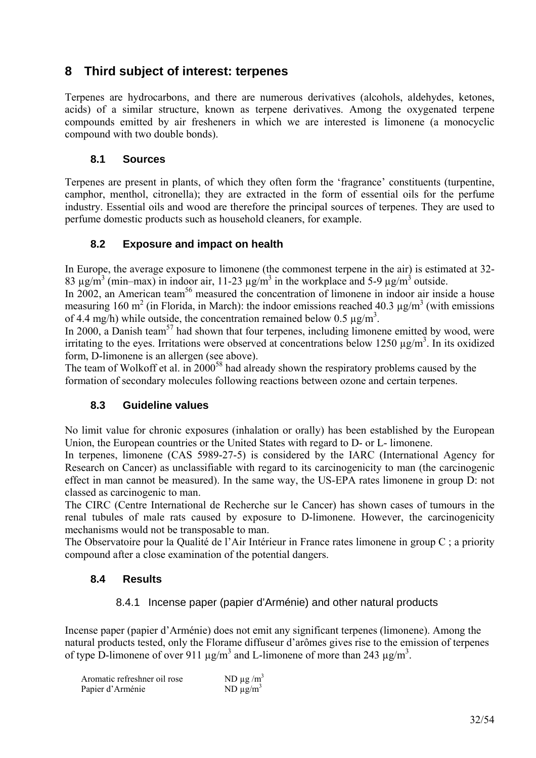# 8 Third subject of interest: terpenes

Terpenes are hydrocarbons, and there are numerous derivatives (alcohols, aldehydes, ketones, acids) of a similar structure, known as terpene derivatives. Among the oxygenated terpene compounds emitted by air fresheners in which we are interested is limonene (a monocyclic compound with two double bonds).

## 8.1 Sources

Terpenes are present in plants, of which they often form the 'fragrance' constituents (turpentine, camphor, menthol, citronella); they are extracted in the form of essential oils for the perfume industry. Essential oils and wood are therefore the principal sources of terpenes. They are used to perfume domestic products such as household cleaners, for example.

## 8.2 Exposure and impact on health

In Europe, the average exposure to limonene (the commonest terpene in the air) is estimated at 32-83 µg/m$^3$ (min–max) in indoor air, 11-23 µg/m$^3$ in the workplace and 5-9 µg/m$^3$ outside.

In 2002, an American team[56] measured the concentration of limonene in indoor air inside a house measuring 160 m$^2$ (in Florida, in March): the indoor emissions reached 40.3 µg/m$^3$ (with emissions of 4.4 mg/h) while outside, the concentration remained below 0.5 µg/m$^3$.

In 2000, a Danish team[57] had shown that four terpenes, including limonene emitted by wood, were irritating to the eyes. Irritations were observed at concentrations below 1250 µg/m$^3$. In its oxidized form, D-limonene is an allergen (see above).

The team of Wolkoff et al. in 2000[58] had already shown the respiratory problems caused by the formation of secondary molecules following reactions between ozone and certain terpenes.

## 8.3 Guideline values

No limit value for chronic exposures (inhalation or orally) has been established by the European Union, the European countries or the United States with regard to D- or L- limonene.

In terpenes, limonene (CAS 5989-27-5) is considered by the IARC (International Agency for Research on Cancer) as unclassifiable with regard to its carcinogenicity to man (the carcinogenic effect in man cannot be measured). In the same way, the US-EPA rates limonene in group D: not classed as carcinogenic to man.

The CIRC (Centre International de Recherche sur le Cancer) has shown cases of tumours in the renal tubules of male rats caused by exposure to D-limonene. However, the carcinogenicity mechanisms would not be transposable to man.

The Observatoire pour la Qualité de l'Air Intérieur in France rates limonene in group C ; a priority compound after a close examination of the potential dangers.

## 8.4 Results

### 8.4.1 Incense paper (papier d'Arménie) and other natural products

Incense paper (papier d'Arménie) does not emit any significant terpenes (limonene). Among the natural products tested, only the Florame diffuseur d'arômes gives rise to the emission of terpenes of type D-limonene of over 911 µg/m$^3$ and L-limonene of more than 243 µg/m$^3$.

| | |
|---|---|
| Aromatic refreshner oil rose | ND µg /m$^3$ |
| Papier d'Arménie | ND µg/m$^3$ |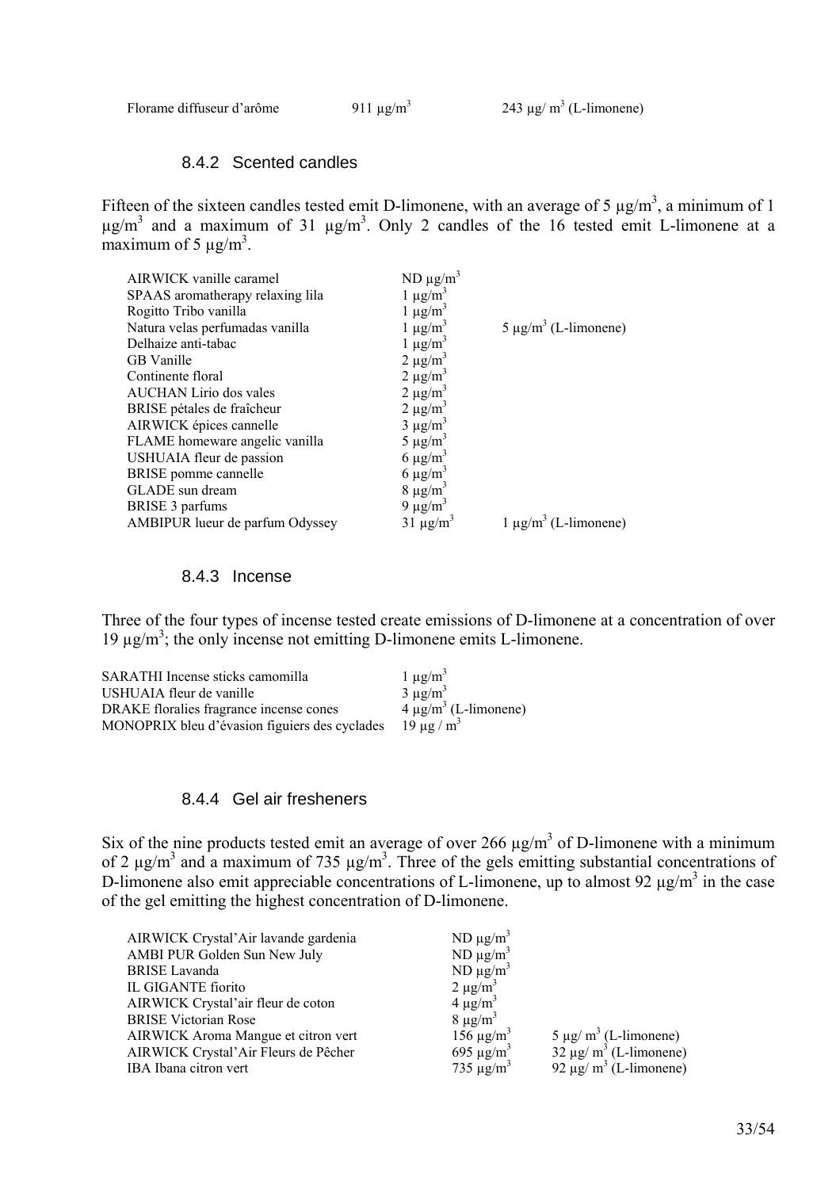| | | |
|---|---|---|
| Florame diffuseur d'arôme | 911 µg/m$^3$ | 243 µg/ m$^3$ (L-limonene) |

### 8.4.2 Scented candles

Fifteen of the sixteen candles tested emit D-limonene, with an average of 5 µg/m$^3$, a minimum of 1 µg/m$^3$ and a maximum of 31 µg/m$^3$. Only 2 candles of the 16 tested emit L-limonene at a maximum of 5 µg/m$^3$.

| | | |
|---|---|---|
| AIRWICK vanille caramel | ND µg/m$^3$ | |
| SPAAS aromatherapy relaxing lila | 1 µg/m$^3$ | |
| Rogitto Tribo vanilla | 1 µg/m$^3$ | |
| Natura velas perfumadas vanilla | 1 µg/m$^3$ | 5 µg/m$^3$ (L-limonene) |
| Delhaize anti-tabac | 1 µg/m$^3$ | |
| GB Vanille | 2 µg/m$^3$ | |
| Continente floral | 2 µg/m$^3$ | |
| AUCHAN Lirio dos vales | 2 µg/m$^3$ | |
| BRISE pétales de fraîcheur | 2 µg/m$^3$ | |
| AIRWICK épices cannelle | 3 µg/m$^3$ | |
| FLAME homeware angelic vanilla | 5 µg/m$^3$ | |
| USHUAIA fleur de passion | 6 µg/m$^3$ | |
| BRISE pomme cannelle | 6 µg/m$^3$ | |
| GLADE sun dream | 8 µg/m$^3$ | |
| BRISE 3 parfums | 9 µg/m$^3$ | |
| AMBIPUR lueur de parfum Odyssey | 31 µg/m$^3$ | 1 µg/m$^3$ (L-limonene) |

### 8.4.3 Incense

Three of the four types of incense tested create emissions of D-limonene at a concentration of over 19 µg/m$^3$; the only incense not emitting D-limonene emits L-limonene.

| | |
|---|---|
| SARATHI Incense sticks camomilla | 1 µg/m$^3$ |
| USHUAIA fleur de vanille | 3 µg/m$^3$ |
| DRAKE floralies fragrance incense cones | 4 µg/m$^3$ (L-limonene) |
| MONOPRIX bleu d'évasion figuiers des cyclades | 19 µg / m$^3$ |

### 8.4.4 Gel air fresheners

Six of the nine products tested emit an average of over 266 µg/m$^3$ of D-limonene with a minimum of 2 µg/m$^3$ and a maximum of 735 µg/m$^3$. Three of the gels emitting substantial concentrations of D-limonene also emit appreciable concentrations of L-limonene, up to almost 92 µg/m$^3$ in the case of the gel emitting the highest concentration of D-limonene.

| | | |
|---|---|---|
| AIRWICK Crystal'Air lavande gardenia | ND µg/m$^3$ | |
| AMBI PUR Golden Sun New July | ND µg/m$^3$ | |
| BRISE Lavanda | ND µg/m$^3$ | |
| IL GIGANTE fiorito | 2 µg/m$^3$ | |
| AIRWICK Crystal'air fleur de coton | 4 µg/m$^3$ | |
| BRISE Victorian Rose | 8 µg/m$^3$ | |
| AIRWICK Aroma Mangue et citron vert | 156 µg/m$^3$ | 5 µg/ m$^3$ (L-limonene) |
| AIRWICK Crystal'Air Fleurs de Pêcher | 695 µg/m$^3$ | 32 µg/ m$^3$ (L-limonene) |
| IBA Ibana citron vert | 735 µg/m$^3$ | 92 µg/ m$^3$ (L-limonene) |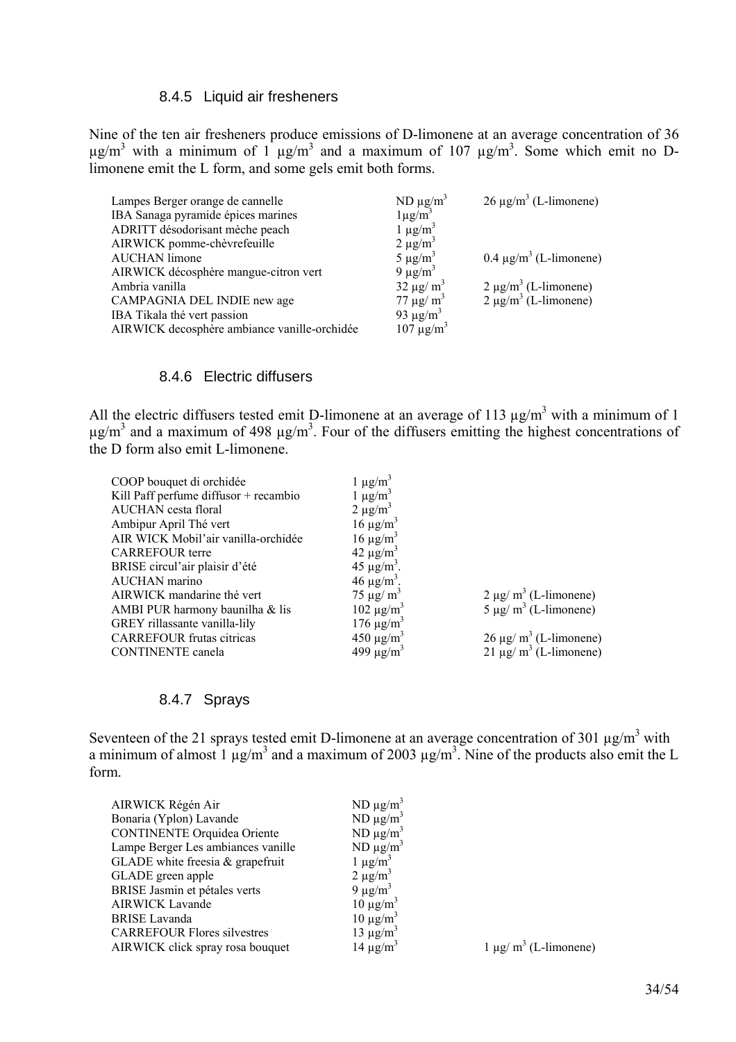### 8.4.5 Liquid air fresheners

Nine of the ten air fresheners produce emissions of D-limonene at an average concentration of 36 µg/m$^3$ with a minimum of 1 µg/m$^3$ and a maximum of 107 µg/m$^3$. Some which emit no D-limonene emit the L form, and some gels emit both forms.

| | | |
|---|---|---|
| Lampes Berger orange de cannelle | ND µg/m$^3$ | 26 µg/m$^3$ (L-limonene) |
| IBA Sanaga pyramide épices marines | 1µg/m$^3$ | |
| ADRITT désodorisant mèche peach | 1 µg/m$^3$ | |
| AIRWICK pomme-chèvrefeuille | 2 µg/m$^3$ | |
| AUCHAN limone | 5 µg/m$^3$ | 0.4 µg/m$^3$ (L-limonene) |
| AIRWICK décosphère mangue-citron vert | 9 µg/m$^3$ | |
| Ambria vanilla | 32 µg/ m$^3$ | 2 µg/m$^3$ (L-limonene) |
| CAMPAGNIA DEL INDIE new age | 77 µg/ m$^3$ | 2 µg/m$^3$ (L-limonene) |
| IBA Tikala thé vert passion | 93 µg/m$^3$ | |
| AIRWICK decosphère ambiance vanille-orchidée | 107 µg/m$^3$ | |

### 8.4.6 Electric diffusers

All the electric diffusers tested emit D-limonene at an average of 113 µg/m$^3$ with a minimum of 1 µg/m$^3$ and a maximum of 498 µg/m$^3$. Four of the diffusers emitting the highest concentrations of the D form also emit L-limonene.

| | | |
|---|---|---|
| COOP bouquet di orchidée | 1 µg/m$^3$ | |
| Kill Paff perfume diffusor + recambio | 1 µg/m$^3$ | |
| AUCHAN cesta floral | 2 µg/m$^3$ | |
| Ambipur April Thé vert | 16 µg/m$^3$ | |
| AIR WICK Mobil'air vanilla-orchidée | 16 µg/m$^3$ | |
| CARREFOUR terre | 42 µg/m$^3$ | |
| BRISE circul'air plaisir d'été | 45 µg/m$^3$. | |
| AUCHAN marino | 46 µg/m$^3$. | |
| AIRWICK mandarine thé vert | 75 µg/ m$^3$ | 2 µg/ m$^3$ (L-limonene) |
| AMBI PUR harmony baunilha & lis | 102 µg/m$^3$ | 5 µg/ m$^3$ (L-limonene) |
| GREY rillassante vanilla-lily | 176 µg/m$^3$ | |
| CARREFOUR frutas citricas | 450 µg/m$^3$ | 26 µg/ m$^3$ (L-limonene) |
| CONTINENTE canela | 499 µg/m$^3$ | 21 µg/ m$^3$ (L-limonene) |

### 8.4.7 Sprays

Seventeen of the 21 sprays tested emit D-limonene at an average concentration of 301 µg/m$^3$ with a minimum of almost 1 µg/m$^3$ and a maximum of 2003 µg/m$^3$. Nine of the products also emit the L form.

| | | |
|---|---|---|
| AIRWICK Régén Air | ND µg/m$^3$ | |
| Bonaria (Yplon) Lavande | ND µg/m$^3$ | |
| CONTINENTE Orquidea Oriente | ND µg/m$^3$ | |
| Lampe Berger Les ambiances vanille | ND µg/m$^3$ | |
| GLADE white freesia & grapefruit | 1 µg/m$^3$ | |
| GLADE green apple | 2 µg/m$^3$ | |
| BRISE Jasmin et pétales verts | 9 µg/m$^3$ | |
| AIRWICK Lavande | 10 µg/m$^3$ | |
| BRISE Lavanda | 10 µg/m$^3$ | |
| CARREFOUR Flores silvestres | 13 µg/m$^3$ | |
| AIRWICK click spray rosa bouquet | 14 µg/m$^3$ | 1 µg/ m$^3$ (L-limonene) |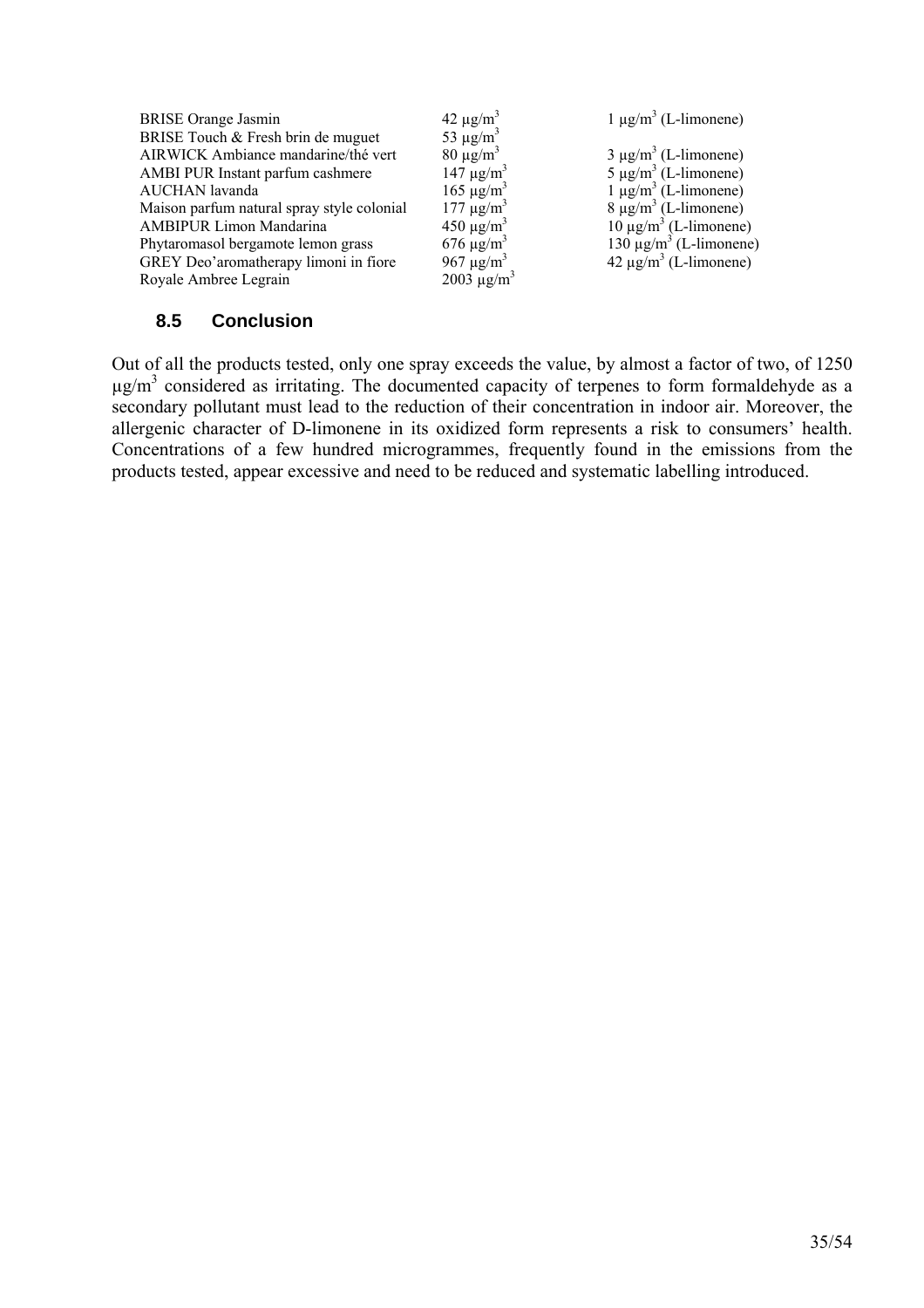| | | |
|---|---|---|
| BRISE Orange Jasmin | 42 µg/m$^3$ | 1 µg/m$^3$ (L-limonene) |
| BRISE Touch & Fresh brin de muguet | 53 µg/m$^3$ | |
| AIRWICK Ambiance mandarine/thé vert | 80 µg/m$^3$ | 3 µg/m$^3$ (L-limonene) |
| AMBI PUR Instant parfum cashmere | 147 µg/m$^3$ | 5 µg/m$^3$ (L-limonene) |
| AUCHAN lavanda | 165 µg/m$^3$ | 1 µg/m$^3$ (L-limonene) |
| Maison parfum natural spray style colonial | 177 µg/m$^3$ | 8 µg/m$^3$ (L-limonene) |
| AMBIPUR Limon Mandarina | 450 µg/m$^3$ | 10 µg/m$^3$ (L-limonene) |
| Phytaromasol bergamote lemon grass | 676 µg/m$^3$ | 130 µg/m$^3$ (L-limonene) |
| GREY Deo'aromatherapy limoni in fiore | 967 µg/m$^3$ | 42 µg/m$^3$ (L-limonene) |
| Royale Ambree Legrain | 2003 µg/m$^3$ | |

## 8.5 Conclusion

Out of all the products tested, only one spray exceeds the value, by almost a factor of two, of 1250 µg/m$^3$ considered as irritating. The documented capacity of terpenes to form formaldehyde as a secondary pollutant must lead to the reduction of their concentration in indoor air. Moreover, the allergenic character of D-limonene in its oxidized form represents a risk to consumers' health. Concentrations of a few hundred microgrammes, frequently found in the emissions from the products tested, appear excessive and need to be reduced and systematic labelling introduced.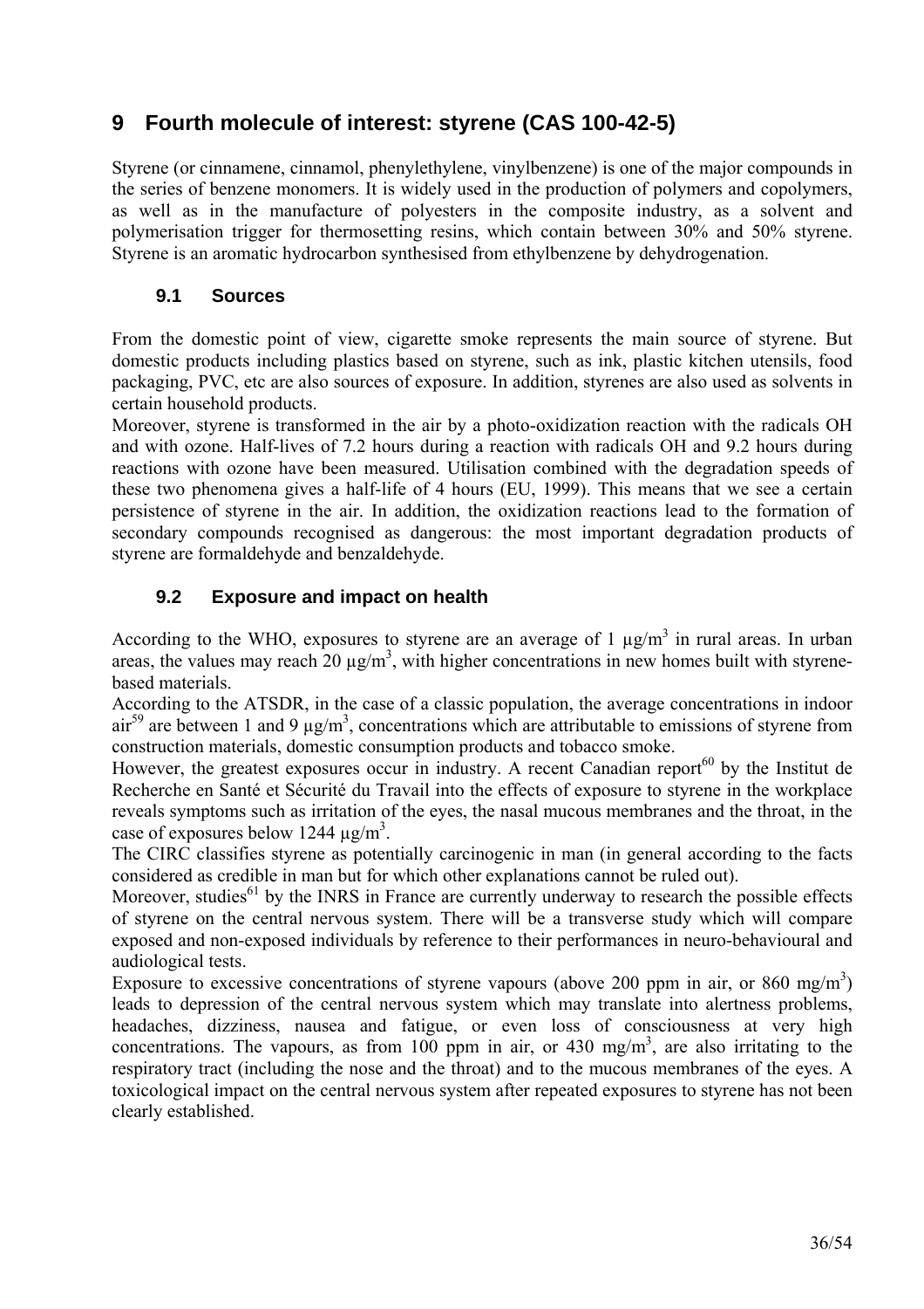# 9 Fourth molecule of interest: styrene (CAS 100-42-5)

Styrene (or cinnamene, cinnamol, phenylethylene, vinylbenzene) is one of the major compounds in the series of benzene monomers. It is widely used in the production of polymers and copolymers, as well as in the manufacture of polyesters in the composite industry, as a solvent and polymerisation trigger for thermosetting resins, which contain between 30% and 50% styrene. Styrene is an aromatic hydrocarbon synthesised from ethylbenzene by dehydrogenation.

## 9.1 Sources

From the domestic point of view, cigarette smoke represents the main source of styrene. But domestic products including plastics based on styrene, such as ink, plastic kitchen utensils, food packaging, PVC, etc are also sources of exposure. In addition, styrenes are also used as solvents in certain household products.

Moreover, styrene is transformed in the air by a photo-oxidization reaction with the radicals OH and with ozone. Half-lives of 7.2 hours during a reaction with radicals OH and 9.2 hours during reactions with ozone have been measured. Utilisation combined with the degradation speeds of these two phenomena gives a half-life of 4 hours (EU, 1999). This means that we see a certain persistence of styrene in the air. In addition, the oxidization reactions lead to the formation of secondary compounds recognised as dangerous: the most important degradation products of styrene are formaldehyde and benzaldehyde.

## 9.2 Exposure and impact on health

According to the WHO, exposures to styrene are an average of 1 $\mu g/m^3$ in rural areas. In urban areas, the values may reach 20 $\mu g/m^3$, with higher concentrations in new homes built with styrene-based materials.

According to the ATSDR, in the case of a classic population, the average concentrations in indoor air[59] are between 1 and 9 $\mu g/m^3$, concentrations which are attributable to emissions of styrene from construction materials, domestic consumption products and tobacco smoke.

However, the greatest exposures occur in industry. A recent Canadian report[60] by the Institut de Recherche en Santé et Sécurité du Travail into the effects of exposure to styrene in the workplace reveals symptoms such as irritation of the eyes, the nasal mucous membranes and the throat, in the case of exposures below 1244 $\mu g/m^3$.

The CIRC classifies styrene as potentially carcinogenic in man (in general according to the facts considered as credible in man but for which other explanations cannot be ruled out).

Moreover, studies[61] by the INRS in France are currently underway to research the possible effects of styrene on the central nervous system. There will be a transverse study which will compare exposed and non-exposed individuals by reference to their performances in neuro-behavioural and audiological tests.

Exposure to excessive concentrations of styrene vapours (above 200 ppm in air, or 860 $mg/m^3$) leads to depression of the central nervous system which may translate into alertness problems, headaches, dizziness, nausea and fatigue, or even loss of consciousness at very high concentrations. The vapours, as from 100 ppm in air, or 430 $mg/m^3$, are also irritating to the respiratory tract (including the nose and the throat) and to the mucous membranes of the eyes. A toxicological impact on the central nervous system after repeated exposures to styrene has not been clearly established.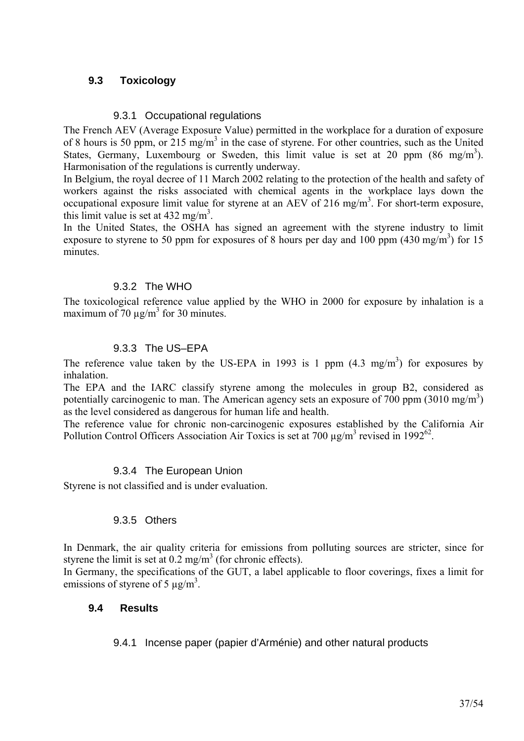## 9.3 Toxicology

### 9.3.1 Occupational regulations

The French AEV (Average Exposure Value) permitted in the workplace for a duration of exposure of 8 hours is 50 ppm, or 215 mg/$m^3$ in the case of styrene. For other countries, such as the United States, Germany, Luxembourg or Sweden, this limit value is set at 20 ppm (86 mg/$m^3$). Harmonisation of the regulations is currently underway.

In Belgium, the royal decree of 11 March 2002 relating to the protection of the health and safety of workers against the risks associated with chemical agents in the workplace lays down the occupational exposure limit value for styrene at an AEV of 216 mg/$m^3$. For short-term exposure, this limit value is set at 432 mg/$m^3$.

In the United States, the OSHA has signed an agreement with the styrene industry to limit exposure to styrene to 50 ppm for exposures of 8 hours per day and 100 ppm (430 mg/$m^3$) for 15 minutes.

### 9.3.2 The WHO

The toxicological reference value applied by the WHO in 2000 for exposure by inhalation is a maximum of 70 µg/$m^3$ for 30 minutes.

### 9.3.3 The US–EPA

The reference value taken by the US-EPA in 1993 is 1 ppm (4.3 mg/$m^3$) for exposures by inhalation.

The EPA and the IARC classify styrene among the molecules in group B2, considered as potentially carcinogenic to man. The American agency sets an exposure of 700 ppm (3010 mg/$m^3$) as the level considered as dangerous for human life and health.

The reference value for chronic non-carcinogenic exposures established by the California Air Pollution Control Officers Association Air Toxics is set at 700 µg/$m^3$ revised in 1992[62].

### 9.3.4 The European Union

Styrene is not classified and is under evaluation.

### 9.3.5 Others

In Denmark, the air quality criteria for emissions from polluting sources are stricter, since for styrene the limit is set at 0.2 mg/$m^3$ (for chronic effects).

In Germany, the specifications of the GUT, a label applicable to floor coverings, fixes a limit for emissions of styrene of 5 µg/$m^3$.

## 9.4 Results

### 9.4.1 Incense paper (papier d'Arménie) and other natural products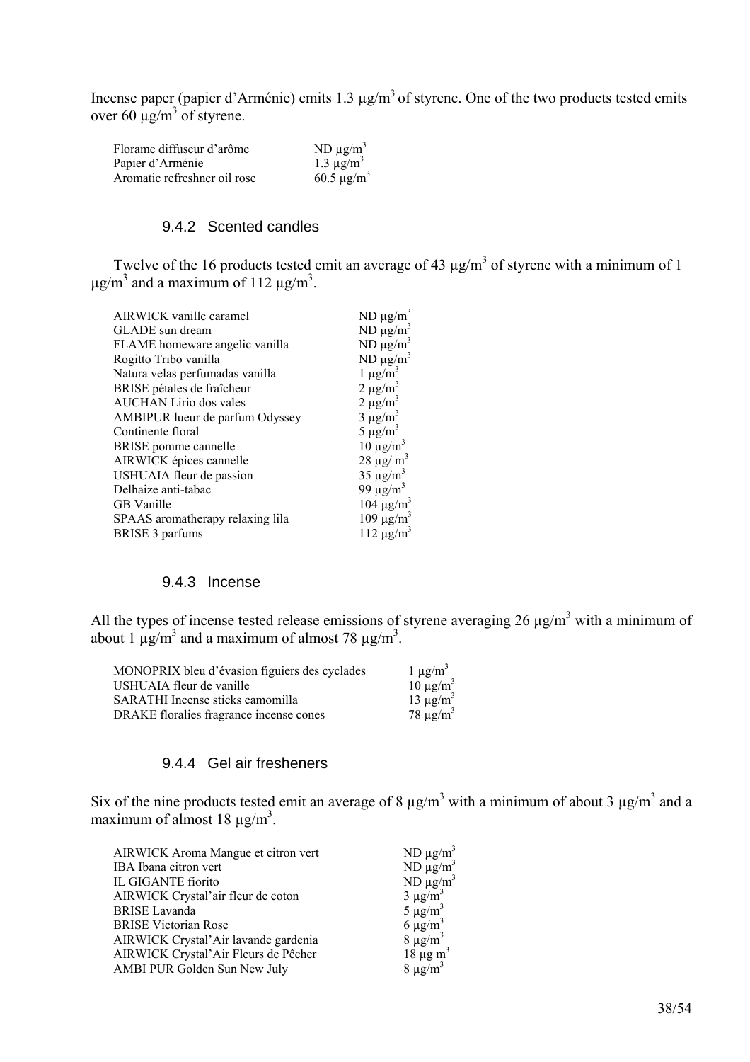Incense paper (papier d'Arménie) emits 1.3 µg/m$^3$ of styrene. One of the two products tested emits over 60 µg/m$^3$ of styrene.

| | |
|---|---|
| Florame diffuseur d'arôme | ND µg/m$^3$ |
| Papier d'Arménie | 1.3 µg/m$^3$ |
| Aromatic refreshner oil rose | 60.5 µg/m$^3$ |

### 9.4.2 Scented candles

Twelve of the 16 products tested emit an average of 43 µg/m$^3$ of styrene with a minimum of 1 µg/m$^3$ and a maximum of 112 µg/m$^3$.

| | |
|---|---|
| AIRWICK vanille caramel | ND µg/m$^3$ |
| GLADE sun dream | ND µg/m$^3$ |
| FLAME homeware angelic vanilla | ND µg/m$^3$ |
| Rogitto Tribo vanilla | ND µg/m$^3$ |
| Natura velas perfumadas vanilla | 1 µg/m$^3$ |
| BRISE pétales de fraîcheur | 2 µg/m$^3$ |
| AUCHAN Lirio dos vales | 2 µg/m$^3$ |
| AMBIPUR lueur de parfum Odyssey | 3 µg/m$^3$ |
| Continente floral | 5 µg/m$^3$ |
| BRISE pomme cannelle | 10 µg/m$^3$ |
| AIRWICK épices cannelle | 28 µg/ m$^3$ |
| USHUAIA fleur de passion | 35 µg/m$^3$ |
| Delhaize anti-tabac | 99 µg/m$^3$ |
| GB Vanille | 104 µg/m$^3$ |
| SPAAS aromatherapy relaxing lila | 109 µg/m$^3$ |
| BRISE 3 parfums | 112 µg/m$^3$ |

### 9.4.3 Incense

All the types of incense tested release emissions of styrene averaging 26 µg/m$^3$ with a minimum of about 1 µg/m$^3$ and a maximum of almost 78 µg/m$^3$.

| | |
|---|---|
| MONOPRIX bleu d'évasion figuiers des cyclades | 1 µg/m$^3$ |
| USHUAIA fleur de vanille | 10 µg/m$^3$ |
| SARATHI Incense sticks camomilla | 13 µg/m$^3$ |
| DRAKE floralies fragrance incense cones | 78 µg/m$^3$ |

### 9.4.4 Gel air fresheners

Six of the nine products tested emit an average of 8 µg/m$^3$ with a minimum of about 3 µg/m$^3$ and a maximum of almost 18 µg/m$^3$.

| | |
|---|---|
| AIRWICK Aroma Mangue et citron vert | ND µg/m$^3$ |
| IBA Ibana citron vert | ND µg/m$^3$ |
| IL GIGANTE fiorito | ND µg/m$^3$ |
| AIRWICK Crystal'air fleur de coton | 3 µg/m$^3$ |
| BRISE Lavanda | 5 µg/m$^3$ |
| BRISE Victorian Rose | 6 µg/m$^3$ |
| AIRWICK Crystal'Air lavande gardenia | 8 µg/m$^3$ |
| AIRWICK Crystal'Air Fleurs de Pêcher | 18 µg m$^3$ |
| AMBI PUR Golden Sun New July | 8 µg/m$^3$ |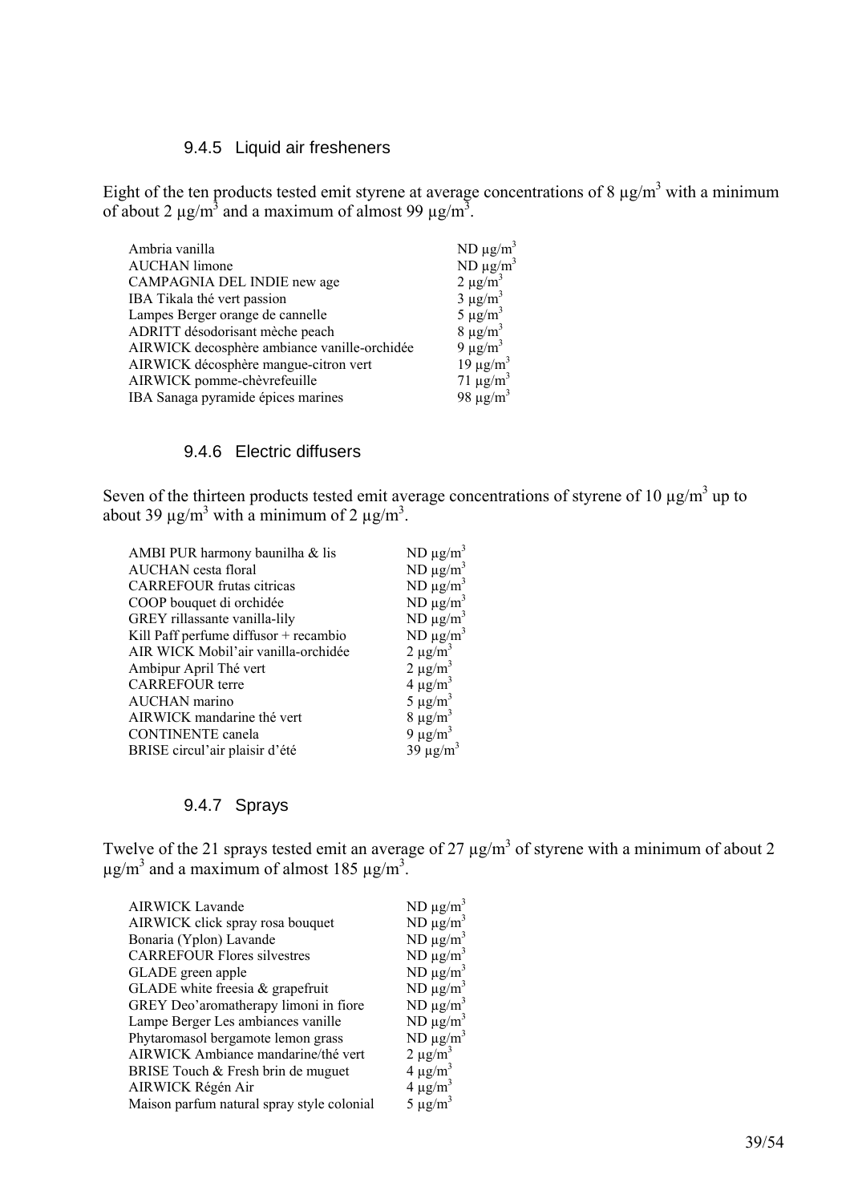### 9.4.5 Liquid air fresheners

Eight of the ten products tested emit styrene at average concentrations of 8 $\mu g/m^3$ with a minimum of about 2 $\mu g/m^3$ and a maximum of almost 99 $\mu g/m^3$.

| | |
|---|---|
| Ambria vanilla | ND $\mu g/m^3$ |
| AUCHAN limone | ND $\mu g/m^3$ |
| CAMPAGNIA DEL INDIE new age | 2 $\mu g/m^3$ |
| IBA Tikala thé vert passion | 3 $\mu g/m^3$ |
| Lampes Berger orange de cannelle | 5 $\mu g/m^3$ |
| ADRITT désodorisant mèche peach | 8 $\mu g/m^3$ |
| AIRWICK decosphère ambiance vanille-orchidée | 9 $\mu g/m^3$ |
| AIRWICK décosphère mangue-citron vert | 19 $\mu g/m^3$ |
| AIRWICK pomme-chèvrefeuille | 71 $\mu g/m^3$ |
| IBA Sanaga pyramide épices marines | 98 $\mu g/m^3$ |

### 9.4.6 Electric diffusers

Seven of the thirteen products tested emit average concentrations of styrene of 10 $\mu g/m^3$ up to about 39 $\mu g/m^3$ with a minimum of 2 $\mu g/m^3$.

| | |
|---|---|
| AMBI PUR harmony baunilha & lis | ND $\mu g/m^3$ |
| AUCHAN cesta floral | ND $\mu g/m^3$ |
| CARREFOUR frutas citricas | ND $\mu g/m^3$ |
| COOP bouquet di orchidée | ND $\mu g/m^3$ |
| GREY rillassante vanilla-lily | ND $\mu g/m^3$ |
| Kill Paff perfume diffusor + recambio | ND $\mu g/m^3$ |
| AIR WICK Mobil'air vanilla-orchidée | 2 $\mu g/m^3$ |
| Ambipur April Thé vert | 2 $\mu g/m^3$ |
| CARREFOUR terre | 4 $\mu g/m^3$ |
| AUCHAN marino | 5 $\mu g/m^3$ |
| AIRWICK mandarine thé vert | 8 $\mu g/m^3$ |
| CONTINENTE canela | 9 $\mu g/m^3$ |
| BRISE circul'air plaisir d'été | 39 $\mu g/m^3$ |

### 9.4.7 Sprays

Twelve of the 21 sprays tested emit an average of 27 $\mu g/m^3$ of styrene with a minimum of about 2 $\mu g/m^3$ and a maximum of almost 185 $\mu g/m^3$.

| | |
|---|---|
| AIRWICK Lavande | ND $\mu g/m^3$ |
| AIRWICK click spray rosa bouquet | ND $\mu g/m^3$ |
| Bonaria (Yplon) Lavande | ND $\mu g/m^3$ |
| CARREFOUR Flores silvestres | ND $\mu g/m^3$ |
| GLADE green apple | ND $\mu g/m^3$ |
| GLADE white freesia & grapefruit | ND $\mu g/m^3$ |
| GREY Deo'aromatherapy limoni in fiore | ND $\mu g/m^3$ |
| Lampe Berger Les ambiances vanille | ND $\mu g/m^3$ |
| Phytaromasol bergamote lemon grass | ND $\mu g/m^3$ |
| AIRWICK Ambiance mandarine/thé vert | 2 $\mu g/m^3$ |
| BRISE Touch & Fresh brin de muguet | 4 $\mu g/m^3$ |
| AIRWICK Régén Air | 4 $\mu g/m^3$ |
| Maison parfum natural spray style colonial | 5 $\mu g/m^3$ |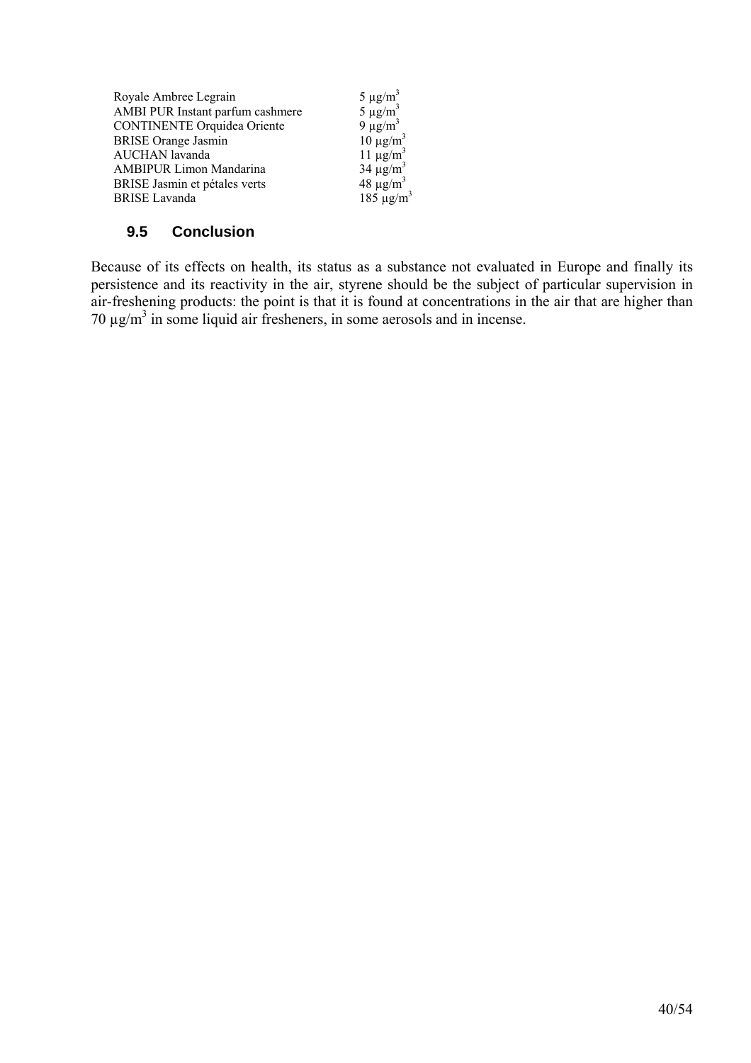| | |
|---|---|
| Royale Ambree Legrain | 5 µg/m$^3$ |
| AMBI PUR Instant parfum cashmere | 5 µg/m$^3$ |
| CONTINENTE Orquidea Oriente | 9 µg/m$^3$ |
| BRISE Orange Jasmin | 10 µg/m$^3$ |
| AUCHAN lavanda | 11 µg/m$^3$ |
| AMBIPUR Limon Mandarina | 34 µg/m$^3$ |
| BRISE Jasmin et pétales verts | 48 µg/m$^3$ |
| BRISE Lavanda | 185 µg/m$^3$ |

### 9.5 Conclusion

Because of its effects on health, its status as a substance not evaluated in Europe and finally its persistence and its reactivity in the air, styrene should be the subject of particular supervision in air-freshening products: the point is that it is found at concentrations in the air that are higher than 70 µg/m$^3$ in some liquid air fresheners, in some aerosols and in incense.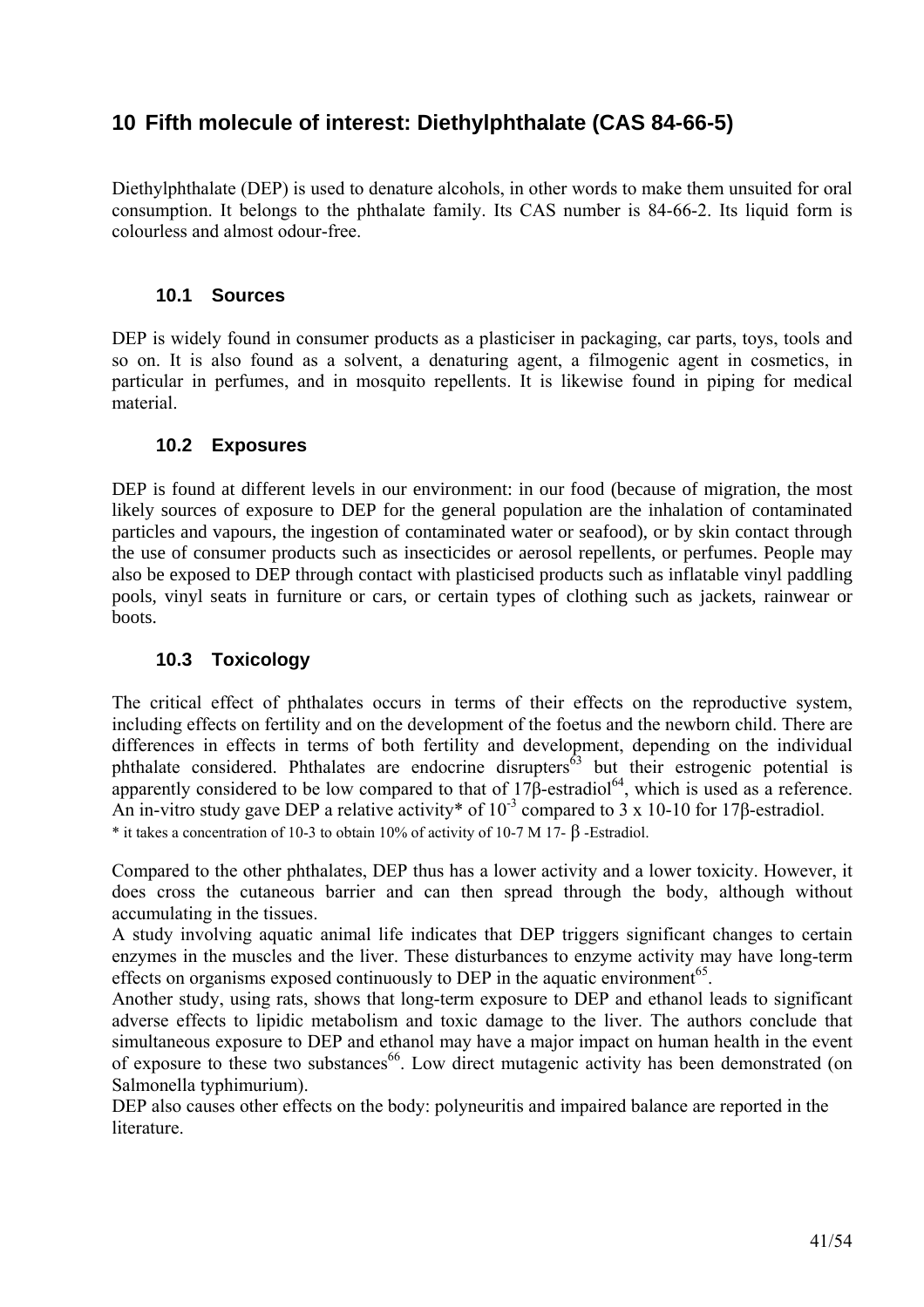# 10 Fifth molecule of interest: Diethylphthalate (CAS 84-66-5)

Diethylphthalate (DEP) is used to denature alcohols, in other words to make them unsuited for oral consumption. It belongs to the phthalate family. Its CAS number is 84-66-2. Its liquid form is colourless and almost odour-free.

## 10.1 Sources

DEP is widely found in consumer products as a plasticiser in packaging, car parts, toys, tools and so on. It is also found as a solvent, a denaturing agent, a filmogenic agent in cosmetics, in particular in perfumes, and in mosquito repellents. It is likewise found in piping for medical material.

## 10.2 Exposures

DEP is found at different levels in our environment: in our food (because of migration, the most likely sources of exposure to DEP for the general population are the inhalation of contaminated particles and vapours, the ingestion of contaminated water or seafood), or by skin contact through the use of consumer products such as insecticides or aerosol repellents, or perfumes. People may also be exposed to DEP through contact with plasticised products such as inflatable vinyl paddling pools, vinyl seats in furniture or cars, or certain types of clothing such as jackets, rainwear or boots.

## 10.3 Toxicology

The critical effect of phthalates occurs in terms of their effects on the reproductive system, including effects on fertility and on the development of the foetus and the newborn child. There are differences in effects in terms of both fertility and development, depending on the individual phthalate considered. Phthalates are endocrine disrupters[63] but their estrogenic potential is apparently considered to be low compared to that of 17β-estradiol[64], which is used as a reference. An in-vitro study gave DEP a relative activity* of $10^{-3}$ compared to 3 x 10-10 for 17β-estradiol.

\* it takes a concentration of 10-3 to obtain 10% of activity of 10-7 M 17- β -Estradiol.

Compared to the other phthalates, DEP thus has a lower activity and a lower toxicity. However, it does cross the cutaneous barrier and can then spread through the body, although without accumulating in the tissues.

A study involving aquatic animal life indicates that DEP triggers significant changes to certain enzymes in the muscles and the liver. These disturbances to enzyme activity may have long-term effects on organisms exposed continuously to DEP in the aquatic environment[65].

Another study, using rats, shows that long-term exposure to DEP and ethanol leads to significant adverse effects to lipidic metabolism and toxic damage to the liver. The authors conclude that simultaneous exposure to DEP and ethanol may have a major impact on human health in the event of exposure to these two substances[66]. Low direct mutagenic activity has been demonstrated (on Salmonella typhimurium).

DEP also causes other effects on the body: polyneuritis and impaired balance are reported in the literature.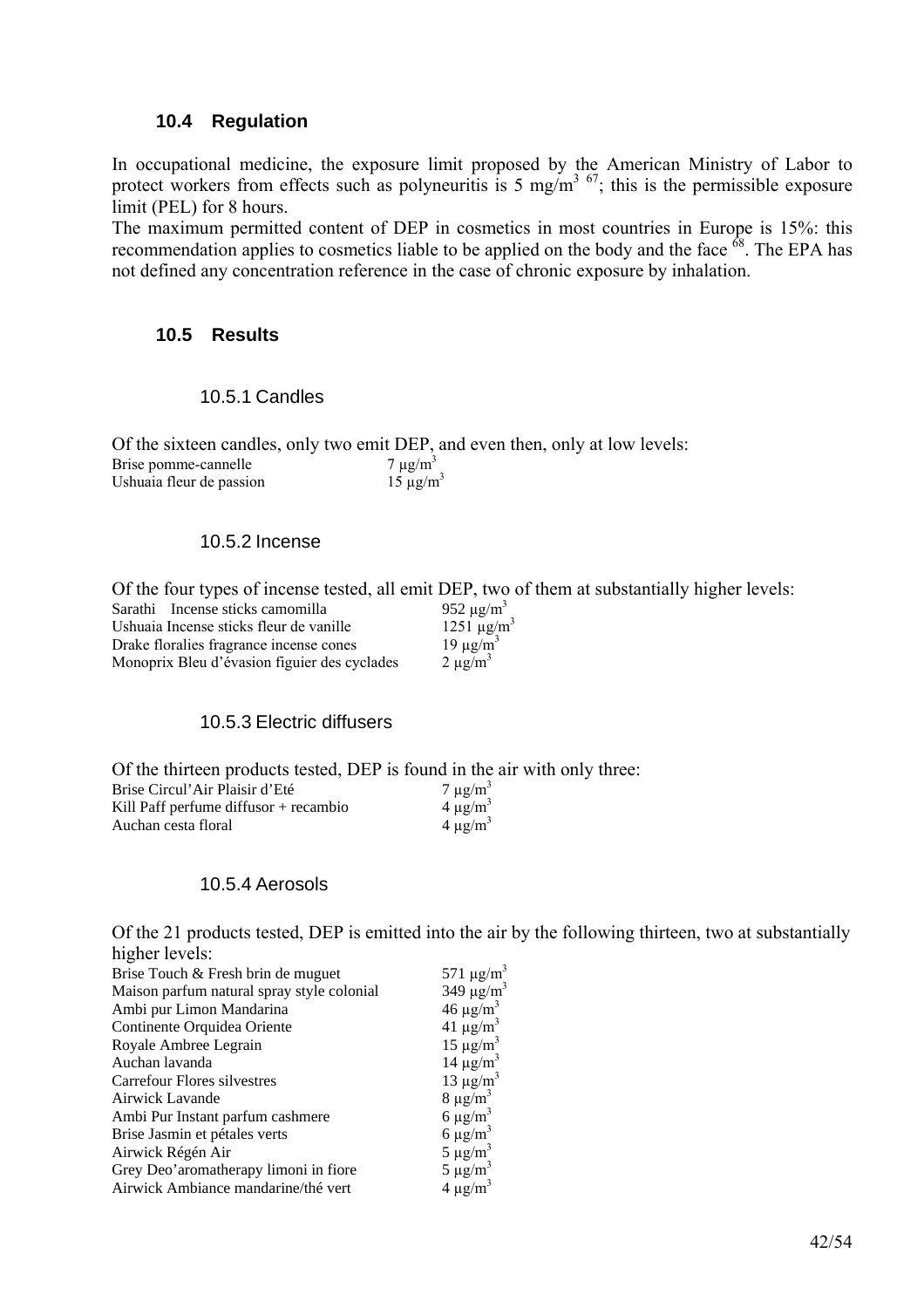### 10.4 Regulation

In occupational medicine, the exposure limit proposed by the American Ministry of Labor to protect workers from effects such as polyneuritis is 5 mg/m$^3$ [67]; this is the permissible exposure limit (PEL) for 8 hours.

The maximum permitted content of DEP in cosmetics in most countries in Europe is 15%: this recommendation applies to cosmetics liable to be applied on the body and the face [68]. The EPA has not defined any concentration reference in the case of chronic exposure by inhalation.

### 10.5 Results

#### 10.5.1 Candles

Of the sixteen candles, only two emit DEP, and even then, only at low levels:

| | |
|---|---|
| Brise pomme-cannelle | 7 µg/m$^3$ |
| Ushuaia fleur de passion | 15 µg/m$^3$ |

#### 10.5.2 Incense

Of the four types of incense tested, all emit DEP, two of them at substantially higher levels:

| | |
|---|---|
| Sarathi Incense sticks camomilla | 952 µg/m$^3$ |
| Ushuaia Incense sticks fleur de vanille | 1251 µg/m$^3$ |
| Drake floralies fragrance incense cones | 19 µg/m$^3$ |
| Monoprix Bleu d'évasion figuier des cyclades | 2 µg/m$^3$ |

#### 10.5.3 Electric diffusers

Of the thirteen products tested, DEP is found in the air with only three:

| | |
|---|---|
| Brise Circul'Air Plaisir d'Eté | 7 µg/m$^3$ |
| Kill Paff perfume diffusor + recambio | 4 µg/m$^3$ |
| Auchan cesta floral | 4 µg/m$^3$ |

#### 10.5.4 Aerosols

Of the 21 products tested, DEP is emitted into the air by the following thirteen, two at substantially higher levels:

| | |
|---|---|
| Brise Touch & Fresh brin de muguet | 571 µg/m$^3$ |
| Maison parfum natural spray style colonial | 349 µg/m$^3$ |
| Ambi pur Limon Mandarina | 46 µg/m$^3$ |
| Continente Orquidea Oriente | 41 µg/m$^3$ |
| Royale Ambree Legrain | 15 µg/m$^3$ |
| Auchan lavanda | 14 µg/m$^3$ |
| Carrefour Flores silvestres | 13 µg/m$^3$ |
| Airwick Lavande | 8 µg/m$^3$ |
| Ambi Pur Instant parfum cashmere | 6 µg/m$^3$ |
| Brise Jasmin et pétales verts | 6 µg/m$^3$ |
| Airwick Régén Air | 5 µg/m$^3$ |
| Grey Deo'aromatherapy limoni in fiore | 5 µg/m$^3$ |
| Airwick Ambiance mandarine/thé vert | 4 µg/m$^3$ |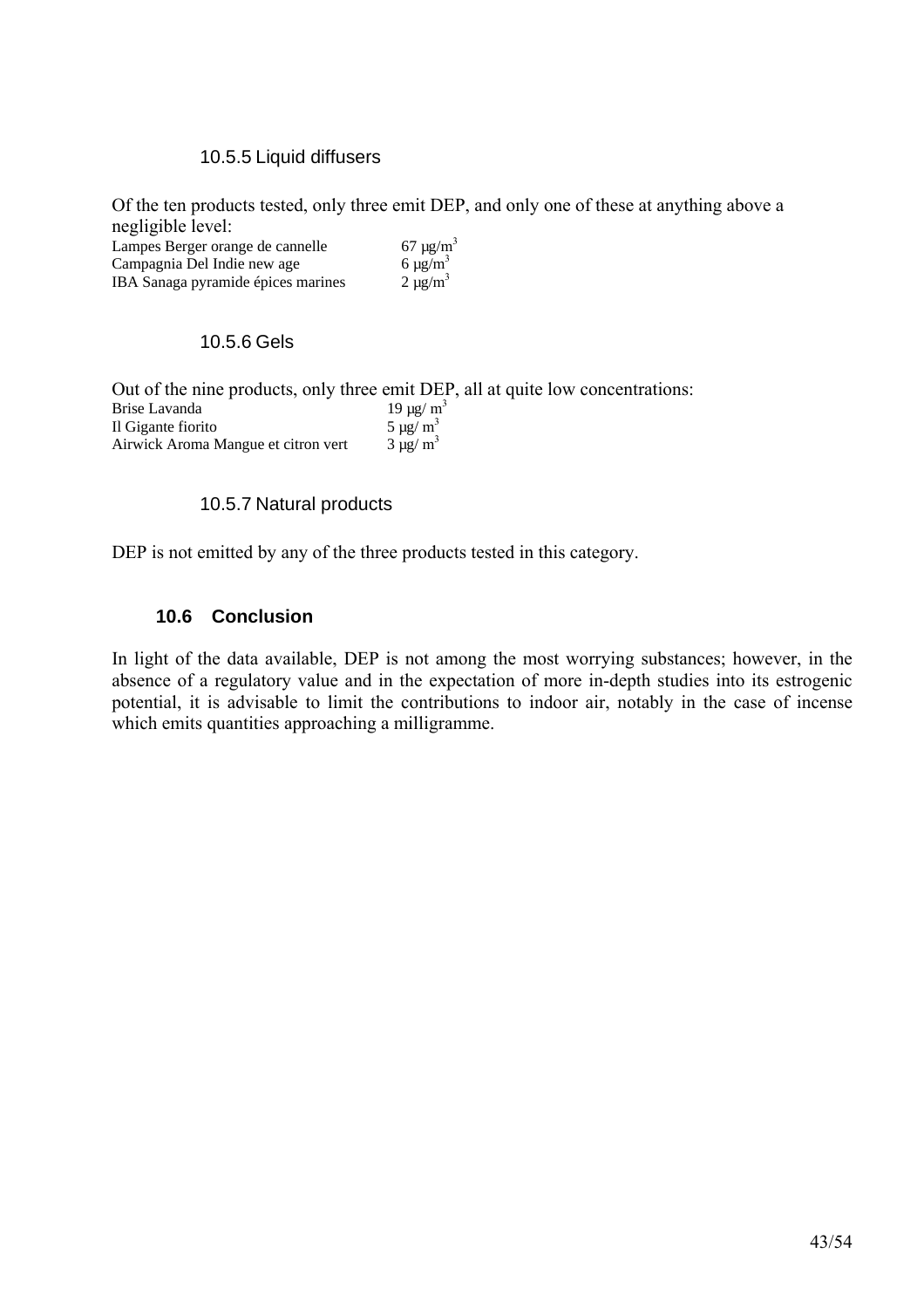### 10.5.5 Liquid diffusers

Of the ten products tested, only three emit DEP, and only one of these at anything above a negligible level:

| | |
|---|---|
| Lampes Berger orange de cannelle | 67 µg/m$^3$ |
| Campagnia Del Indie new age | 6 µg/m$^3$ |
| IBA Sanaga pyramide épices marines | 2 µg/m$^3$ |

### 10.5.6 Gels

Out of the nine products, only three emit DEP, all at quite low concentrations:

| | |
|---|---|
| Brise Lavanda | 19 µg/ m$^3$ |
| Il Gigante fiorito | 5 µg/ m$^3$ |
| Airwick Aroma Mangue et citron vert | 3 µg/ m$^3$ |

### 10.5.7 Natural products

DEP is not emitted by any of the three products tested in this category.

## 10.6 Conclusion

In light of the data available, DEP is not among the most worrying substances; however, in the absence of a regulatory value and in the expectation of more in-depth studies into its estrogenic potential, it is advisable to limit the contributions to indoor air, notably in the case of incense which emits quantities approaching a milligramme.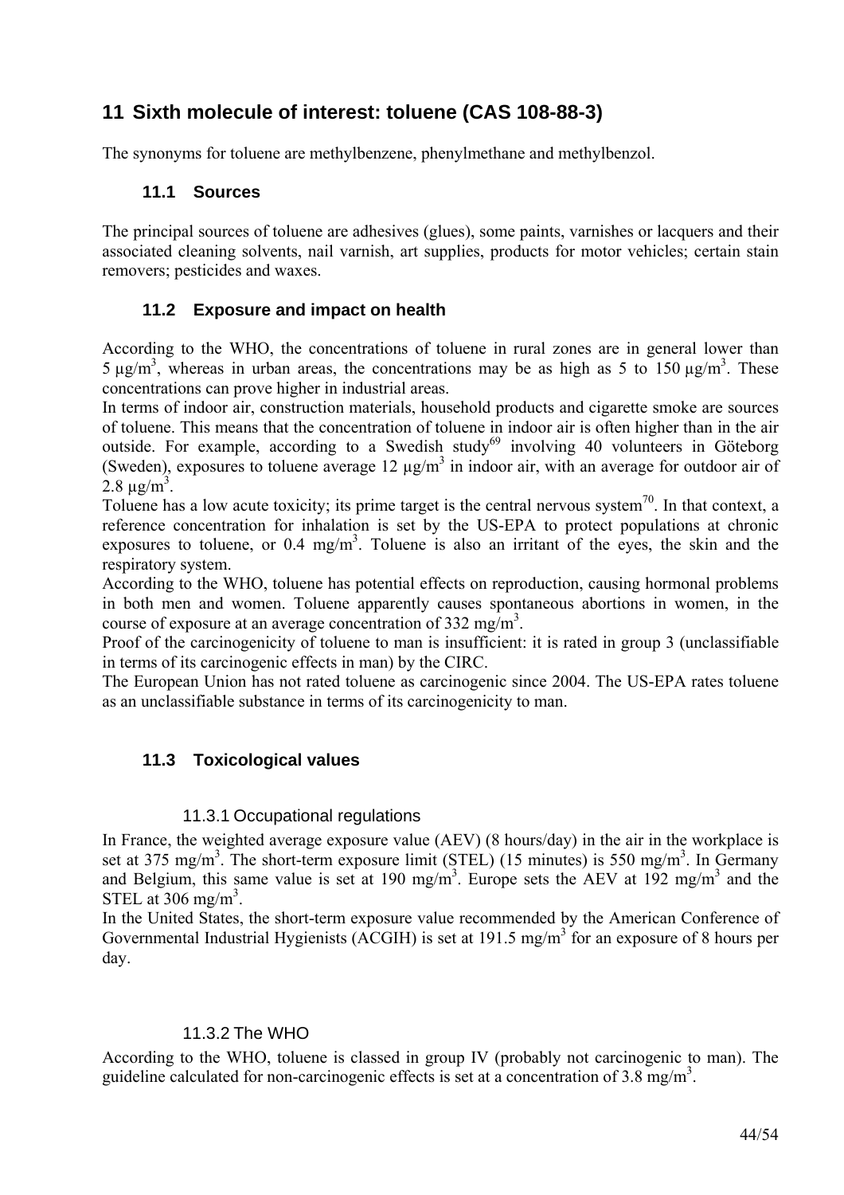# 11 Sixth molecule of interest: toluene (CAS 108-88-3)

The synonyms for toluene are methylbenzene, phenylmethane and methylbenzol.

## 11.1 Sources

The principal sources of toluene are adhesives (glues), some paints, varnishes or lacquers and their associated cleaning solvents, nail varnish, art supplies, products for motor vehicles; certain stain removers; pesticides and waxes.

## 11.2 Exposure and impact on health

According to the WHO, the concentrations of toluene in rural zones are in general lower than 5 µg/m$^3$, whereas in urban areas, the concentrations may be as high as 5 to 150 µg/m$^3$. These concentrations can prove higher in industrial areas.

In terms of indoor air, construction materials, household products and cigarette smoke are sources of toluene. This means that the concentration of toluene in indoor air is often higher than in the air outside. For example, according to a Swedish study[69] involving 40 volunteers in Göteborg (Sweden), exposures to toluene average 12 µg/m$^3$ in indoor air, with an average for outdoor air of 2.8 µg/m$^3$.

Toluene has a low acute toxicity; its prime target is the central nervous system[70]. In that context, a reference concentration for inhalation is set by the US-EPA to protect populations at chronic exposures to toluene, or 0.4 mg/m$^3$. Toluene is also an irritant of the eyes, the skin and the respiratory system.

According to the WHO, toluene has potential effects on reproduction, causing hormonal problems in both men and women. Toluene apparently causes spontaneous abortions in women, in the course of exposure at an average concentration of 332 mg/m$^3$.

Proof of the carcinogenicity of toluene to man is insufficient: it is rated in group 3 (unclassifiable in terms of its carcinogenic effects in man) by the CIRC.

The European Union has not rated toluene as carcinogenic since 2004. The US-EPA rates toluene as an unclassifiable substance in terms of its carcinogenicity to man.

## 11.3 Toxicological values

### 11.3.1 Occupational regulations

In France, the weighted average exposure value (AEV) (8 hours/day) in the air in the workplace is set at 375 mg/m$^3$. The short-term exposure limit (STEL) (15 minutes) is 550 mg/m$^3$. In Germany and Belgium, this same value is set at 190 mg/m$^3$. Europe sets the AEV at 192 mg/m$^3$ and the STEL at 306 mg/m$^3$.

In the United States, the short-term exposure value recommended by the American Conference of Governmental Industrial Hygienists (ACGIH) is set at 191.5 mg/m$^3$ for an exposure of 8 hours per day.

### 11.3.2 The WHO

According to the WHO, toluene is classed in group IV (probably not carcinogenic to man). The guideline calculated for non-carcinogenic effects is set at a concentration of 3.8 mg/m$^3$.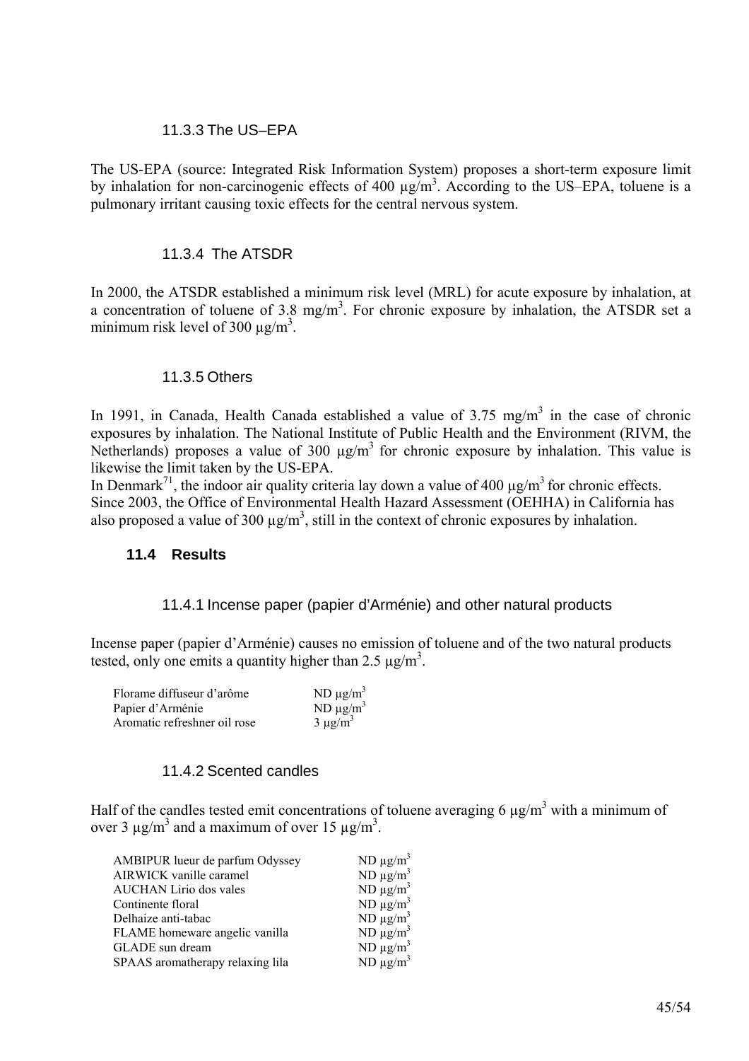### 11.3.3 The US–EPA

The US-EPA (source: Integrated Risk Information System) proposes a short-term exposure limit by inhalation for non-carcinogenic effects of 400 µg/m$^3$. According to the US–EPA, toluene is a pulmonary irritant causing toxic effects for the central nervous system.

### 11.3.4 The ATSDR

In 2000, the ATSDR established a minimum risk level (MRL) for acute exposure by inhalation, at a concentration of toluene of 3.8 mg/m$^3$. For chronic exposure by inhalation, the ATSDR set a minimum risk level of 300 µg/m$^3$.

### 11.3.5 Others

In 1991, in Canada, Health Canada established a value of 3.75 mg/m$^3$ in the case of chronic exposures by inhalation. The National Institute of Public Health and the Environment (RIVM, the Netherlands) proposes a value of 300 µg/m$^3$ for chronic exposure by inhalation. This value is likewise the limit taken by the US-EPA.
In Denmark[71], the indoor air quality criteria lay down a value of 400 µg/m$^3$ for chronic effects.
Since 2003, the Office of Environmental Health Hazard Assessment (OEHHA) in California has also proposed a value of 300 µg/m$^3$, still in the context of chronic exposures by inhalation.

## 11.4 Results

### 11.4.1 Incense paper (papier d'Arménie) and other natural products

Incense paper (papier d'Arménie) causes no emission of toluene and of the two natural products tested, only one emits a quantity higher than 2.5 µg/m$^3$.

| | |
|---|---|
| Florame diffuseur d'arôme | ND µg/m$^3$ |
| Papier d'Arménie | ND µg/m$^3$ |
| Aromatic refreshner oil rose | 3 µg/m$^3$ |

### 11.4.2 Scented candles

Half of the candles tested emit concentrations of toluene averaging 6 µg/m$^3$ with a minimum of over 3 µg/m$^3$ and a maximum of over 15 µg/m$^3$.

| | |
|---|---|
| AMBIPUR lueur de parfum Odyssey | ND µg/m$^3$ |
| AIRWICK vanille caramel | ND µg/m$^3$ |
| AUCHAN Lirio dos vales | ND µg/m$^3$ |
| Continente floral | ND µg/m$^3$ |
| Delhaize anti-tabac | ND µg/m$^3$ |
| FLAME homeware angelic vanilla | ND µg/m$^3$ |
| GLADE sun dream | ND µg/m$^3$ |
| SPAAS aromatherapy relaxing lila | ND µg/m$^3$ |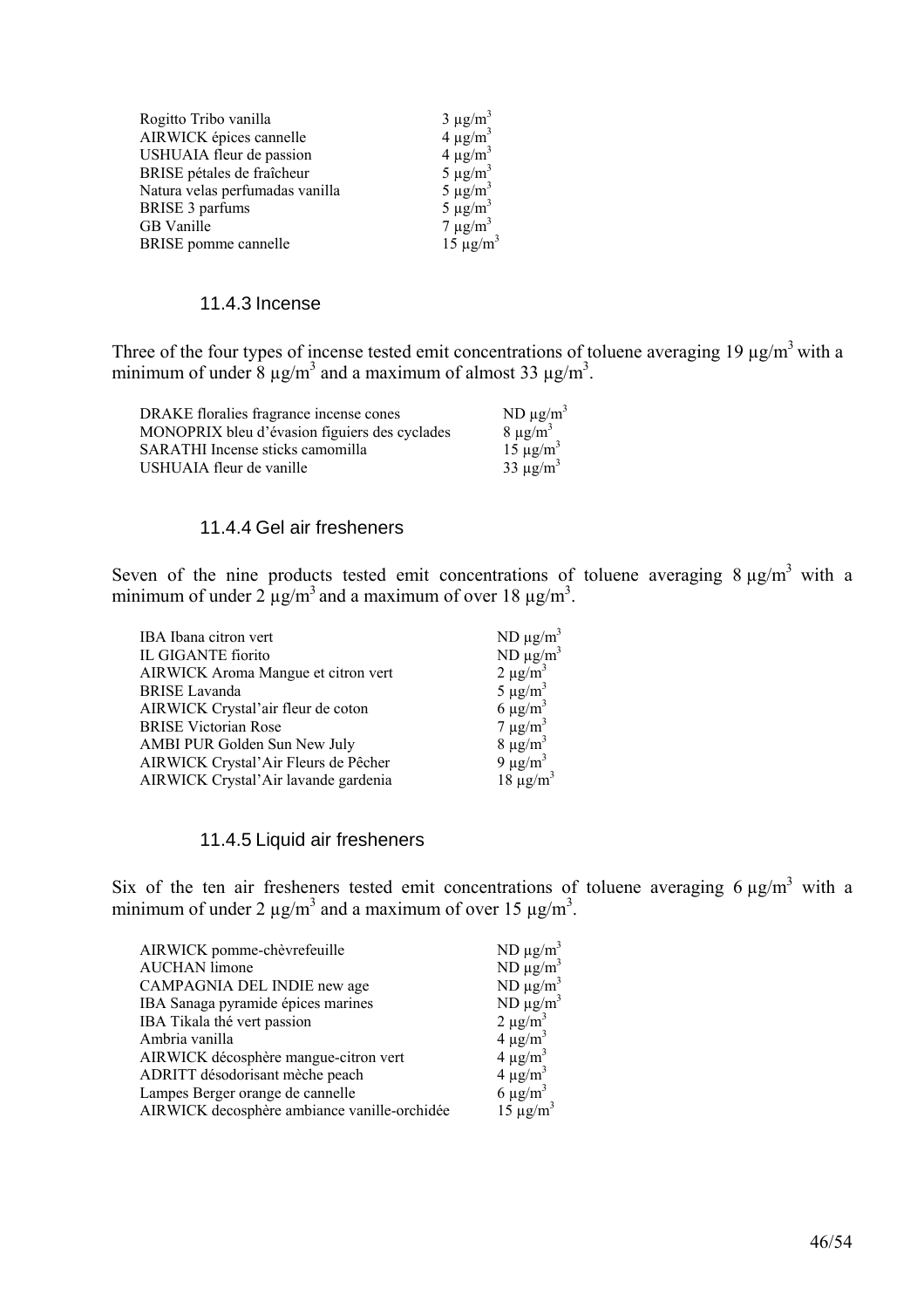| | |
|---|---|
| Rogitto Tribo vanilla | 3 µg/m³ |
| AIRWICK épices cannelle | 4 µg/m³ |
| USHUAIA fleur de passion | 4 µg/m³ |
| BRISE pétales de fraîcheur | 5 µg/m³ |
| Natura velas perfumadas vanilla | 5 µg/m³ |
| BRISE 3 parfums | 5 µg/m³ |
| GB Vanille | 7 µg/m³ |
| BRISE pomme cannelle | 15 µg/m³ |

### 11.4.3 Incense

Three of the four types of incense tested emit concentrations of toluene averaging 19 µg/m³ with a minimum of under 8 µg/m³ and a maximum of almost 33 µg/m³.

| | |
|---|---|
| DRAKE floralies fragrance incense cones | ND µg/m³ |
| MONOPRIX bleu d'évasion figuiers des cyclades | 8 µg/m³ |
| SARATHI Incense sticks camomilla | 15 µg/m³ |
| USHUAIA fleur de vanille | 33 µg/m³ |

### 11.4.4 Gel air fresheners

Seven of the nine products tested emit concentrations of toluene averaging 8 µg/m³ with a minimum of under 2 µg/m³ and a maximum of over 18 µg/m³.

| | |
|---|---|
| IBA Ibana citron vert | ND µg/m³ |
| IL GIGANTE fiorito | ND µg/m³ |
| AIRWICK Aroma Mangue et citron vert | 2 µg/m³ |
| BRISE Lavanda | 5 µg/m³ |
| AIRWICK Crystal'air fleur de coton | 6 µg/m³ |
| BRISE Victorian Rose | 7 µg/m³ |
| AMBI PUR Golden Sun New July | 8 µg/m³ |
| AIRWICK Crystal'Air Fleurs de Pêcher | 9 µg/m³ |
| AIRWICK Crystal'Air lavande gardenia | 18 µg/m³ |

### 11.4.5 Liquid air fresheners

Six of the ten air fresheners tested emit concentrations of toluene averaging 6 µg/m³ with a minimum of under 2 µg/m³ and a maximum of over 15 µg/m³.

| | |
|---|---|
| AIRWICK pomme-chèvrefeuille | ND µg/m³ |
| AUCHAN limone | ND µg/m³ |
| CAMPAGNIA DEL INDIE new age | ND µg/m³ |
| IBA Sanaga pyramide épices marines | ND µg/m³ |
| IBA Tikala thé vert passion | 2 µg/m³ |
| Ambria vanilla | 4 µg/m³ |
| AIRWICK décosphère mangue-citron vert | 4 µg/m³ |
| ADRITT désodorisant mèche peach | 4 µg/m³ |
| Lampes Berger orange de cannelle | 6 µg/m³ |
| AIRWICK decosphère ambiance vanille-orchidée | 15 µg/m³ |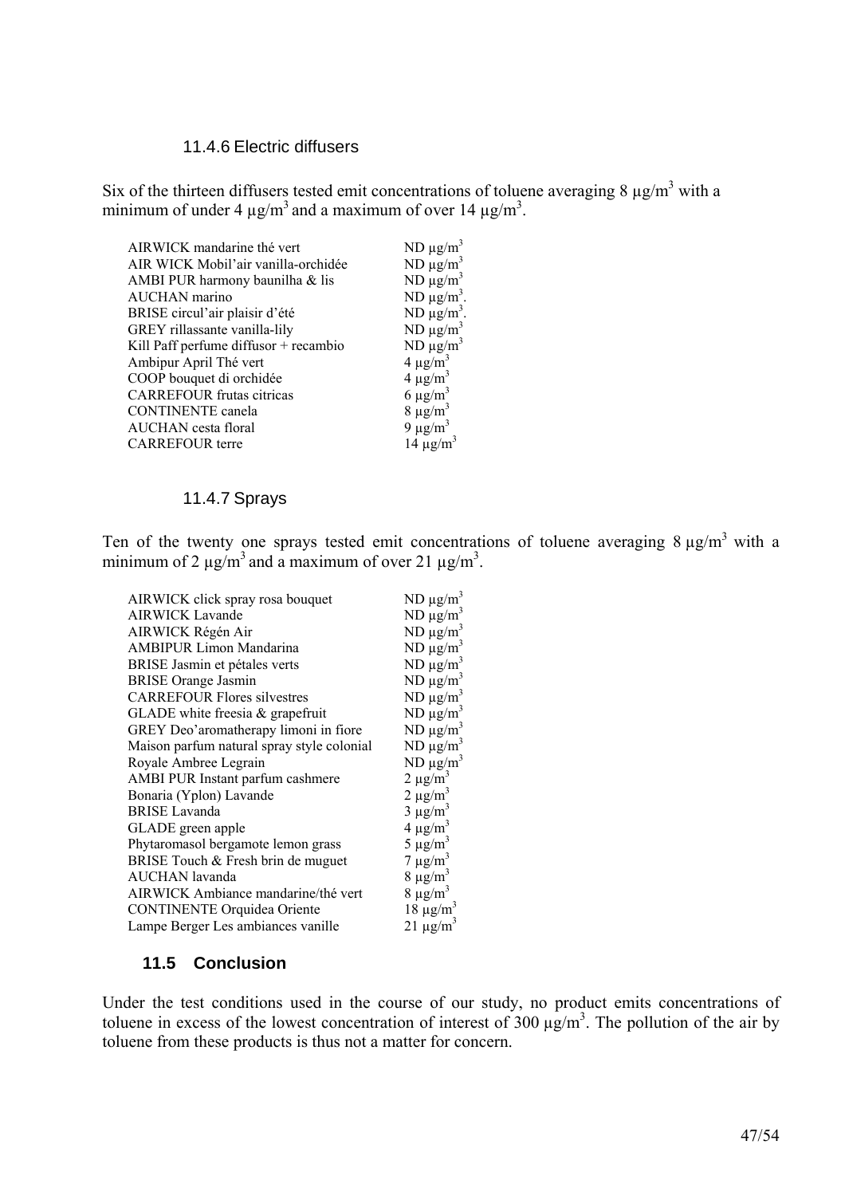### 11.4.6 Electric diffusers

Six of the thirteen diffusers tested emit concentrations of toluene averaging 8 µg/m$^3$ with a minimum of under 4 µg/m$^3$ and a maximum of over 14 µg/m$^3$.

| | |
|---|---|
| AIRWICK mandarine thé vert | ND µg/m$^3$ |
| AIR WICK Mobil'air vanilla-orchidée | ND µg/m$^3$ |
| AMBI PUR harmony baunilha & lis | ND µg/m$^3$ |
| AUCHAN marino | ND µg/m$^3$. |
| BRISE circul'air plaisir d'été | ND µg/m$^3$. |
| GREY rillassante vanilla-lily | ND µg/m$^3$ |
| Kill Paff perfume diffusor + recambio | ND µg/m$^3$ |
| Ambipur April Thé vert | 4 µg/m$^3$ |
| COOP bouquet di orchidée | 4 µg/m$^3$ |
| CARREFOUR frutas citricas | 6 µg/m$^3$ |
| CONTINENTE canela | 8 µg/m$^3$ |
| AUCHAN cesta floral | 9 µg/m$^3$ |
| CARREFOUR terre | 14 µg/m$^3$ |

### 11.4.7 Sprays

Ten of the twenty one sprays tested emit concentrations of toluene averaging 8 µg/m$^3$ with a minimum of 2 µg/m$^3$ and a maximum of over 21 µg/m$^3$.

| | |
|---|---|
| AIRWICK click spray rosa bouquet | ND µg/m$^3$ |
| AIRWICK Lavande | ND µg/m$^3$ |
| AIRWICK Régén Air | ND µg/m$^3$ |
| AMBIPUR Limon Mandarina | ND µg/m$^3$ |
| BRISE Jasmin et pétales verts | ND µg/m$^3$ |
| BRISE Orange Jasmin | ND µg/m$^3$ |
| CARREFOUR Flores silvestres | ND µg/m$^3$ |
| GLADE white freesia & grapefruit | ND µg/m$^3$ |
| GREY Deo'aromatherapy limoni in fiore | ND µg/m$^3$ |
| Maison parfum natural spray style colonial | ND µg/m$^3$ |
| Royale Ambree Legrain | ND µg/m$^3$ |
| AMBI PUR Instant parfum cashmere | 2 µg/m$^3$ |
| Bonaria (Yplon) Lavande | 2 µg/m$^3$ |
| BRISE Lavanda | 3 µg/m$^3$ |
| GLADE green apple | 4 µg/m$^3$ |
| Phytaromasol bergamote lemon grass | 5 µg/m$^3$ |
| BRISE Touch & Fresh brin de muguet | 7 µg/m$^3$ |
| AUCHAN lavanda | 8 µg/m$^3$ |
| AIRWICK Ambiance mandarine/thé vert | 8 µg/m$^3$ |
| CONTINENTE Orquidea Oriente | 18 µg/m$^3$ |
| Lampe Berger Les ambiances vanille | 21 µg/m$^3$ |

## 11.5 Conclusion

Under the test conditions used in the course of our study, no product emits concentrations of toluene in excess of the lowest concentration of interest of 300 µg/m$^3$. The pollution of the air by toluene from these products is thus not a matter for concern.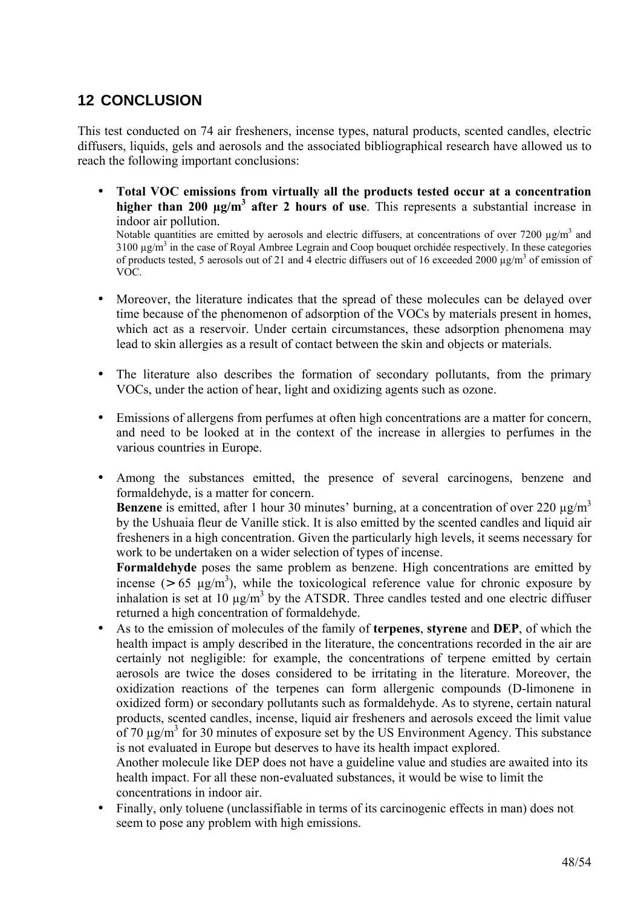## 12 CONCLUSION

This test conducted on 74 air fresheners, incense types, natural products, scented candles, electric diffusers, liquids, gels and aerosols and the associated bibliographical research have allowed us to reach the following important conclusions:

- **Total VOC emissions from virtually all the products tested occur at a concentration higher than 200 µg/m$^3$ after 2 hours of use**. This represents a substantial increase in indoor air pollution.
  Notable quantities are emitted by aerosols and electric diffusers, at concentrations of over 7200 µg/m$^3$ and 3100 µg/m$^3$ in the case of Royal Ambree Legrain and Coop bouquet orchidée respectively. In these categories of products tested, 5 aerosols out of 21 and 4 electric diffusers out of 16 exceeded 2000 µg/m$^3$ of emission of VOC.

- Moreover, the literature indicates that the spread of these molecules can be delayed over time because of the phenomenon of adsorption of the VOCs by materials present in homes, which act as a reservoir. Under certain circumstances, these adsorption phenomena may lead to skin allergies as a result of contact between the skin and objects or materials.

- The literature also describes the formation of secondary pollutants, from the primary VOCs, under the action of hear, light and oxidizing agents such as ozone.

- Emissions of allergens from perfumes at often high concentrations are a matter for concern, and need to be looked at in the context of the increase in allergies to perfumes in the various countries in Europe.

- Among the substances emitted, the presence of several carcinogens, benzene and formaldehyde, is a matter for concern.
  **Benzene** is emitted, after 1 hour 30 minutes' burning, at a concentration of over 220 µg/m$^3$ by the Ushuaia fleur de Vanille stick. It is also emitted by the scented candles and liquid air fresheners in a high concentration. Given the particularly high levels, it seems necessary for work to be undertaken on a wider selection of types of incense.
  **Formaldehyde** poses the same problem as benzene. High concentrations are emitted by incense ($> 65$ µg/m$^3$), while the toxicological reference value for chronic exposure by inhalation is set at 10 µg/m$^3$ by the ATSDR. Three candles tested and one electric diffuser returned a high concentration of formaldehyde.

- As to the emission of molecules of the family of **terpenes**, **styrene** and **DEP**, of which the health impact is amply described in the literature, the concentrations recorded in the air are certainly not negligible: for example, the concentrations of terpene emitted by certain aerosols are twice the doses considered to be irritating in the literature. Moreover, the oxidization reactions of the terpenes can form allergenic compounds (D-limonene in oxidized form) or secondary pollutants such as formaldehyde. As to styrene, certain natural products, scented candles, incense, liquid air fresheners and aerosols exceed the limit value of 70 µg/m$^3$ for 30 minutes of exposure set by the US Environment Agency. This substance is not evaluated in Europe but deserves to have its health impact explored.
  Another molecule like DEP does not have a guideline value and studies are awaited into its health impact. For all these non-evaluated substances, it would be wise to limit the concentrations in indoor air.

- Finally, only toluene (unclassifiable in terms of its carcinogenic effects in man) does not seem to pose any problem with high emissions.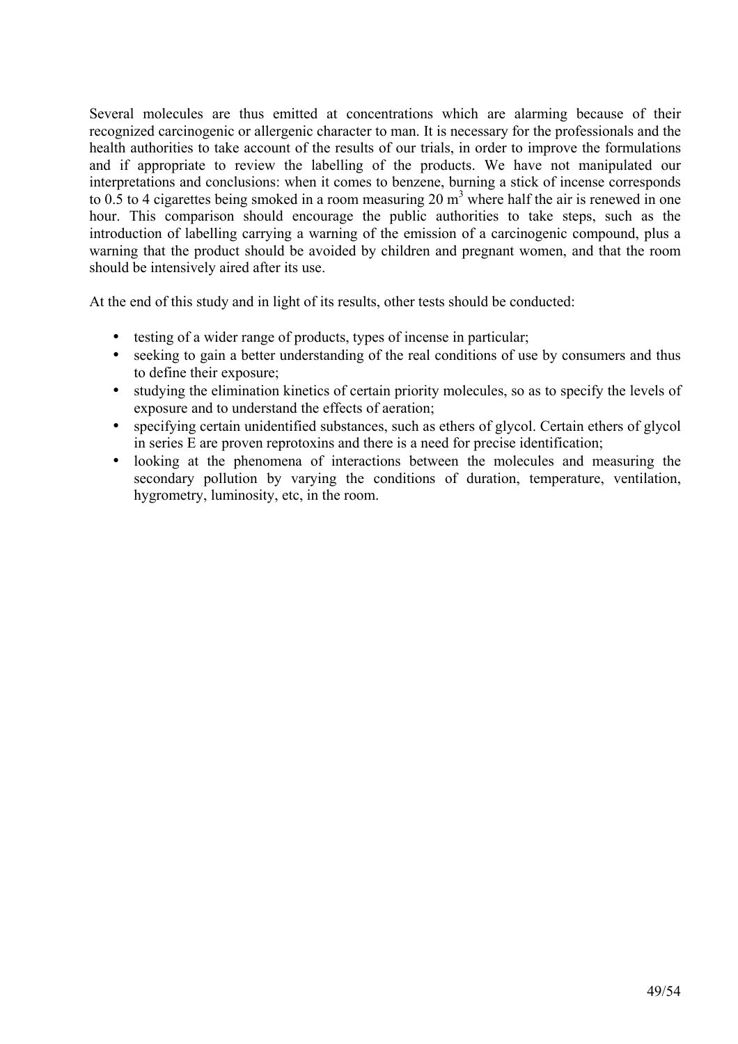Several molecules are thus emitted at concentrations which are alarming because of their recognized carcinogenic or allergenic character to man. It is necessary for the professionals and the health authorities to take account of the results of our trials, in order to improve the formulations and if appropriate to review the labelling of the products. We have not manipulated our interpretations and conclusions: when it comes to benzene, burning a stick of incense corresponds to 0.5 to 4 cigarettes being smoked in a room measuring 20 $m^3$ where half the air is renewed in one hour. This comparison should encourage the public authorities to take steps, such as the introduction of labelling carrying a warning of the emission of a carcinogenic compound, plus a warning that the product should be avoided by children and pregnant women, and that the room should be intensively aired after its use.

At the end of this study and in light of its results, other tests should be conducted:

- testing of a wider range of products, types of incense in particular;
- seeking to gain a better understanding of the real conditions of use by consumers and thus to define their exposure;
- studying the elimination kinetics of certain priority molecules, so as to specify the levels of exposure and to understand the effects of aeration;
- specifying certain unidentified substances, such as ethers of glycol. Certain ethers of glycol in series E are proven reprotoxins and there is a need for precise identification;
- looking at the phenomena of interactions between the molecules and measuring the secondary pollution by varying the conditions of duration, temperature, ventilation, hygrometry, luminosity, etc, in the room.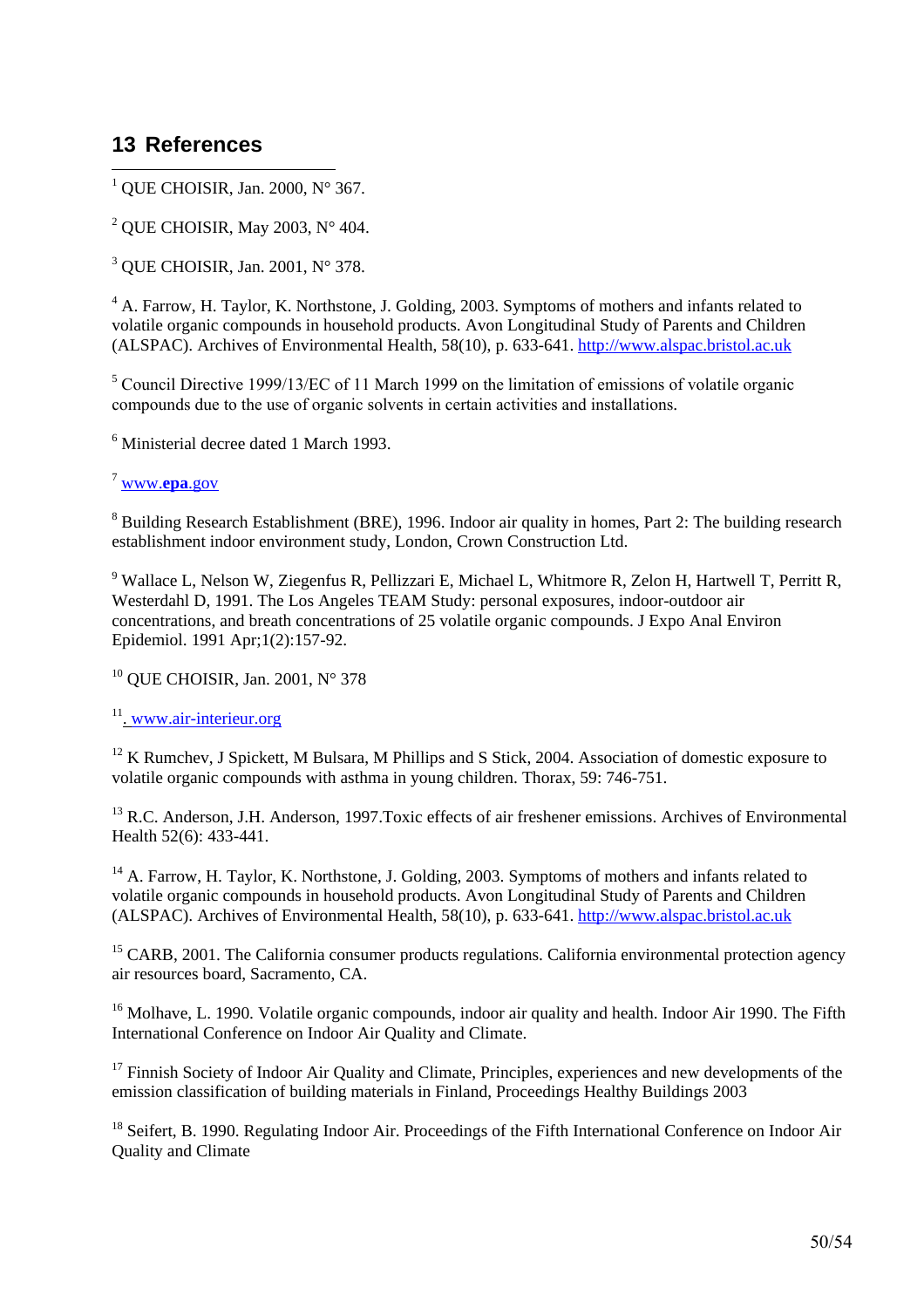## 13 References

[1] QUE CHOISIR, Jan. 2000, N° 367.

[2] QUE CHOISIR, May 2003, N° 404.

[3] QUE CHOISIR, Jan. 2001, N° 378.

[4] A. Farrow, H. Taylor, K. Northstone, J. Golding, 2003. Symptoms of mothers and infants related to volatile organic compounds in household products. Avon Longitudinal Study of Parents and Children (ALSPAC). Archives of Environmental Health, 58(10), p. 633-641. http://www.alspac.bristol.ac.uk

[5] Council Directive 1999/13/EC of 11 March 1999 on the limitation of emissions of volatile organic compounds due to the use of organic solvents in certain activities and installations.

[6] Ministerial decree dated 1 March 1993.

[7] www.**epa**.gov

[8] Building Research Establishment (BRE), 1996. Indoor air quality in homes, Part 2: The building research establishment indoor environment study, London, Crown Construction Ltd.

[9] Wallace L, Nelson W, Ziegenfus R, Pellizzari E, Michael L, Whitmore R, Zelon H, Hartwell T, Perritt R, Westerdahl D, 1991. The Los Angeles TEAM Study: personal exposures, indoor-outdoor air concentrations, and breath concentrations of 25 volatile organic compounds. J Expo Anal Environ Epidemiol. 1991 Apr;1(2):157-92.

[10] QUE CHOISIR, Jan. 2001, N° 378

[11] . www.air-interieur.org

[12] K Rumchev, J Spickett, M Bulsara, M Phillips and S Stick, 2004. Association of domestic exposure to volatile organic compounds with asthma in young children. Thorax, 59: 746-751.

[13] R.C. Anderson, J.H. Anderson, 1997.Toxic effects of air freshener emissions. Archives of Environmental Health 52(6): 433-441.

[14] A. Farrow, H. Taylor, K. Northstone, J. Golding, 2003. Symptoms of mothers and infants related to volatile organic compounds in household products. Avon Longitudinal Study of Parents and Children (ALSPAC). Archives of Environmental Health, 58(10), p. 633-641. http://www.alspac.bristol.ac.uk

[15] CARB, 2001. The California consumer products regulations. California environmental protection agency air resources board, Sacramento, CA.

[16] Molhave, L. 1990. Volatile organic compounds, indoor air quality and health. Indoor Air 1990. The Fifth International Conference on Indoor Air Quality and Climate.

[17] Finnish Society of Indoor Air Quality and Climate, Principles, experiences and new developments of the emission classification of building materials in Finland, Proceedings Healthy Buildings 2003

[18] Seifert, B. 1990. Regulating Indoor Air. Proceedings of the Fifth International Conference on Indoor Air Quality and Climate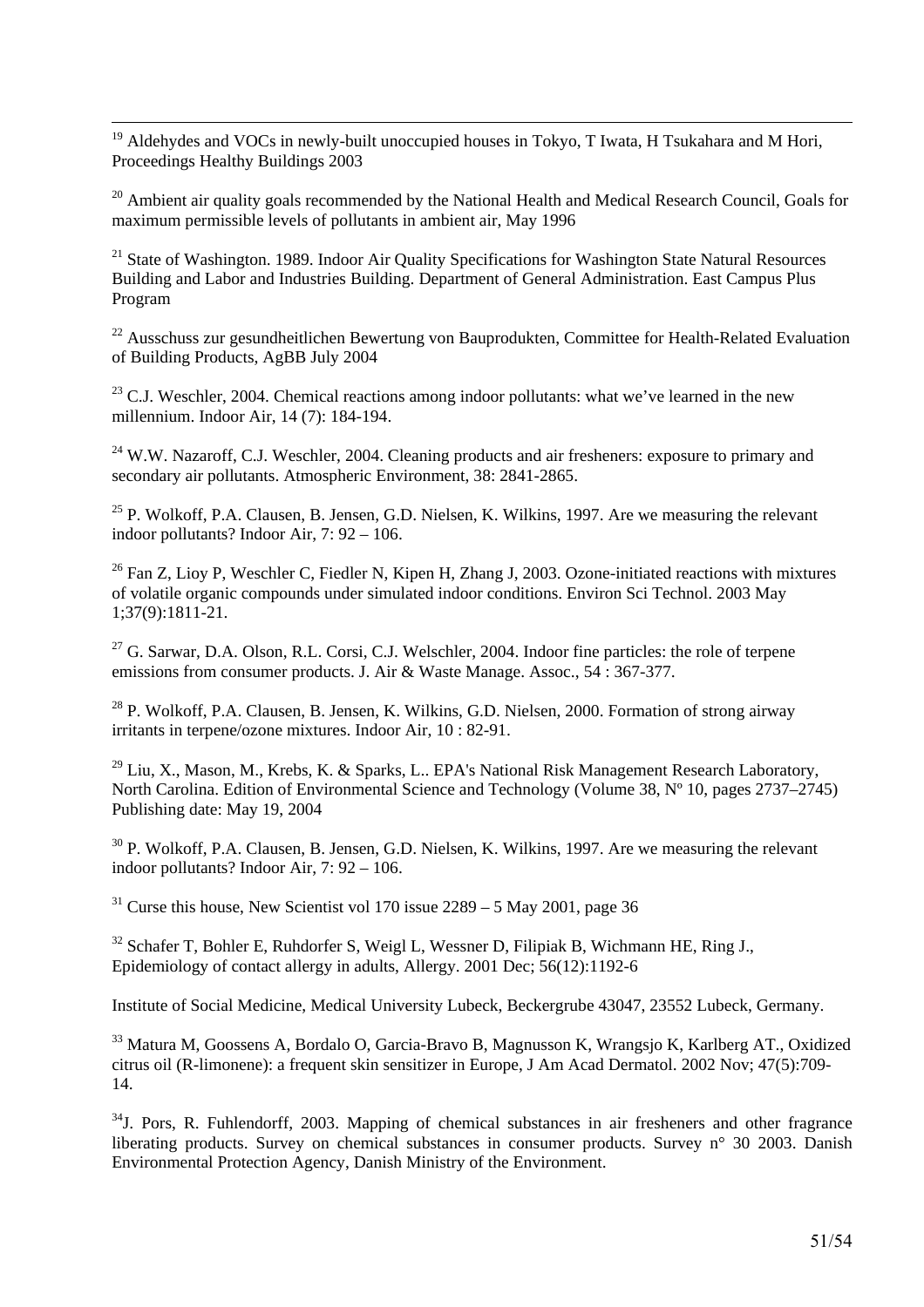[19] Aldehydes and VOCs in newly-built unoccupied houses in Tokyo, T Iwata, H Tsukahara and M Hori, Proceedings Healthy Buildings 2003

[20] Ambient air quality goals recommended by the National Health and Medical Research Council, Goals for maximum permissible levels of pollutants in ambient air, May 1996

[21] State of Washington. 1989. Indoor Air Quality Specifications for Washington State Natural Resources Building and Labor and Industries Building. Department of General Administration. East Campus Plus Program

[22] Ausschuss zur gesundheitlichen Bewertung von Bauprodukten, Committee for Health-Related Evaluation of Building Products, AgBB July 2004

[23] C.J. Weschler, 2004. Chemical reactions among indoor pollutants: what we've learned in the new millennium. Indoor Air, 14 (7): 184-194.

[24] W.W. Nazaroff, C.J. Weschler, 2004. Cleaning products and air fresheners: exposure to primary and secondary air pollutants. Atmospheric Environment, 38: 2841-2865.

[25] P. Wolkoff, P.A. Clausen, B. Jensen, G.D. Nielsen, K. Wilkins, 1997. Are we measuring the relevant indoor pollutants? Indoor Air, 7: 92 – 106.

[26] Fan Z, Lioy P, Weschler C, Fiedler N, Kipen H, Zhang J, 2003. Ozone-initiated reactions with mixtures of volatile organic compounds under simulated indoor conditions. Environ Sci Technol. 2003 May 1;37(9):1811-21.

[27] G. Sarwar, D.A. Olson, R.L. Corsi, C.J. Welschler, 2004. Indoor fine particles: the role of terpene emissions from consumer products. J. Air & Waste Manage. Assoc., 54 : 367-377.

[28] P. Wolkoff, P.A. Clausen, B. Jensen, K. Wilkins, G.D. Nielsen, 2000. Formation of strong airway irritants in terpene/ozone mixtures. Indoor Air, 10 : 82-91.

[29] Liu, X., Mason, M., Krebs, K. & Sparks, L.. EPA's National Risk Management Research Laboratory, North Carolina. Edition of Environmental Science and Technology (Volume 38, Nº 10, pages 2737–2745) Publishing date: May 19, 2004

[30] P. Wolkoff, P.A. Clausen, B. Jensen, G.D. Nielsen, K. Wilkins, 1997. Are we measuring the relevant indoor pollutants? Indoor Air, 7: 92 – 106.

[31] Curse this house, New Scientist vol 170 issue 2289 – 5 May 2001, page 36

[32] Schafer T, Bohler E, Ruhdorfer S, Weigl L, Wessner D, Filipiak B, Wichmann HE, Ring J., Epidemiology of contact allergy in adults, Allergy. 2001 Dec; 56(12):1192-6

Institute of Social Medicine, Medical University Lubeck, Beckergrube 43047, 23552 Lubeck, Germany.

[33] Matura M, Goossens A, Bordalo O, Garcia-Bravo B, Magnusson K, Wrangsjo K, Karlberg AT., Oxidized citrus oil (R-limonene): a frequent skin sensitizer in Europe, J Am Acad Dermatol. 2002 Nov; 47(5):709-14.

[34] J. Pors, R. Fuhlendorff, 2003. Mapping of chemical substances in air fresheners and other fragrance liberating products. Survey on chemical substances in consumer products. Survey n° 30 2003. Danish Environmental Protection Agency, Danish Ministry of the Environment.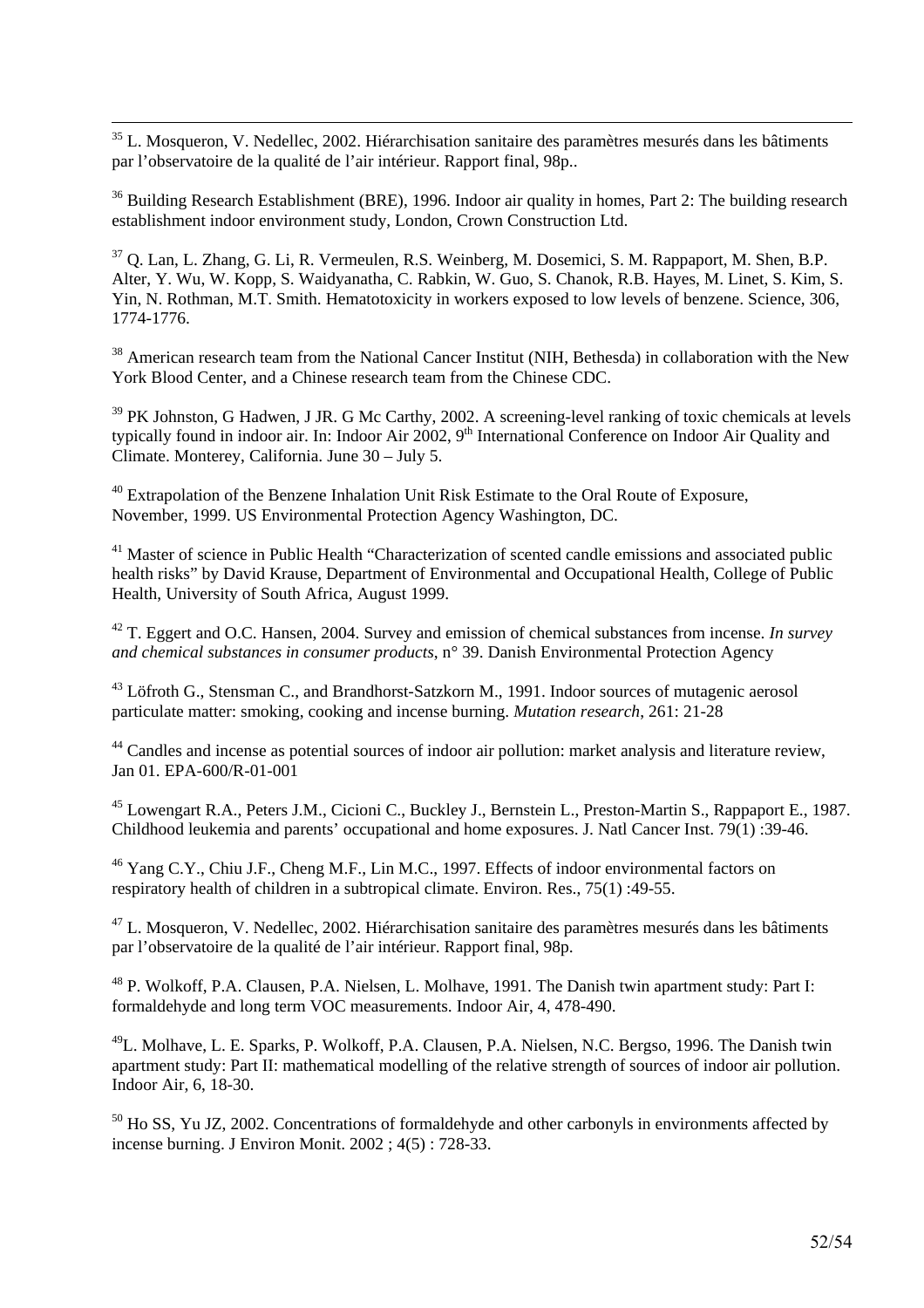[35] L. Mosqueron, V. Nedellec, 2002. Hiérarchisation sanitaire des paramètres mesurés dans les bâtiments par l'observatoire de la qualité de l'air intérieur. Rapport final, 98p..

[36] Building Research Establishment (BRE), 1996. Indoor air quality in homes, Part 2: The building research establishment indoor environment study, London, Crown Construction Ltd.

[37] Q. Lan, L. Zhang, G. Li, R. Vermeulen, R.S. Weinberg, M. Dosemici, S. M. Rappaport, M. Shen, B.P. Alter, Y. Wu, W. Kopp, S. Waidyanatha, C. Rabkin, W. Guo, S. Chanok, R.B. Hayes, M. Linet, S. Kim, S. Yin, N. Rothman, M.T. Smith. Hematotoxicity in workers exposed to low levels of benzene. Science, 306, 1774-1776.

[38] American research team from the National Cancer Institut (NIH, Bethesda) in collaboration with the New York Blood Center, and a Chinese research team from the Chinese CDC.

[39] PK Johnston, G Hadwen, J JR. G Mc Carthy, 2002. A screening-level ranking of toxic chemicals at levels typically found in indoor air. In: Indoor Air 2002, 9th International Conference on Indoor Air Quality and Climate. Monterey, California. June 30 – July 5.

[40] Extrapolation of the Benzene Inhalation Unit Risk Estimate to the Oral Route of Exposure, November, 1999. US Environmental Protection Agency Washington, DC.

[41] Master of science in Public Health "Characterization of scented candle emissions and associated public health risks" by David Krause, Department of Environmental and Occupational Health, College of Public Health, University of South Africa, August 1999.

[42] T. Eggert and O.C. Hansen, 2004. Survey and emission of chemical substances from incense. *In survey and chemical substances in consumer products*, n° 39. Danish Environmental Protection Agency

[43] Löfroth G., Stensman C., and Brandhorst-Satzkorn M., 1991. Indoor sources of mutagenic aerosol particulate matter: smoking, cooking and incense burning. *Mutation research*, 261: 21-28

[44] Candles and incense as potential sources of indoor air pollution: market analysis and literature review, Jan 01. EPA-600/R-01-001

[45] Lowengart R.A., Peters J.M., Cicioni C., Buckley J., Bernstein L., Preston-Martin S., Rappaport E., 1987. Childhood leukemia and parents' occupational and home exposures. J. Natl Cancer Inst. 79(1) :39-46.

[46] Yang C.Y., Chiu J.F., Cheng M.F., Lin M.C., 1997. Effects of indoor environmental factors on respiratory health of children in a subtropical climate. Environ. Res., 75(1) :49-55.

[47] L. Mosqueron, V. Nedellec, 2002. Hiérarchisation sanitaire des paramètres mesurés dans les bâtiments par l'observatoire de la qualité de l'air intérieur. Rapport final, 98p.

[48] P. Wolkoff, P.A. Clausen, P.A. Nielsen, L. Molhave, 1991. The Danish twin apartment study: Part I: formaldehyde and long term VOC measurements. Indoor Air, 4, 478-490.

[49] L. Molhave, L. E. Sparks, P. Wolkoff, P.A. Clausen, P.A. Nielsen, N.C. Bergso, 1996. The Danish twin apartment study: Part II: mathematical modelling of the relative strength of sources of indoor air pollution. Indoor Air, 6, 18-30.

[50] Ho SS, Yu JZ, 2002. Concentrations of formaldehyde and other carbonyls in environments affected by incense burning. J Environ Monit. 2002 ; 4(5) : 728-33.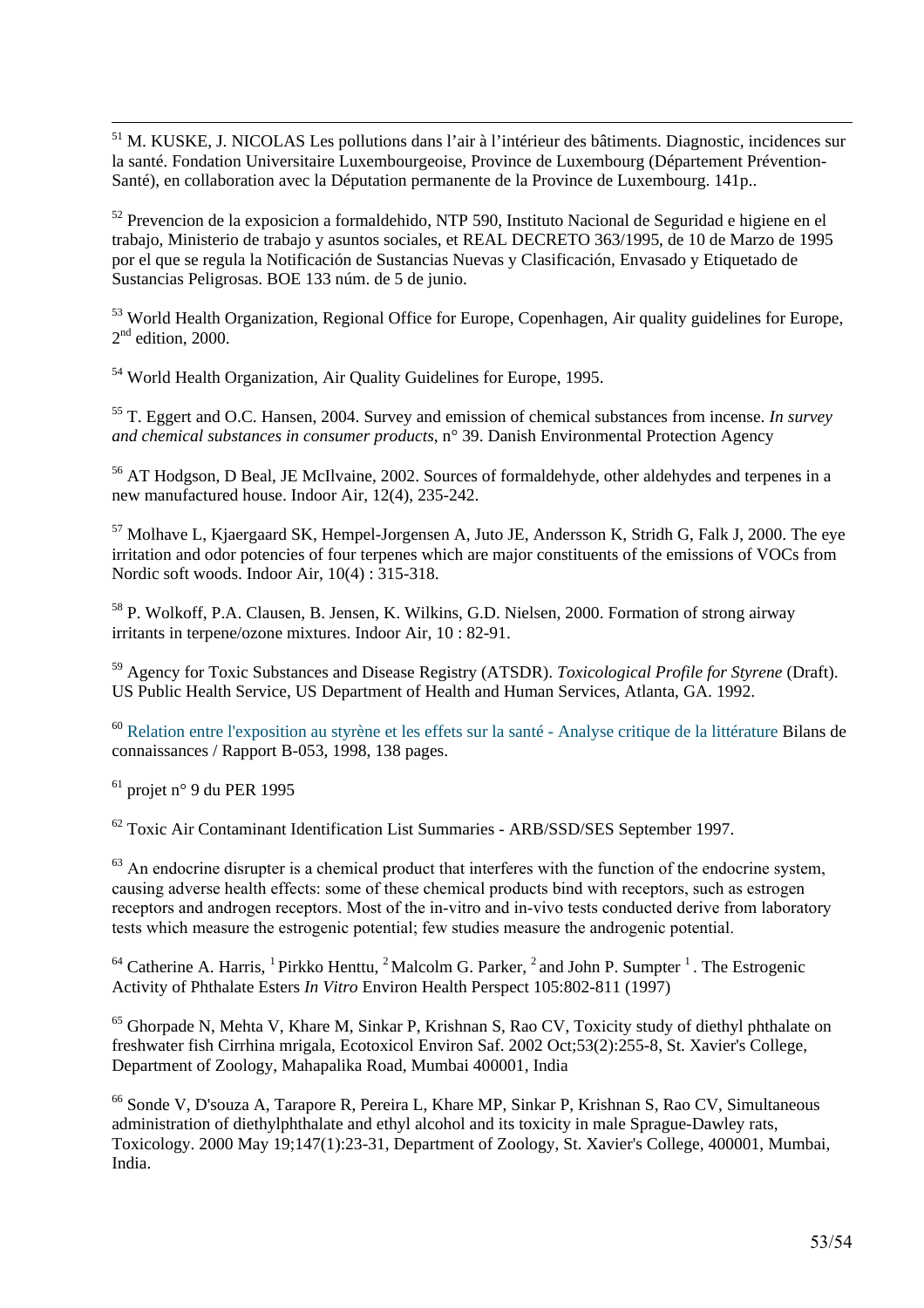[51] M. KUSKE, J. NICOLAS Les pollutions dans l'air à l'intérieur des bâtiments. Diagnostic, incidences sur la santé. Fondation Universitaire Luxembourgeoise, Province de Luxembourg (Département Prévention-Santé), en collaboration avec la Députation permanente de la Province de Luxembourg. 141p..

[52] Prevencion de la exposicion a formaldehido, NTP 590, Instituto Nacional de Seguridad e higiene en el trabajo, Ministerio de trabajo y asuntos sociales, et REAL DECRETO 363/1995, de 10 de Marzo de 1995 por el que se regula la Notificación de Sustancias Nuevas y Clasificación, Envasado y Etiquetado de Sustancias Peligrosas. BOE 133 núm. de 5 de junio.

[53] World Health Organization, Regional Office for Europe, Copenhagen, Air quality guidelines for Europe, 2nd edition, 2000.

[54] World Health Organization, Air Quality Guidelines for Europe, 1995.

[55] T. Eggert and O.C. Hansen, 2004. Survey and emission of chemical substances from incense. *In survey and chemical substances in consumer products*, n° 39. Danish Environmental Protection Agency

[56] AT Hodgson, D Beal, JE McIlvaine, 2002. Sources of formaldehyde, other aldehydes and terpenes in a new manufactured house. Indoor Air, 12(4), 235-242.

[57] Molhave L, Kjaergaard SK, Hempel-Jorgensen A, Juto JE, Andersson K, Stridh G, Falk J, 2000. The eye irritation and odor potencies of four terpenes which are major constituents of the emissions of VOCs from Nordic soft woods. Indoor Air, 10(4) : 315-318.

[58] P. Wolkoff, P.A. Clausen, B. Jensen, K. Wilkins, G.D. Nielsen, 2000. Formation of strong airway irritants in terpene/ozone mixtures. Indoor Air, 10 : 82-91.

[59] Agency for Toxic Substances and Disease Registry (ATSDR). *Toxicological Profile for Styrene* (Draft). US Public Health Service, US Department of Health and Human Services, Atlanta, GA. 1992.

[60] Relation entre l'exposition au styrène et les effets sur la santé - Analyse critique de la littérature Bilans de connaissances / Rapport B-053, 1998, 138 pages.

[61] projet n° 9 du PER 1995

[62] Toxic Air Contaminant Identification List Summaries - ARB/SSD/SES September 1997.

[63] An endocrine disrupter is a chemical product that interferes with the function of the endocrine system, causing adverse health effects: some of these chemical products bind with receptors, such as estrogen receptors and androgen receptors. Most of the in-vitro and in-vivo tests conducted derive from laboratory tests which measure the estrogenic potential; few studies measure the androgenic potential.

[64] Catherine A. Harris, [1] Pirkko Henttu, [2] Malcolm G. Parker, [2] and John P. Sumpter [1]. The Estrogenic Activity of Phthalate Esters *In Vitro* Environ Health Perspect 105:802-811 (1997)

[65] Ghorpade N, Mehta V, Khare M, Sinkar P, Krishnan S, Rao CV, Toxicity study of diethyl phthalate on freshwater fish Cirrhina mrigala, Ecotoxicol Environ Saf. 2002 Oct;53(2):255-8, St. Xavier's College, Department of Zoology, Mahapalika Road, Mumbai 400001, India

[66] Sonde V, D'souza A, Tarapore R, Pereira L, Khare MP, Sinkar P, Krishnan S, Rao CV, Simultaneous administration of diethylphthalate and ethyl alcohol and its toxicity in male Sprague-Dawley rats, Toxicology. 2000 May 19;147(1):23-31, Department of Zoology, St. Xavier's College, 400001, Mumbai, India.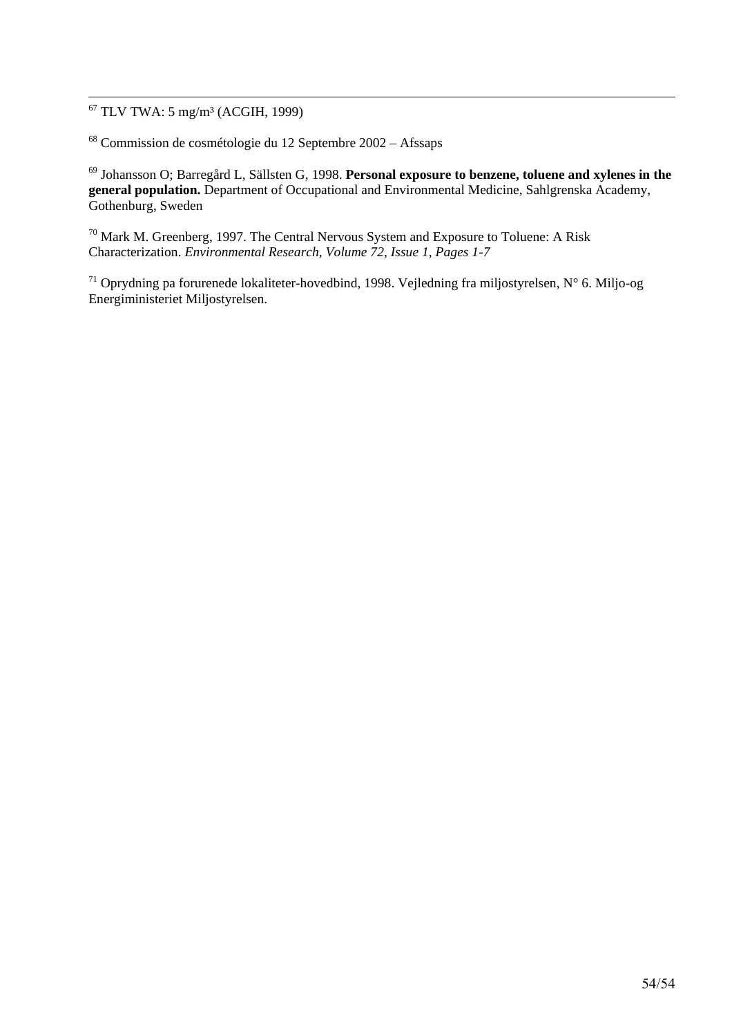[67] TLV TWA: 5 mg/m³ (ACGIH, 1999)

[68] Commission de cosmétologie du 12 Septembre 2002 – Afssaps

[69] Johansson O; Barregård L, Sällsten G, 1998. **Personal exposure to benzene, toluene and xylenes in the general population.** Department of Occupational and Environmental Medicine, Sahlgrenska Academy, Gothenburg, Sweden

[70] Mark M. Greenberg, 1997. The Central Nervous System and Exposure to Toluene: A Risk Characterization. *Environmental Research, Volume 72, Issue 1, Pages 1-7*

[71] Oprydning pa forurenede lokaliteter-hovedbind, 1998. Vejledning fra miljostyrelsen, N° 6. Miljo-og Energiministeriet Miljostyrelsen.